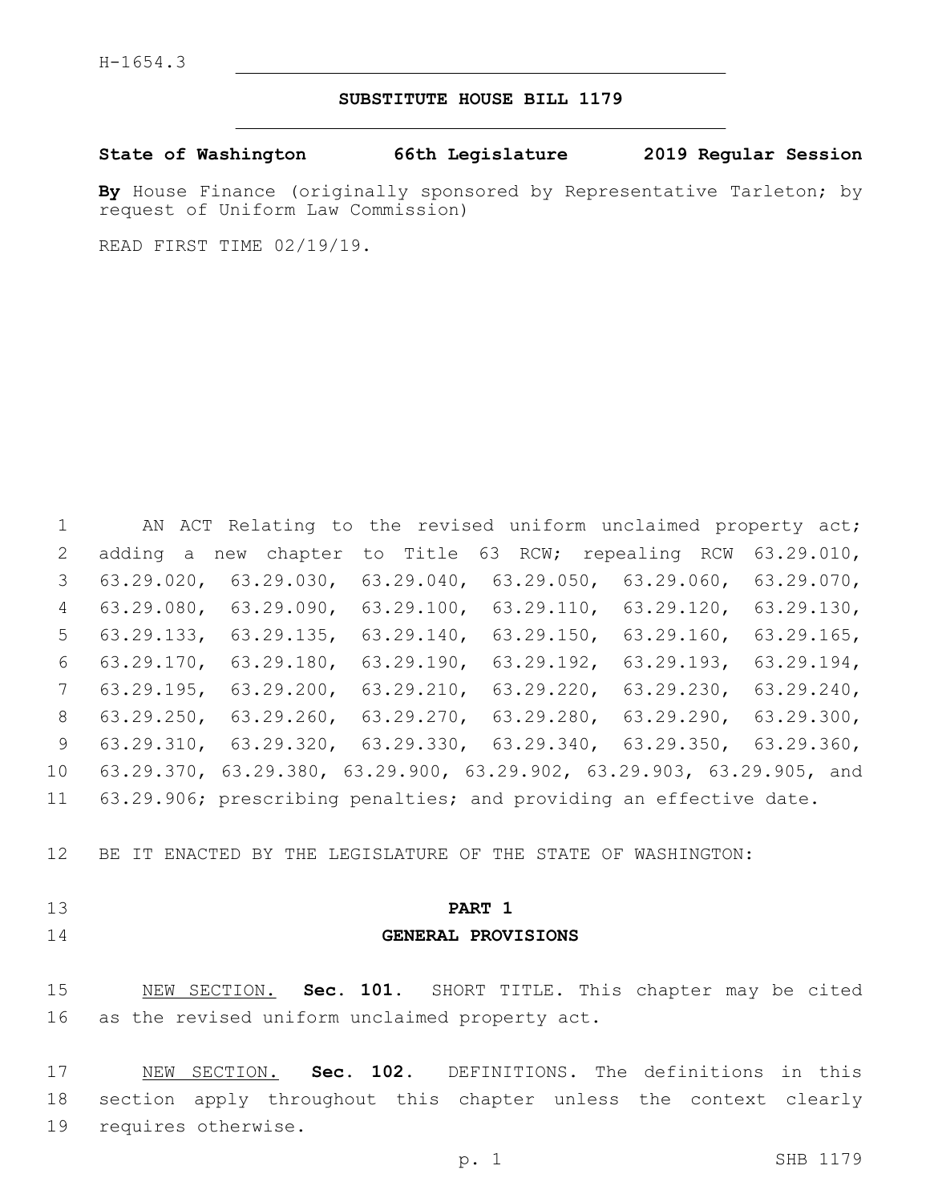H-1654.3

# SUBSTITUTE HOUSE BILL 1179

**State of Washington 66th Legislature 2019 Regular Session**

**By** House Finance (originally sponsored by Representative Tarleton; by request of Uniform Law Commission)

READ FIRST TIME 02/19/19.

AN ACT Relating to the revised uniform unclaimed property act; adding a new chapter to Title 63 RCW; repealing RCW 63.29.010, 63.29.020, 63.29.030, 63.29.040, 63.29.050, 63.29.060, 63.29.070, 63.29.080, 63.29.090, 63.29.100, 63.29.110, 63.29.120, 63.29.130, 63.29.133, 63.29.135, 63.29.140, 63.29.150, 63.29.160, 63.29.165, 63.29.170, 63.29.180, 63.29.190, 63.29.192, 63.29.193, 63.29.194, 63.29.195, 63.29.200, 63.29.210, 63.29.220, 63.29.230, 63.29.240, 63.29.250, 63.29.260, 63.29.270, 63.29.280, 63.29.290, 63.29.300, 63.29.310, 63.29.320, 63.29.330, 63.29.340, 63.29.350, 63.29.360, 63.29.370, 63.29.380, 63.29.900, 63.29.902, 63.29.903, 63.29.905, and 63.29.906; prescribing penalties; and providing an effective date.

BE IT ENACTED BY THE LEGISLATURE OF THE STATE OF WASHINGTON:

## PART 1
## GENERAL PROVISIONS

NEW SECTION. **Sec. 101.** SHORT TITLE. This chapter may be cited as the revised uniform unclaimed property act.

NEW SECTION. **Sec. 102.** DEFINITIONS. The definitions in this section apply throughout this chapter unless the context clearly requires otherwise.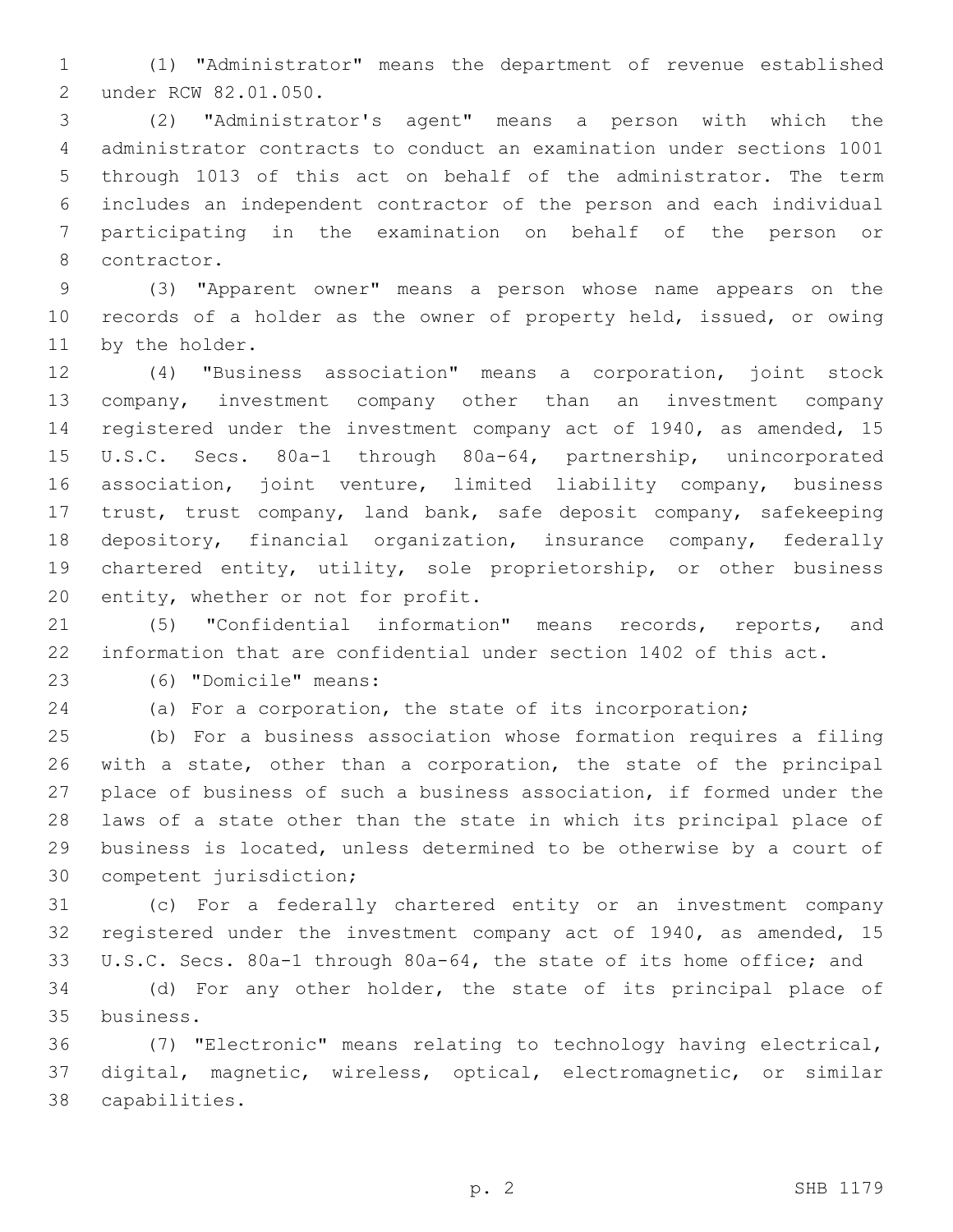(1) "Administrator" means the department of revenue established under RCW 82.01.050.

(2) "Administrator's agent" means a person with which the administrator contracts to conduct an examination under sections 1001 through 1013 of this act on behalf of the administrator. The term includes an independent contractor of the person and each individual participating in the examination on behalf of the person or contractor.

(3) "Apparent owner" means a person whose name appears on the records of a holder as the owner of property held, issued, or owing by the holder.

(4) "Business association" means a corporation, joint stock company, investment company other than an investment company registered under the investment company act of 1940, as amended, 15 U.S.C. Secs. 80a-1 through 80a-64, partnership, unincorporated association, joint venture, limited liability company, business trust, trust company, land bank, safe deposit company, safekeeping depository, financial organization, insurance company, federally chartered entity, utility, sole proprietorship, or other business entity, whether or not for profit.

(5) "Confidential information" means records, reports, and information that are confidential under section 1402 of this act.

(6) "Domicile" means:

(a) For a corporation, the state of its incorporation;

(b) For a business association whose formation requires a filing with a state, other than a corporation, the state of the principal place of business of such a business association, if formed under the laws of a state other than the state in which its principal place of business is located, unless determined to be otherwise by a court of competent jurisdiction;

(c) For a federally chartered entity or an investment company registered under the investment company act of 1940, as amended, 15 U.S.C. Secs. 80a-1 through 80a-64, the state of its home office; and

(d) For any other holder, the state of its principal place of business.

(7) "Electronic" means relating to technology having electrical, digital, magnetic, wireless, optical, electromagnetic, or similar capabilities.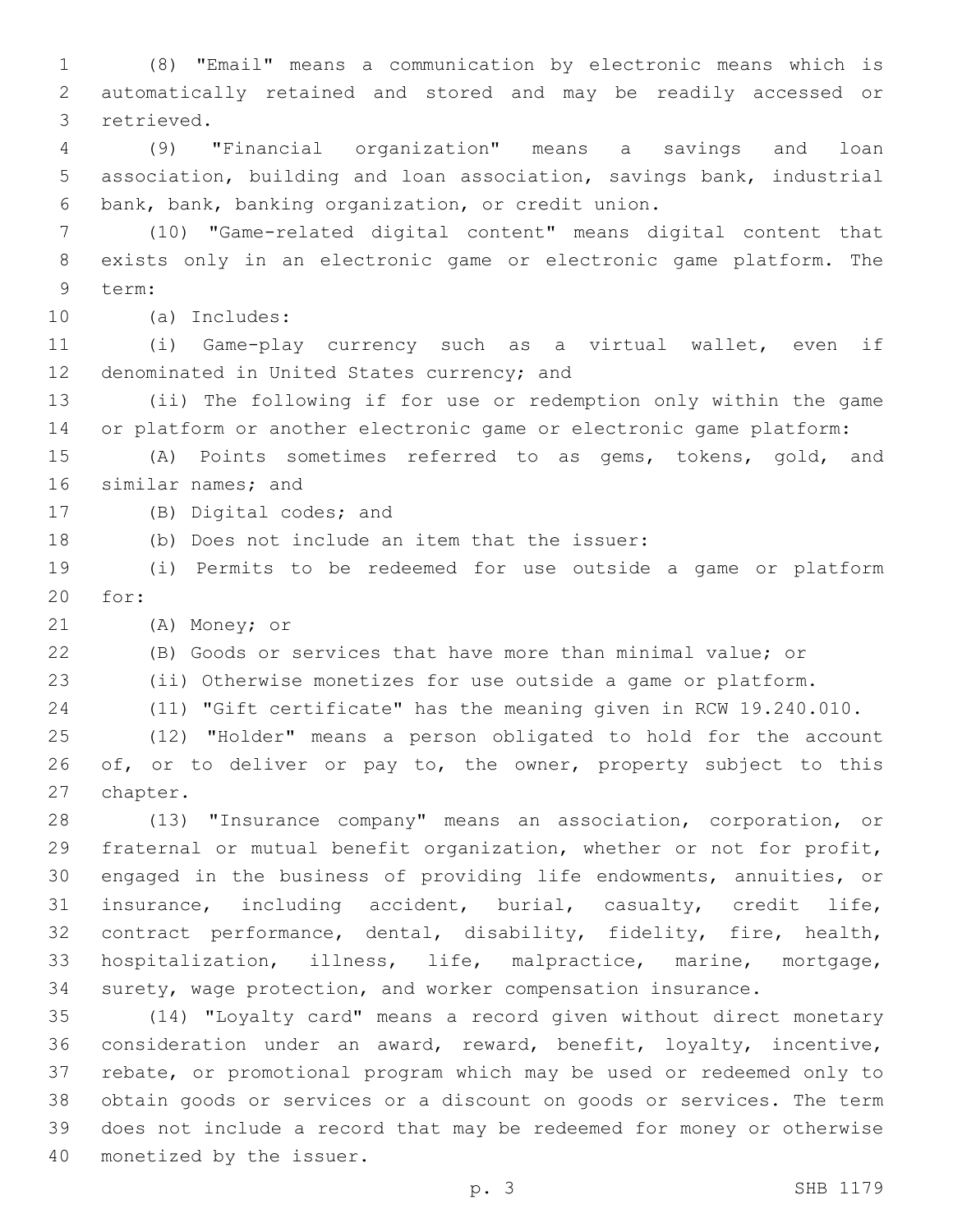(8) "Email" means a communication by electronic means which is automatically retained and stored and may be readily accessed or retrieved.

(9) "Financial organization" means a savings and loan association, building and loan association, savings bank, industrial bank, bank, banking organization, or credit union.

(10) "Game-related digital content" means digital content that exists only in an electronic game or electronic game platform. The term:

(a) Includes:

(i) Game-play currency such as a virtual wallet, even if denominated in United States currency; and

(ii) The following if for use or redemption only within the game or platform or another electronic game or electronic game platform:

(A) Points sometimes referred to as gems, tokens, gold, and similar names; and

(B) Digital codes; and

(b) Does not include an item that the issuer:

(i) Permits to be redeemed for use outside a game or platform for:

(A) Money; or

(B) Goods or services that have more than minimal value; or

(ii) Otherwise monetizes for use outside a game or platform.

(11) "Gift certificate" has the meaning given in RCW 19.240.010.

(12) "Holder" means a person obligated to hold for the account of, or to deliver or pay to, the owner, property subject to this chapter.

(13) "Insurance company" means an association, corporation, or fraternal or mutual benefit organization, whether or not for profit, engaged in the business of providing life endowments, annuities, or insurance, including accident, burial, casualty, credit life, contract performance, dental, disability, fidelity, fire, health, hospitalization, illness, life, malpractice, marine, mortgage, surety, wage protection, and worker compensation insurance.

(14) "Loyalty card" means a record given without direct monetary consideration under an award, reward, benefit, loyalty, incentive, rebate, or promotional program which may be used or redeemed only to obtain goods or services or a discount on goods or services. The term does not include a record that may be redeemed for money or otherwise monetized by the issuer.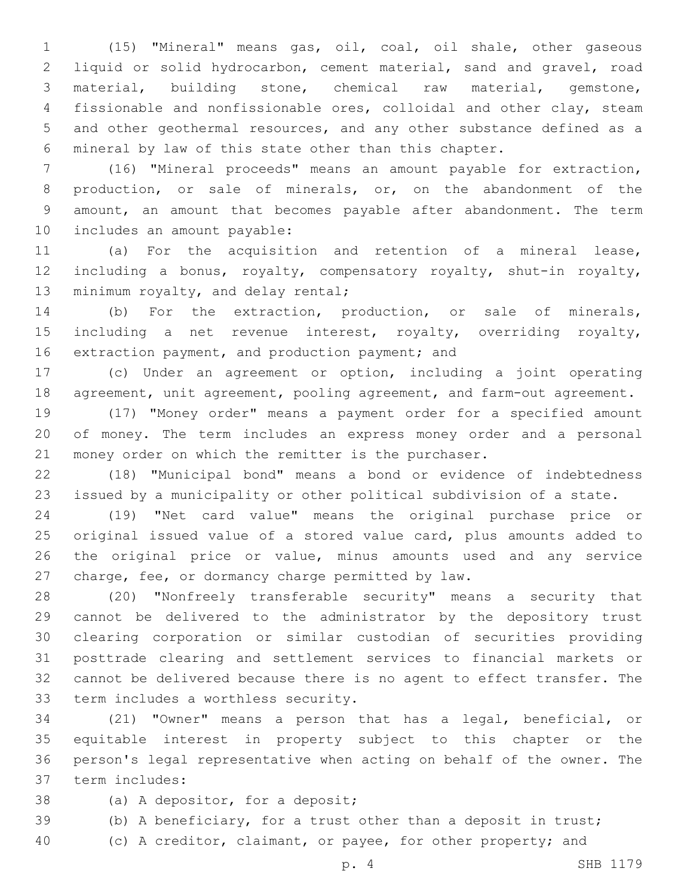(15) "Mineral" means gas, oil, coal, oil shale, other gaseous liquid or solid hydrocarbon, cement material, sand and gravel, road material, building stone, chemical raw material, gemstone, fissionable and nonfissionable ores, colloidal and other clay, steam and other geothermal resources, and any other substance defined as a mineral by law of this state other than this chapter.

(16) "Mineral proceeds" means an amount payable for extraction, production, or sale of minerals, or, on the abandonment of the amount, an amount that becomes payable after abandonment. The term includes an amount payable:

(a) For the acquisition and retention of a mineral lease, including a bonus, royalty, compensatory royalty, shut-in royalty, minimum royalty, and delay rental;

(b) For the extraction, production, or sale of minerals, including a net revenue interest, royalty, overriding royalty, extraction payment, and production payment; and

(c) Under an agreement or option, including a joint operating agreement, unit agreement, pooling agreement, and farm-out agreement.

(17) "Money order" means a payment order for a specified amount of money. The term includes an express money order and a personal money order on which the remitter is the purchaser.

(18) "Municipal bond" means a bond or evidence of indebtedness issued by a municipality or other political subdivision of a state.

(19) "Net card value" means the original purchase price or original issued value of a stored value card, plus amounts added to the original price or value, minus amounts used and any service charge, fee, or dormancy charge permitted by law.

(20) "Nonfreely transferable security" means a security that cannot be delivered to the administrator by the depository trust clearing corporation or similar custodian of securities providing posttrade clearing and settlement services to financial markets or cannot be delivered because there is no agent to effect transfer. The term includes a worthless security.

(21) "Owner" means a person that has a legal, beneficial, or equitable interest in property subject to this chapter or the person's legal representative when acting on behalf of the owner. The term includes:

(a) A depositor, for a deposit;

(b) A beneficiary, for a trust other than a deposit in trust;

(c) A creditor, claimant, or payee, for other property; and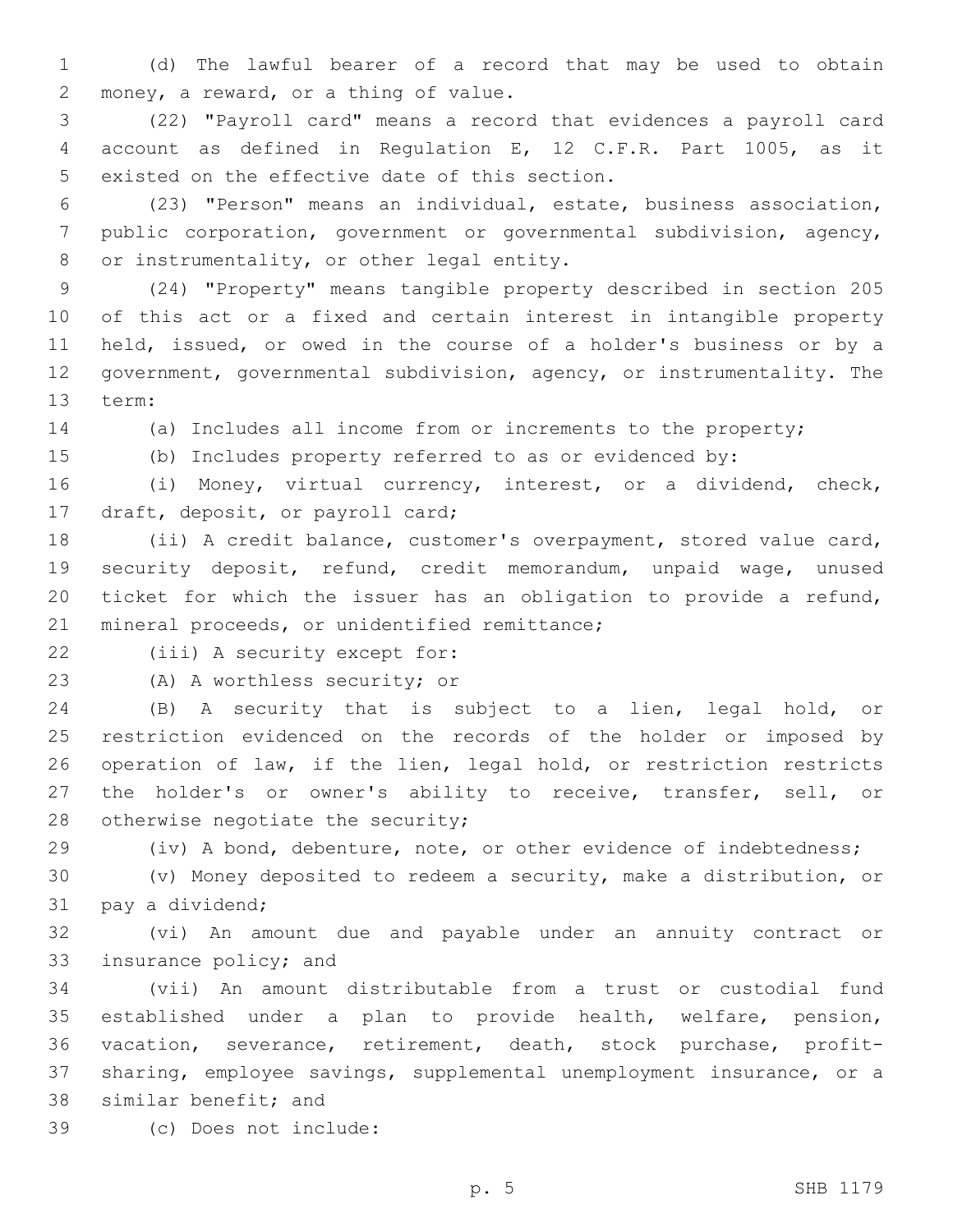(d) The lawful bearer of a record that may be used to obtain money, a reward, or a thing of value.

(22) "Payroll card" means a record that evidences a payroll card account as defined in Regulation E, 12 C.F.R. Part 1005, as it existed on the effective date of this section.

(23) "Person" means an individual, estate, business association, public corporation, government or governmental subdivision, agency, or instrumentality, or other legal entity.

(24) "Property" means tangible property described in section 205 of this act or a fixed and certain interest in intangible property held, issued, or owed in the course of a holder's business or by a government, governmental subdivision, agency, or instrumentality. The term:

(a) Includes all income from or increments to the property;

(b) Includes property referred to as or evidenced by:

(i) Money, virtual currency, interest, or a dividend, check, draft, deposit, or payroll card;

(ii) A credit balance, customer's overpayment, stored value card, security deposit, refund, credit memorandum, unpaid wage, unused ticket for which the issuer has an obligation to provide a refund, mineral proceeds, or unidentified remittance;

(iii) A security except for:

(A) A worthless security; or

(B) A security that is subject to a lien, legal hold, or restriction evidenced on the records of the holder or imposed by operation of law, if the lien, legal hold, or restriction restricts the holder's or owner's ability to receive, transfer, sell, or otherwise negotiate the security;

(iv) A bond, debenture, note, or other evidence of indebtedness;

(v) Money deposited to redeem a security, make a distribution, or pay a dividend;

(vi) An amount due and payable under an annuity contract or insurance policy; and

(vii) An amount distributable from a trust or custodial fund established under a plan to provide health, welfare, pension, vacation, severance, retirement, death, stock purchase, profit-sharing, employee savings, supplemental unemployment insurance, or a similar benefit; and

(c) Does not include: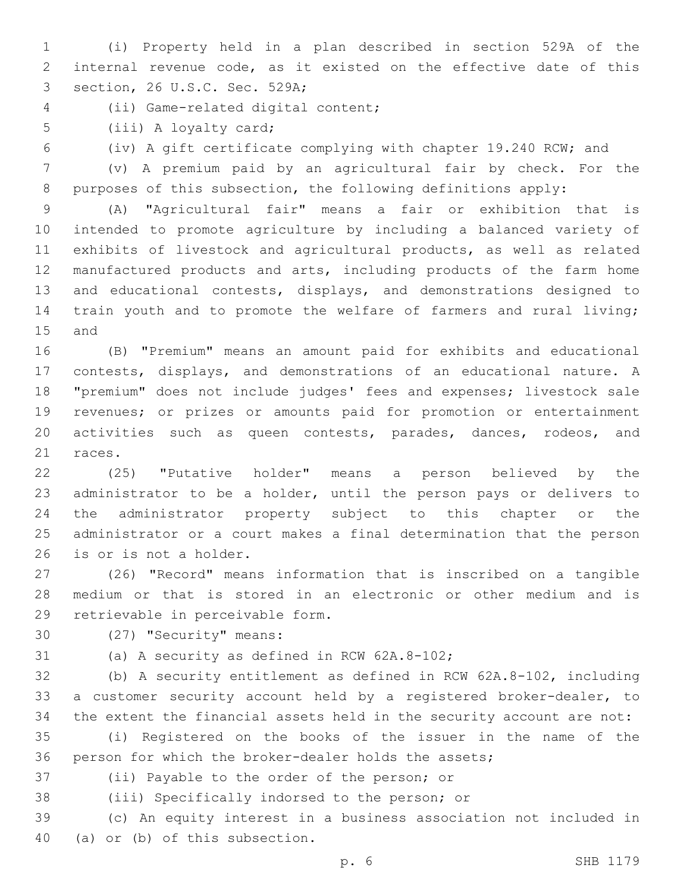(i) Property held in a plan described in section 529A of the internal revenue code, as it existed on the effective date of this section, 26 U.S.C. Sec. 529A;

(ii) Game-related digital content;

(iii) A loyalty card;

(iv) A gift certificate complying with chapter 19.240 RCW; and

(v) A premium paid by an agricultural fair by check. For the purposes of this subsection, the following definitions apply:

(A) "Agricultural fair" means a fair or exhibition that is intended to promote agriculture by including a balanced variety of exhibits of livestock and agricultural products, as well as related manufactured products and arts, including products of the farm home and educational contests, displays, and demonstrations designed to train youth and to promote the welfare of farmers and rural living; and

(B) "Premium" means an amount paid for exhibits and educational contests, displays, and demonstrations of an educational nature. A "premium" does not include judges' fees and expenses; livestock sale revenues; or prizes or amounts paid for promotion or entertainment activities such as queen contests, parades, dances, rodeos, and races.

(25) "Putative holder" means a person believed by the administrator to be a holder, until the person pays or delivers to the administrator property subject to this chapter or the administrator or a court makes a final determination that the person is or is not a holder.

(26) "Record" means information that is inscribed on a tangible medium or that is stored in an electronic or other medium and is retrievable in perceivable form.

(27) "Security" means:

(a) A security as defined in RCW 62A.8-102;

(b) A security entitlement as defined in RCW 62A.8-102, including a customer security account held by a registered broker-dealer, to the extent the financial assets held in the security account are not:

(i) Registered on the books of the issuer in the name of the person for which the broker-dealer holds the assets;

(ii) Payable to the order of the person; or

(iii) Specifically indorsed to the person; or

(c) An equity interest in a business association not included in (a) or (b) of this subsection.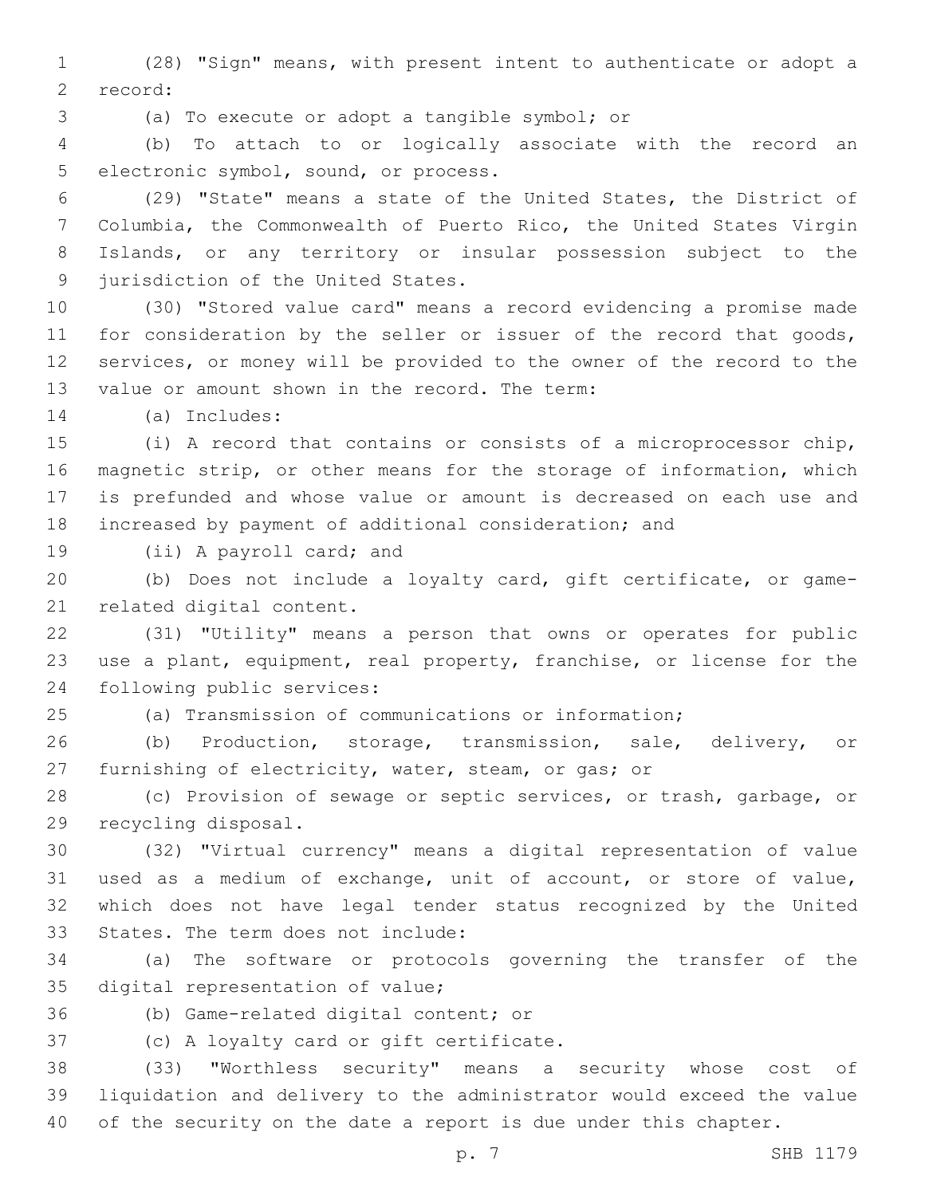(28) "Sign" means, with present intent to authenticate or adopt a record:

(a) To execute or adopt a tangible symbol; or

(b) To attach to or logically associate with the record an electronic symbol, sound, or process.

(29) "State" means a state of the United States, the District of Columbia, the Commonwealth of Puerto Rico, the United States Virgin Islands, or any territory or insular possession subject to the jurisdiction of the United States.

(30) "Stored value card" means a record evidencing a promise made for consideration by the seller or issuer of the record that goods, services, or money will be provided to the owner of the record to the value or amount shown in the record. The term:

(a) Includes:

(i) A record that contains or consists of a microprocessor chip, magnetic strip, or other means for the storage of information, which is prefunded and whose value or amount is decreased on each use and increased by payment of additional consideration; and

(ii) A payroll card; and

(b) Does not include a loyalty card, gift certificate, or game-related digital content.

(31) "Utility" means a person that owns or operates for public use a plant, equipment, real property, franchise, or license for the following public services:

(a) Transmission of communications or information;

(b) Production, storage, transmission, sale, delivery, or furnishing of electricity, water, steam, or gas; or

(c) Provision of sewage or septic services, or trash, garbage, or recycling disposal.

(32) "Virtual currency" means a digital representation of value used as a medium of exchange, unit of account, or store of value, which does not have legal tender status recognized by the United States. The term does not include:

(a) The software or protocols governing the transfer of the digital representation of value;

(b) Game-related digital content; or

(c) A loyalty card or gift certificate.

(33) "Worthless security" means a security whose cost of liquidation and delivery to the administrator would exceed the value of the security on the date a report is due under this chapter.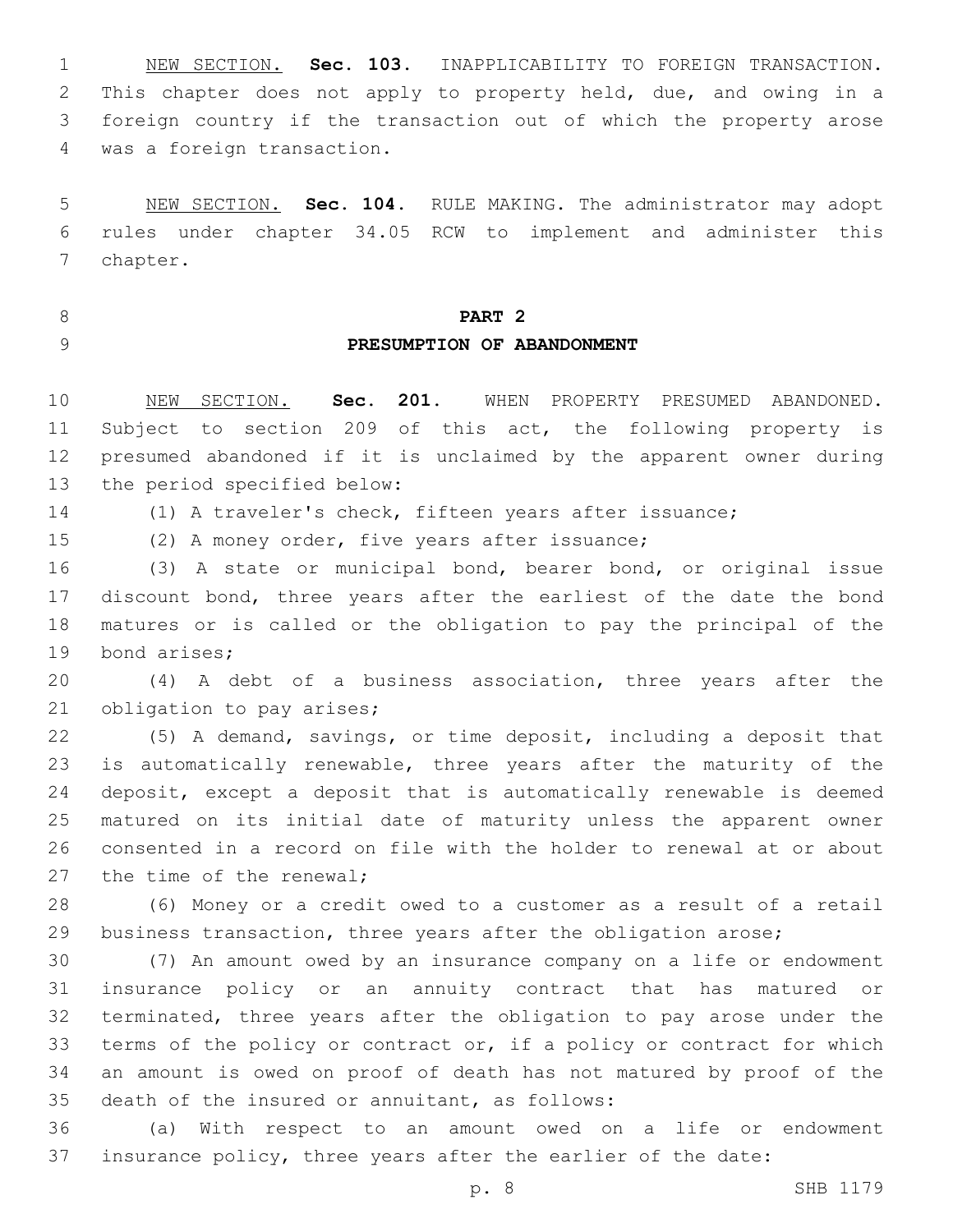NEW SECTION. **Sec. 103.** INAPPLICABILITY TO FOREIGN TRANSACTION. This chapter does not apply to property held, due, and owing in a foreign country if the transaction out of which the property arose was a foreign transaction.

NEW SECTION. **Sec. 104.** RULE MAKING. The administrator may adopt rules under chapter 34.05 RCW to implement and administer this chapter.

## PART 2
## PRESUMPTION OF ABANDONMENT

NEW SECTION. **Sec. 201.** WHEN PROPERTY PRESUMED ABANDONED. Subject to section 209 of this act, the following property is presumed abandoned if it is unclaimed by the apparent owner during the period specified below:

(1) A traveler's check, fifteen years after issuance;

(2) A money order, five years after issuance;

(3) A state or municipal bond, bearer bond, or original issue discount bond, three years after the earliest of the date the bond matures or is called or the obligation to pay the principal of the bond arises;

(4) A debt of a business association, three years after the obligation to pay arises;

(5) A demand, savings, or time deposit, including a deposit that is automatically renewable, three years after the maturity of the deposit, except a deposit that is automatically renewable is deemed matured on its initial date of maturity unless the apparent owner consented in a record on file with the holder to renewal at or about the time of the renewal;

(6) Money or a credit owed to a customer as a result of a retail business transaction, three years after the obligation arose;

(7) An amount owed by an insurance company on a life or endowment insurance policy or an annuity contract that has matured or terminated, three years after the obligation to pay arose under the terms of the policy or contract or, if a policy or contract for which an amount is owed on proof of death has not matured by proof of the death of the insured or annuitant, as follows:

(a) With respect to an amount owed on a life or endowment insurance policy, three years after the earlier of the date: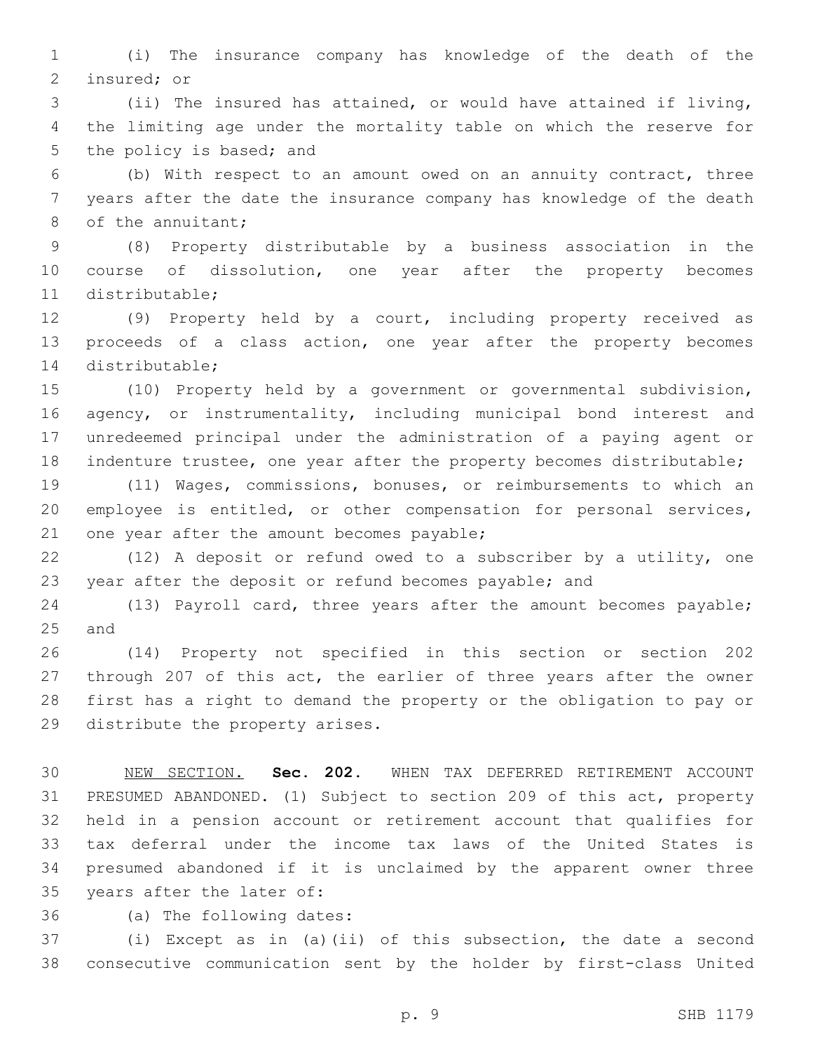(i) The insurance company has knowledge of the death of the insured; or

(ii) The insured has attained, or would have attained if living, the limiting age under the mortality table on which the reserve for the policy is based; and

(b) With respect to an amount owed on an annuity contract, three years after the date the insurance company has knowledge of the death of the annuitant;

(8) Property distributable by a business association in the course of dissolution, one year after the property becomes distributable;

(9) Property held by a court, including property received as proceeds of a class action, one year after the property becomes distributable;

(10) Property held by a government or governmental subdivision, agency, or instrumentality, including municipal bond interest and unredeemed principal under the administration of a paying agent or indenture trustee, one year after the property becomes distributable;

(11) Wages, commissions, bonuses, or reimbursements to which an employee is entitled, or other compensation for personal services, one year after the amount becomes payable;

(12) A deposit or refund owed to a subscriber by a utility, one year after the deposit or refund becomes payable; and

(13) Payroll card, three years after the amount becomes payable; and

(14) Property not specified in this section or section 202 through 207 of this act, the earlier of three years after the owner first has a right to demand the property or the obligation to pay or distribute the property arises.

NEW SECTION. **Sec. 202.** WHEN TAX DEFERRED RETIREMENT ACCOUNT PRESUMED ABANDONED. (1) Subject to section 209 of this act, property held in a pension account or retirement account that qualifies for tax deferral under the income tax laws of the United States is presumed abandoned if it is unclaimed by the apparent owner three years after the later of:

(a) The following dates:

(i) Except as in (a)(ii) of this subsection, the date a second consecutive communication sent by the holder by first-class United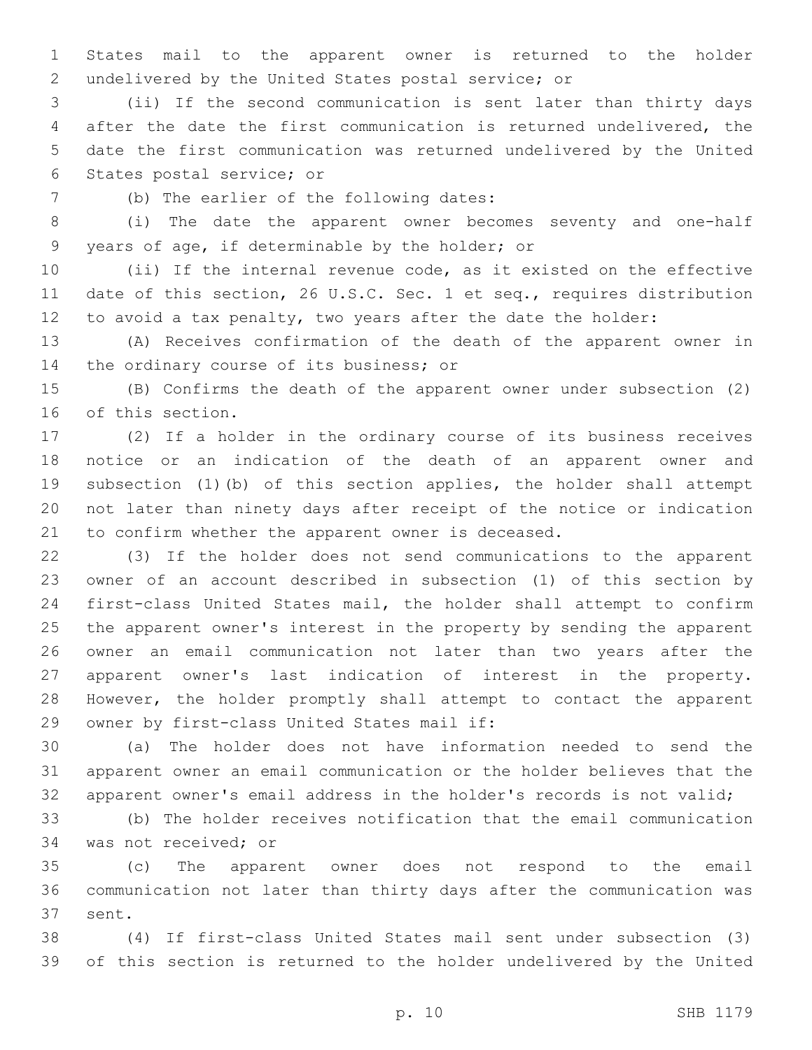States mail to the apparent owner is returned to the holder undelivered by the United States postal service; or

(ii) If the second communication is sent later than thirty days after the date the first communication is returned undelivered, the date the first communication was returned undelivered by the United States postal service; or

(b) The earlier of the following dates:

(i) The date the apparent owner becomes seventy and one-half years of age, if determinable by the holder; or

(ii) If the internal revenue code, as it existed on the effective date of this section, 26 U.S.C. Sec. 1 et seq., requires distribution to avoid a tax penalty, two years after the date the holder:

(A) Receives confirmation of the death of the apparent owner in the ordinary course of its business; or

(B) Confirms the death of the apparent owner under subsection (2) of this section.

(2) If a holder in the ordinary course of its business receives notice or an indication of the death of an apparent owner and subsection (1)(b) of this section applies, the holder shall attempt not later than ninety days after receipt of the notice or indication to confirm whether the apparent owner is deceased.

(3) If the holder does not send communications to the apparent owner of an account described in subsection (1) of this section by first-class United States mail, the holder shall attempt to confirm the apparent owner's interest in the property by sending the apparent owner an email communication not later than two years after the apparent owner's last indication of interest in the property. However, the holder promptly shall attempt to contact the apparent owner by first-class United States mail if:

(a) The holder does not have information needed to send the apparent owner an email communication or the holder believes that the apparent owner's email address in the holder's records is not valid;

(b) The holder receives notification that the email communication was not received; or

(c) The apparent owner does not respond to the email communication not later than thirty days after the communication was sent.

(4) If first-class United States mail sent under subsection (3) of this section is returned to the holder undelivered by the United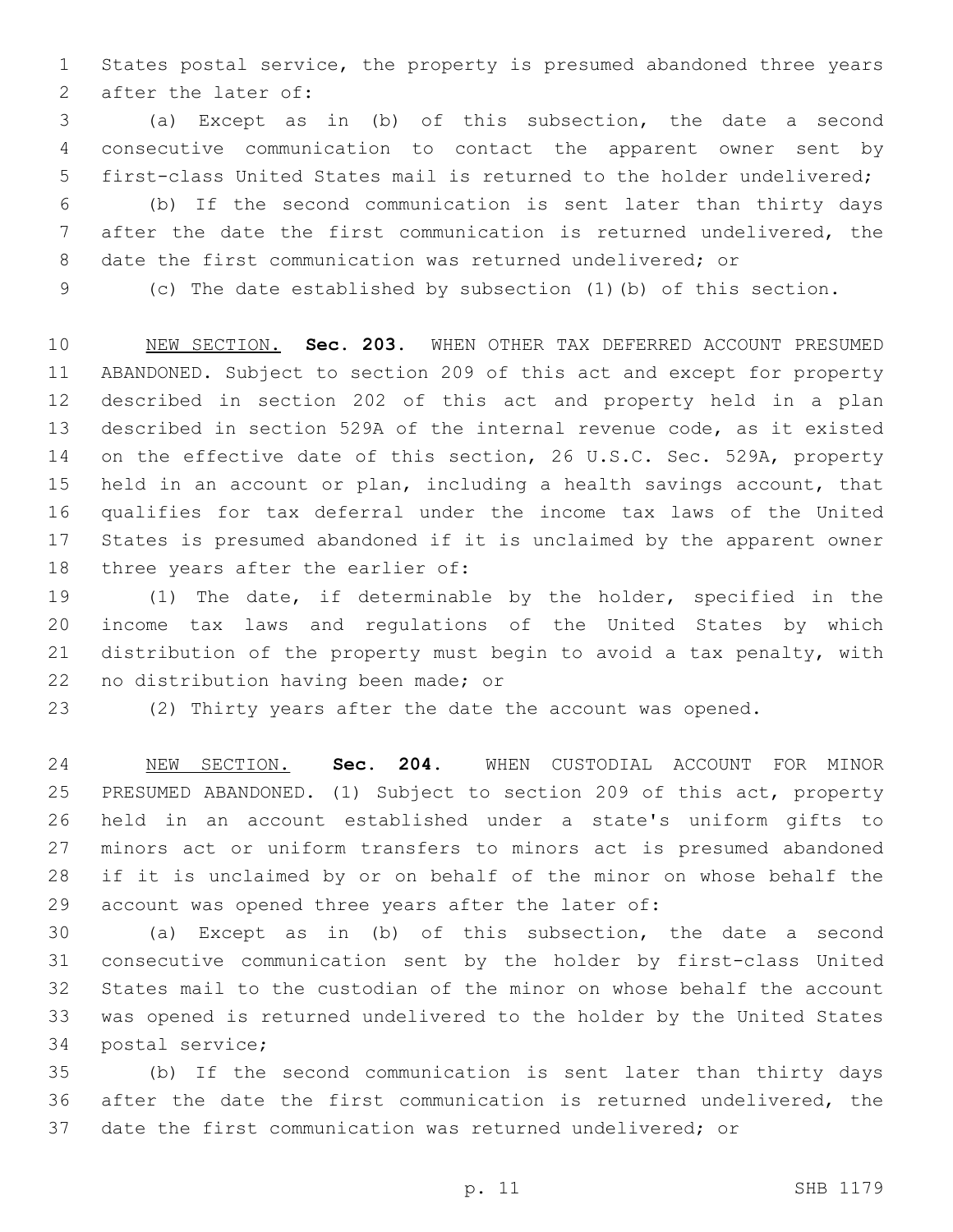States postal service, the property is presumed abandoned three years after the later of:

(a) Except as in (b) of this subsection, the date a second consecutive communication to contact the apparent owner sent by first-class United States mail is returned to the holder undelivered;

(b) If the second communication is sent later than thirty days after the date the first communication is returned undelivered, the date the first communication was returned undelivered; or

(c) The date established by subsection (1)(b) of this section.

NEW SECTION. **Sec. 203.** WHEN OTHER TAX DEFERRED ACCOUNT PRESUMED ABANDONED. Subject to section 209 of this act and except for property described in section 202 of this act and property held in a plan described in section 529A of the internal revenue code, as it existed on the effective date of this section, 26 U.S.C. Sec. 529A, property held in an account or plan, including a health savings account, that qualifies for tax deferral under the income tax laws of the United States is presumed abandoned if it is unclaimed by the apparent owner three years after the earlier of:

(1) The date, if determinable by the holder, specified in the income tax laws and regulations of the United States by which distribution of the property must begin to avoid a tax penalty, with no distribution having been made; or

(2) Thirty years after the date the account was opened.

NEW SECTION. **Sec. 204.** WHEN CUSTODIAL ACCOUNT FOR MINOR PRESUMED ABANDONED. (1) Subject to section 209 of this act, property held in an account established under a state's uniform gifts to minors act or uniform transfers to minors act is presumed abandoned if it is unclaimed by or on behalf of the minor on whose behalf the account was opened three years after the later of:

(a) Except as in (b) of this subsection, the date a second consecutive communication sent by the holder by first-class United States mail to the custodian of the minor on whose behalf the account was opened is returned undelivered to the holder by the United States postal service;

(b) If the second communication is sent later than thirty days after the date the first communication is returned undelivered, the date the first communication was returned undelivered; or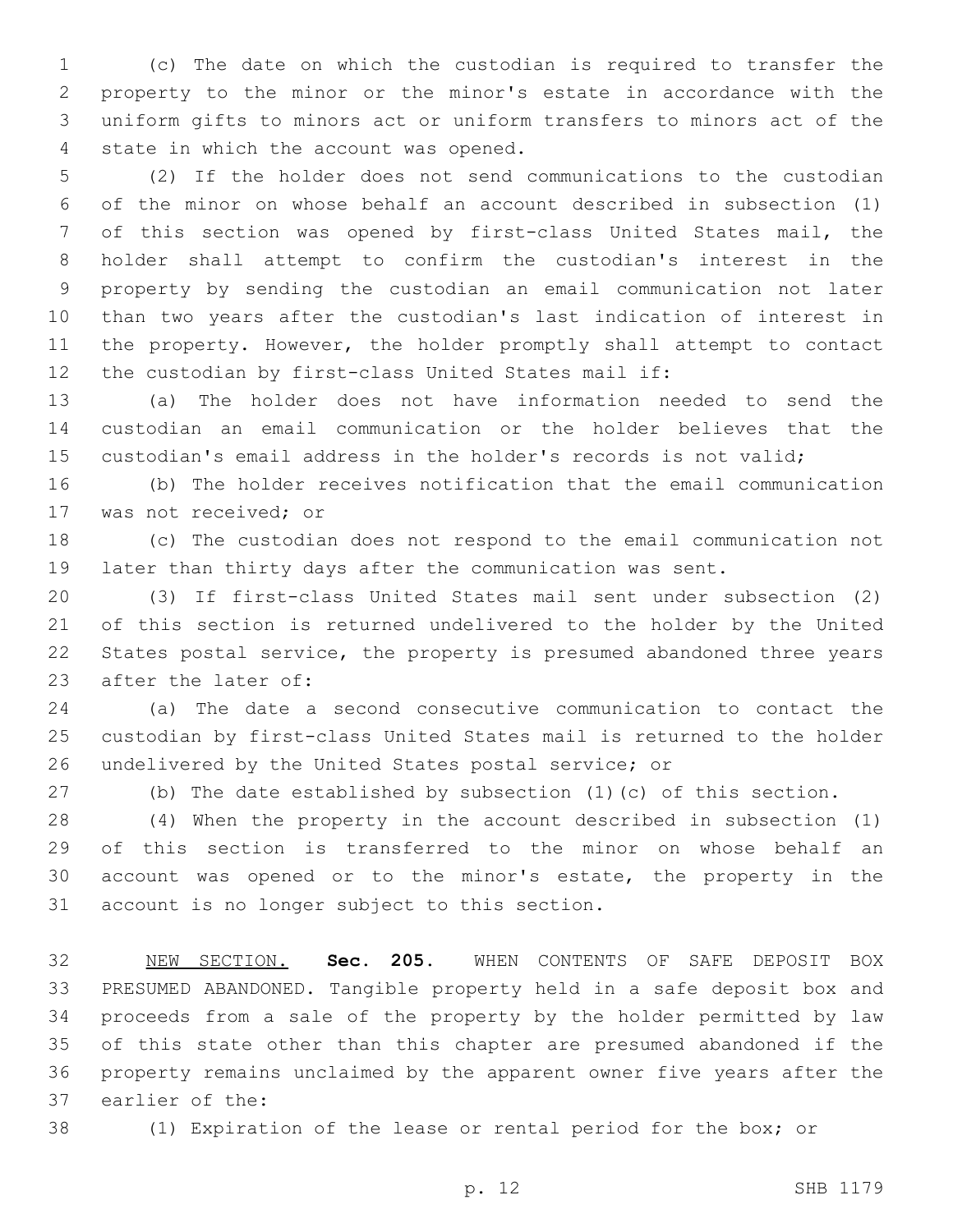(c) The date on which the custodian is required to transfer the property to the minor or the minor's estate in accordance with the uniform gifts to minors act or uniform transfers to minors act of the state in which the account was opened.

(2) If the holder does not send communications to the custodian of the minor on whose behalf an account described in subsection (1) of this section was opened by first-class United States mail, the holder shall attempt to confirm the custodian's interest in the property by sending the custodian an email communication not later than two years after the custodian's last indication of interest in the property. However, the holder promptly shall attempt to contact the custodian by first-class United States mail if:

(a) The holder does not have information needed to send the custodian an email communication or the holder believes that the custodian's email address in the holder's records is not valid;

(b) The holder receives notification that the email communication was not received; or

(c) The custodian does not respond to the email communication not later than thirty days after the communication was sent.

(3) If first-class United States mail sent under subsection (2) of this section is returned undelivered to the holder by the United States postal service, the property is presumed abandoned three years after the later of:

(a) The date a second consecutive communication to contact the custodian by first-class United States mail is returned to the holder undelivered by the United States postal service; or

(b) The date established by subsection (1)(c) of this section.

(4) When the property in the account described in subsection (1) of this section is transferred to the minor on whose behalf an account was opened or to the minor's estate, the property in the account is no longer subject to this section.

NEW SECTION. **Sec. 205.** WHEN CONTENTS OF SAFE DEPOSIT BOX PRESUMED ABANDONED. Tangible property held in a safe deposit box and proceeds from a sale of the property by the holder permitted by law of this state other than this chapter are presumed abandoned if the property remains unclaimed by the apparent owner five years after the earlier of the:

(1) Expiration of the lease or rental period for the box; or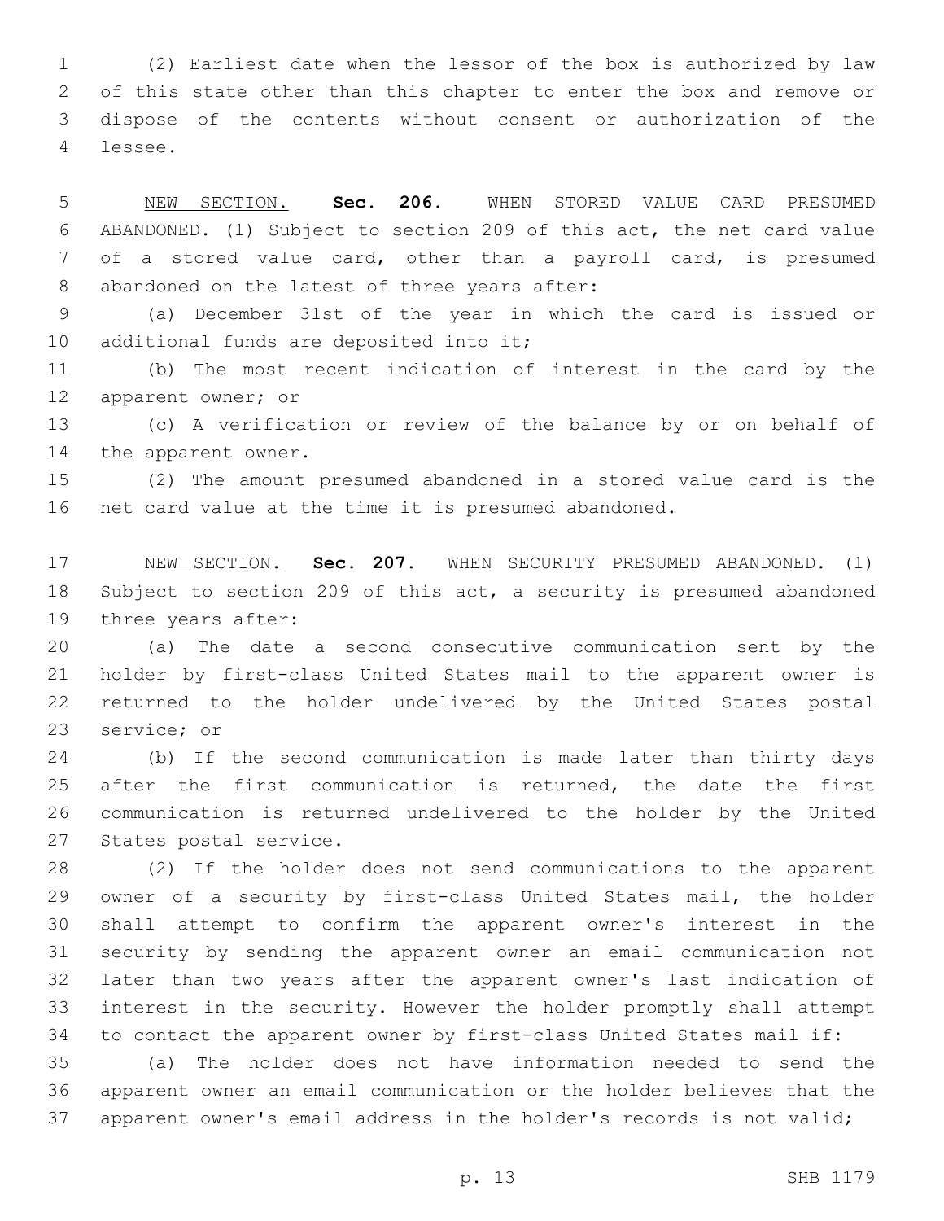(2) Earliest date when the lessor of the box is authorized by law of this state other than this chapter to enter the box and remove or dispose of the contents without consent or authorization of the lessee.

NEW SECTION. **Sec. 206.** WHEN STORED VALUE CARD PRESUMED ABANDONED. (1) Subject to section 209 of this act, the net card value of a stored value card, other than a payroll card, is presumed abandoned on the latest of three years after:

(a) December 31st of the year in which the card is issued or additional funds are deposited into it;

(b) The most recent indication of interest in the card by the apparent owner; or

(c) A verification or review of the balance by or on behalf of the apparent owner.

(2) The amount presumed abandoned in a stored value card is the net card value at the time it is presumed abandoned.

NEW SECTION. **Sec. 207.** WHEN SECURITY PRESUMED ABANDONED. (1) Subject to section 209 of this act, a security is presumed abandoned three years after:

(a) The date a second consecutive communication sent by the holder by first-class United States mail to the apparent owner is returned to the holder undelivered by the United States postal service; or

(b) If the second communication is made later than thirty days after the first communication is returned, the date the first communication is returned undelivered to the holder by the United States postal service.

(2) If the holder does not send communications to the apparent owner of a security by first-class United States mail, the holder shall attempt to confirm the apparent owner's interest in the security by sending the apparent owner an email communication not later than two years after the apparent owner's last indication of interest in the security. However the holder promptly shall attempt to contact the apparent owner by first-class United States mail if:

(a) The holder does not have information needed to send the apparent owner an email communication or the holder believes that the apparent owner's email address in the holder's records is not valid;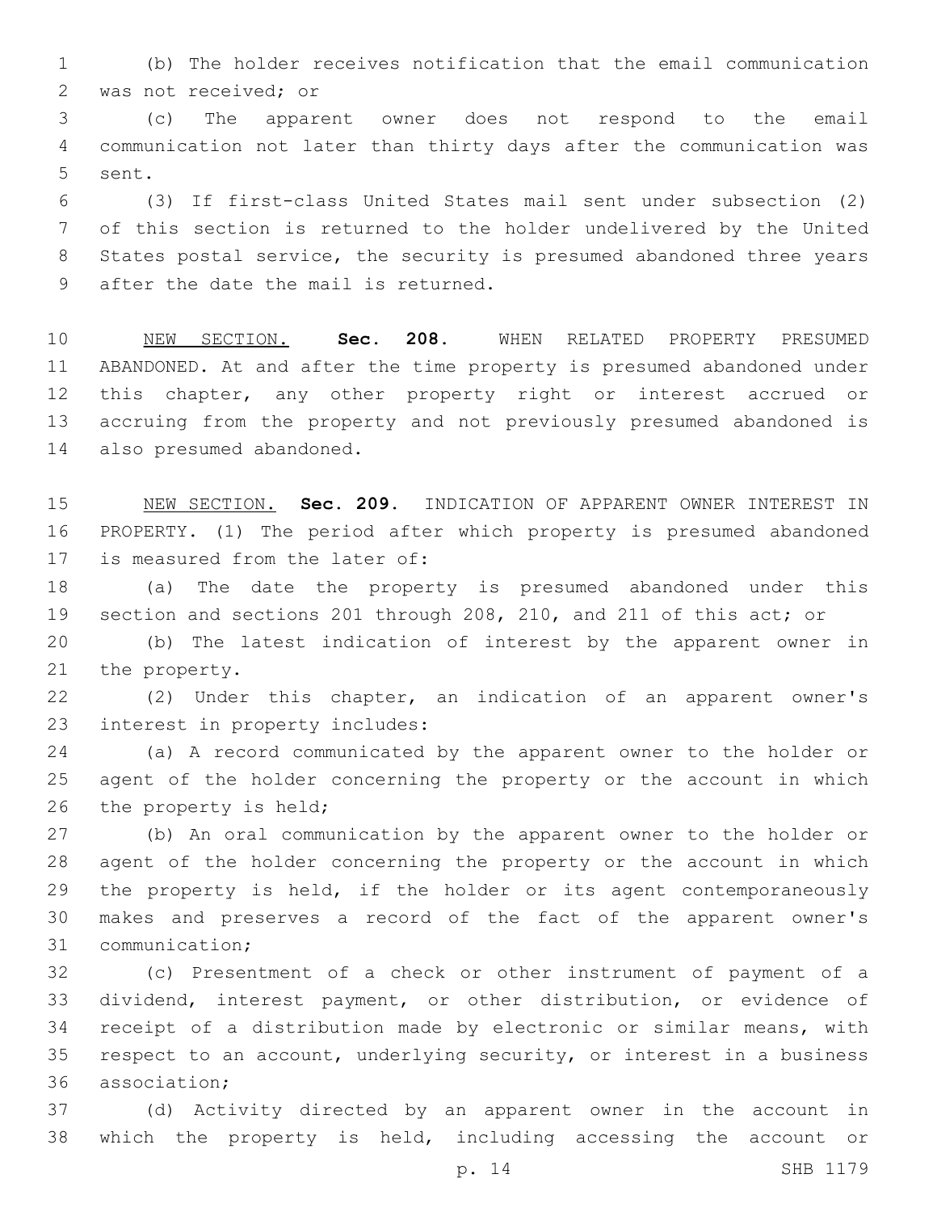(b) The holder receives notification that the email communication was not received; or

(c) The apparent owner does not respond to the email communication not later than thirty days after the communication was sent.

(3) If first-class United States mail sent under subsection (2) of this section is returned to the holder undelivered by the United States postal service, the security is presumed abandoned three years after the date the mail is returned.

NEW SECTION. **Sec. 208.** WHEN RELATED PROPERTY PRESUMED ABANDONED. At and after the time property is presumed abandoned under this chapter, any other property right or interest accrued or accruing from the property and not previously presumed abandoned is also presumed abandoned.

NEW SECTION. **Sec. 209.** INDICATION OF APPARENT OWNER INTEREST IN PROPERTY. (1) The period after which property is presumed abandoned is measured from the later of:

(a) The date the property is presumed abandoned under this section and sections 201 through 208, 210, and 211 of this act; or

(b) The latest indication of interest by the apparent owner in the property.

(2) Under this chapter, an indication of an apparent owner's interest in property includes:

(a) A record communicated by the apparent owner to the holder or agent of the holder concerning the property or the account in which the property is held;

(b) An oral communication by the apparent owner to the holder or agent of the holder concerning the property or the account in which the property is held, if the holder or its agent contemporaneously makes and preserves a record of the fact of the apparent owner's communication;

(c) Presentment of a check or other instrument of payment of a dividend, interest payment, or other distribution, or evidence of receipt of a distribution made by electronic or similar means, with respect to an account, underlying security, or interest in a business association;

(d) Activity directed by an apparent owner in the account in which the property is held, including accessing the account or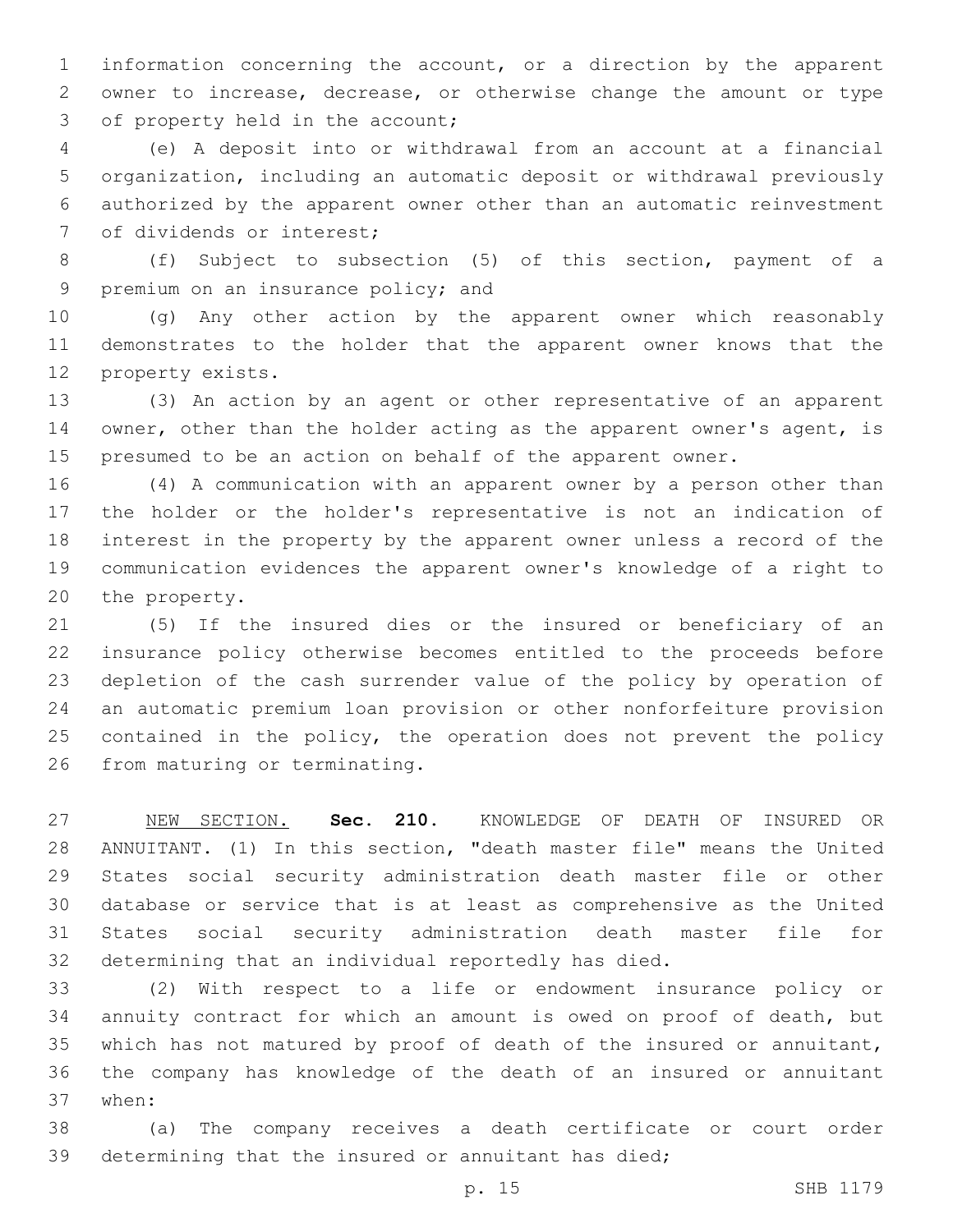information concerning the account, or a direction by the apparent owner to increase, decrease, or otherwise change the amount or type of property held in the account;

(e) A deposit into or withdrawal from an account at a financial organization, including an automatic deposit or withdrawal previously authorized by the apparent owner other than an automatic reinvestment of dividends or interest;

(f) Subject to subsection (5) of this section, payment of a premium on an insurance policy; and

(g) Any other action by the apparent owner which reasonably demonstrates to the holder that the apparent owner knows that the property exists.

(3) An action by an agent or other representative of an apparent owner, other than the holder acting as the apparent owner's agent, is presumed to be an action on behalf of the apparent owner.

(4) A communication with an apparent owner by a person other than the holder or the holder's representative is not an indication of interest in the property by the apparent owner unless a record of the communication evidences the apparent owner's knowledge of a right to the property.

(5) If the insured dies or the insured or beneficiary of an insurance policy otherwise becomes entitled to the proceeds before depletion of the cash surrender value of the policy by operation of an automatic premium loan provision or other nonforfeiture provision contained in the policy, the operation does not prevent the policy from maturing or terminating.

NEW SECTION. **Sec. 210.** KNOWLEDGE OF DEATH OF INSURED OR ANNUITANT. (1) In this section, "death master file" means the United States social security administration death master file or other database or service that is at least as comprehensive as the United States social security administration death master file for determining that an individual reportedly has died.

(2) With respect to a life or endowment insurance policy or annuity contract for which an amount is owed on proof of death, but which has not matured by proof of death of the insured or annuitant, the company has knowledge of the death of an insured or annuitant when:

(a) The company receives a death certificate or court order determining that the insured or annuitant has died;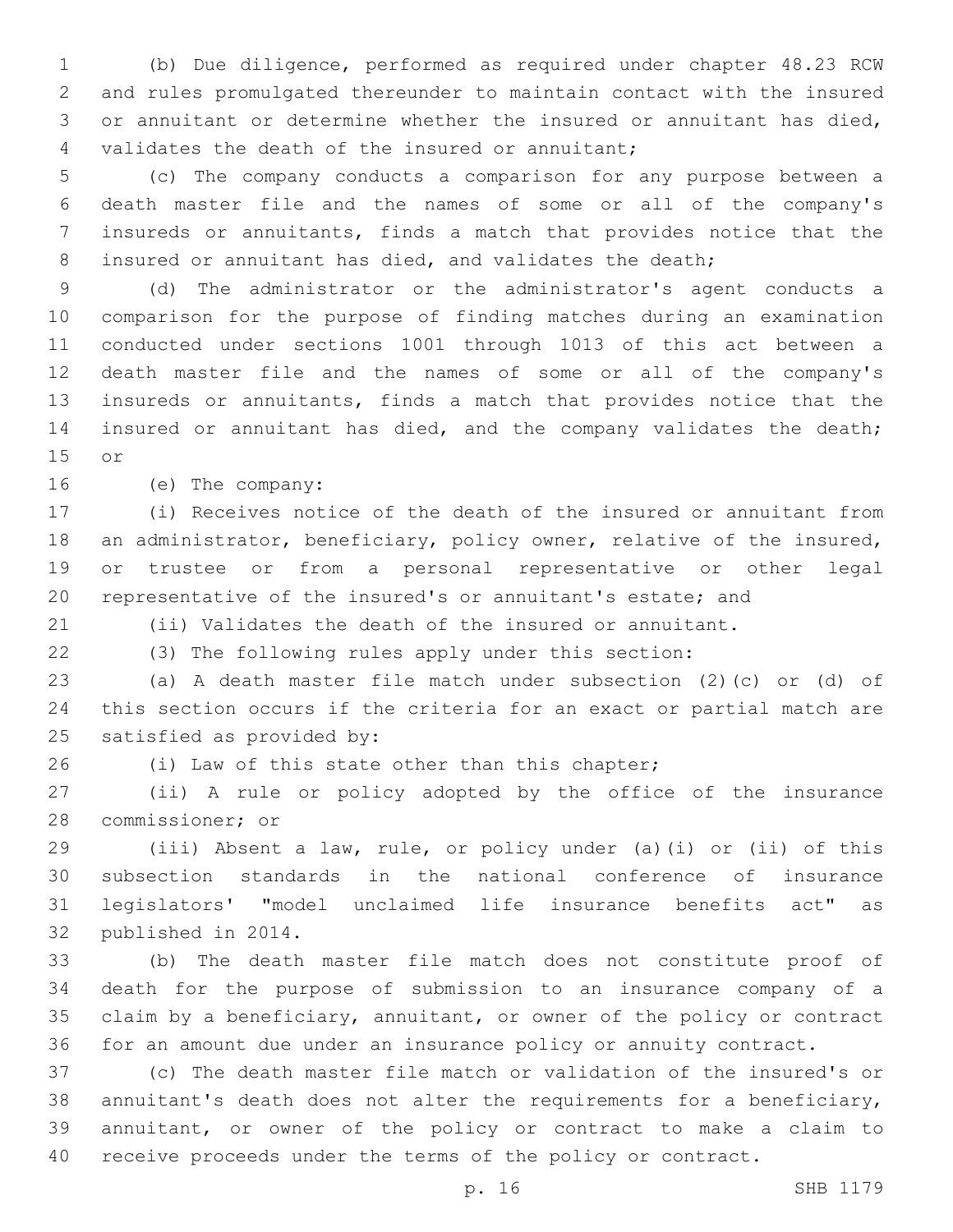(b) Due diligence, performed as required under chapter 48.23 RCW and rules promulgated thereunder to maintain contact with the insured or annuitant or determine whether the insured or annuitant has died, validates the death of the insured or annuitant;

(c) The company conducts a comparison for any purpose between a death master file and the names of some or all of the company's insureds or annuitants, finds a match that provides notice that the insured or annuitant has died, and validates the death;

(d) The administrator or the administrator's agent conducts a comparison for the purpose of finding matches during an examination conducted under sections 1001 through 1013 of this act between a death master file and the names of some or all of the company's insureds or annuitants, finds a match that provides notice that the insured or annuitant has died, and the company validates the death; or

(e) The company:

(i) Receives notice of the death of the insured or annuitant from an administrator, beneficiary, policy owner, relative of the insured, or trustee or from a personal representative or other legal representative of the insured's or annuitant's estate; and

(ii) Validates the death of the insured or annuitant.

(3) The following rules apply under this section:

(a) A death master file match under subsection (2)(c) or (d) of this section occurs if the criteria for an exact or partial match are satisfied as provided by:

(i) Law of this state other than this chapter;

(ii) A rule or policy adopted by the office of the insurance commissioner; or

(iii) Absent a law, rule, or policy under (a)(i) or (ii) of this subsection standards in the national conference of insurance legislators' "model unclaimed life insurance benefits act" as published in 2014.

(b) The death master file match does not constitute proof of death for the purpose of submission to an insurance company of a claim by a beneficiary, annuitant, or owner of the policy or contract for an amount due under an insurance policy or annuity contract.

(c) The death master file match or validation of the insured's or annuitant's death does not alter the requirements for a beneficiary, annuitant, or owner of the policy or contract to make a claim to receive proceeds under the terms of the policy or contract.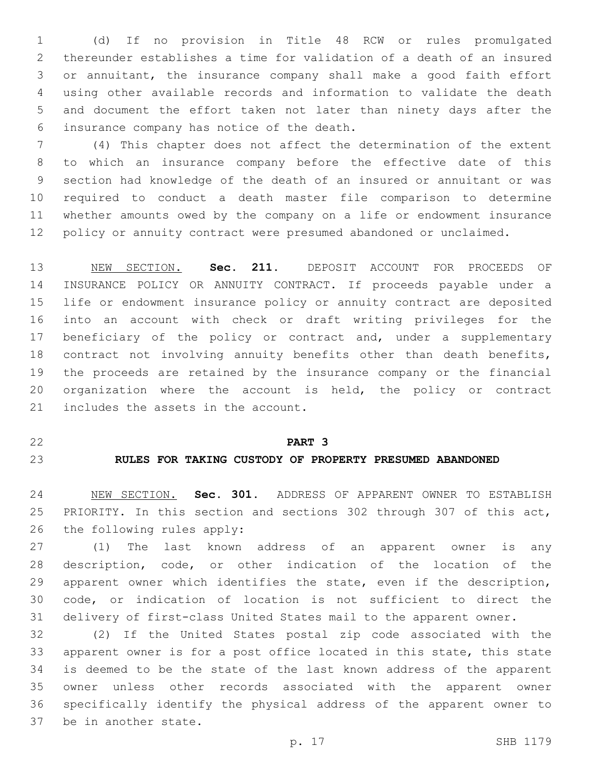(d) If no provision in Title 48 RCW or rules promulgated thereunder establishes a time for validation of a death of an insured or annuitant, the insurance company shall make a good faith effort using other available records and information to validate the death and document the effort taken not later than ninety days after the insurance company has notice of the death.

(4) This chapter does not affect the determination of the extent to which an insurance company before the effective date of this section had knowledge of the death of an insured or annuitant or was required to conduct a death master file comparison to determine whether amounts owed by the company on a life or endowment insurance policy or annuity contract were presumed abandoned or unclaimed.

NEW SECTION. **Sec. 211.** DEPOSIT ACCOUNT FOR PROCEEDS OF INSURANCE POLICY OR ANNUITY CONTRACT. If proceeds payable under a life or endowment insurance policy or annuity contract are deposited into an account with check or draft writing privileges for the beneficiary of the policy or contract and, under a supplementary contract not involving annuity benefits other than death benefits, the proceeds are retained by the insurance company or the financial organization where the account is held, the policy or contract includes the assets in the account.

## PART 3

## RULES FOR TAKING CUSTODY OF PROPERTY PRESUMED ABANDONED

NEW SECTION. **Sec. 301.** ADDRESS OF APPARENT OWNER TO ESTABLISH PRIORITY. In this section and sections 302 through 307 of this act, the following rules apply:

(1) The last known address of an apparent owner is any description, code, or other indication of the location of the apparent owner which identifies the state, even if the description, code, or indication of location is not sufficient to direct the delivery of first-class United States mail to the apparent owner.

(2) If the United States postal zip code associated with the apparent owner is for a post office located in this state, this state is deemed to be the state of the last known address of the apparent owner unless other records associated with the apparent owner specifically identify the physical address of the apparent owner to be in another state.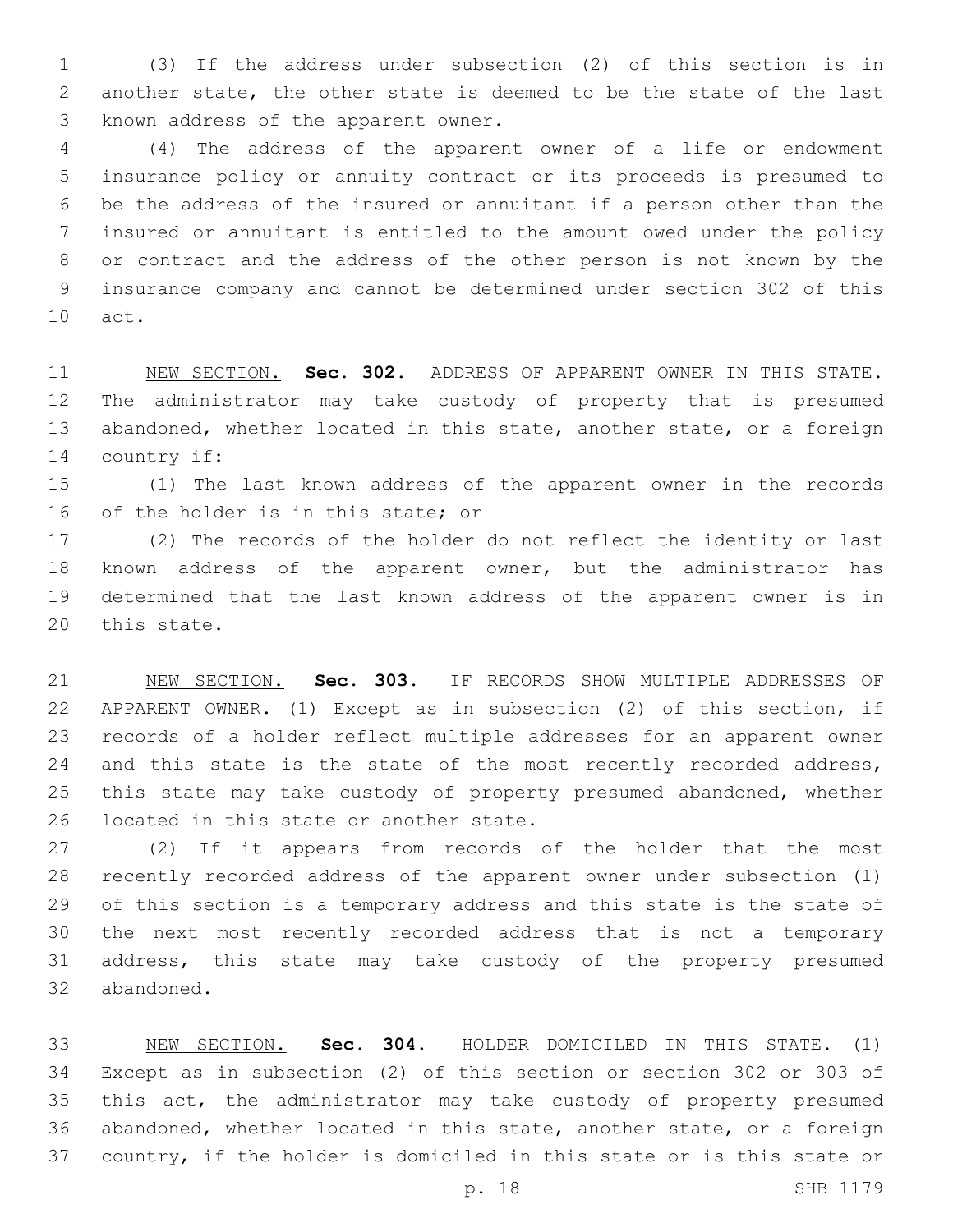(3) If the address under subsection (2) of this section is in another state, the other state is deemed to be the state of the last known address of the apparent owner.

(4) The address of the apparent owner of a life or endowment insurance policy or annuity contract or its proceeds is presumed to be the address of the insured or annuitant if a person other than the insured or annuitant is entitled to the amount owed under the policy or contract and the address of the other person is not known by the insurance company and cannot be determined under section 302 of this act.

NEW SECTION. **Sec. 302.** ADDRESS OF APPARENT OWNER IN THIS STATE. The administrator may take custody of property that is presumed abandoned, whether located in this state, another state, or a foreign country if:

(1) The last known address of the apparent owner in the records of the holder is in this state; or

(2) The records of the holder do not reflect the identity or last known address of the apparent owner, but the administrator has determined that the last known address of the apparent owner is in this state.

NEW SECTION. **Sec. 303.** IF RECORDS SHOW MULTIPLE ADDRESSES OF APPARENT OWNER. (1) Except as in subsection (2) of this section, if records of a holder reflect multiple addresses for an apparent owner and this state is the state of the most recently recorded address, this state may take custody of property presumed abandoned, whether located in this state or another state.

(2) If it appears from records of the holder that the most recently recorded address of the apparent owner under subsection (1) of this section is a temporary address and this state is the state of the next most recently recorded address that is not a temporary address, this state may take custody of the property presumed abandoned.

NEW SECTION. **Sec. 304.** HOLDER DOMICILED IN THIS STATE. (1) Except as in subsection (2) of this section or section 302 or 303 of this act, the administrator may take custody of property presumed abandoned, whether located in this state, another state, or a foreign country, if the holder is domiciled in this state or is this state or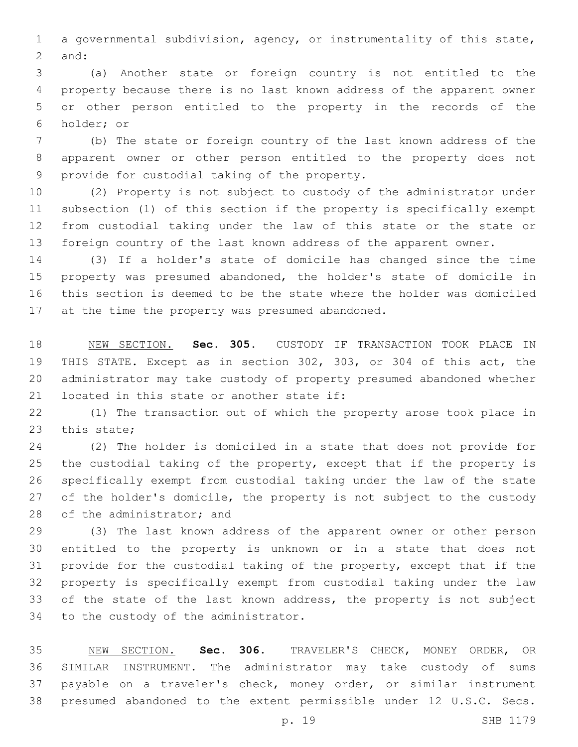a governmental subdivision, agency, or instrumentality of this state, and:

(a) Another state or foreign country is not entitled to the property because there is no last known address of the apparent owner or other person entitled to the property in the records of the holder; or

(b) The state or foreign country of the last known address of the apparent owner or other person entitled to the property does not provide for custodial taking of the property.

(2) Property is not subject to custody of the administrator under subsection (1) of this section if the property is specifically exempt from custodial taking under the law of this state or the state or foreign country of the last known address of the apparent owner.

(3) If a holder's state of domicile has changed since the time property was presumed abandoned, the holder's state of domicile in this section is deemed to be the state where the holder was domiciled at the time the property was presumed abandoned.

NEW SECTION. **Sec. 305.** CUSTODY IF TRANSACTION TOOK PLACE IN THIS STATE. Except as in section 302, 303, or 304 of this act, the administrator may take custody of property presumed abandoned whether located in this state or another state if:

(1) The transaction out of which the property arose took place in this state;

(2) The holder is domiciled in a state that does not provide for the custodial taking of the property, except that if the property is specifically exempt from custodial taking under the law of the state of the holder's domicile, the property is not subject to the custody of the administrator; and

(3) The last known address of the apparent owner or other person entitled to the property is unknown or in a state that does not provide for the custodial taking of the property, except that if the property is specifically exempt from custodial taking under the law of the state of the last known address, the property is not subject to the custody of the administrator.

NEW SECTION. **Sec. 306.** TRAVELER'S CHECK, MONEY ORDER, OR SIMILAR INSTRUMENT. The administrator may take custody of sums payable on a traveler's check, money order, or similar instrument presumed abandoned to the extent permissible under 12 U.S.C. Secs.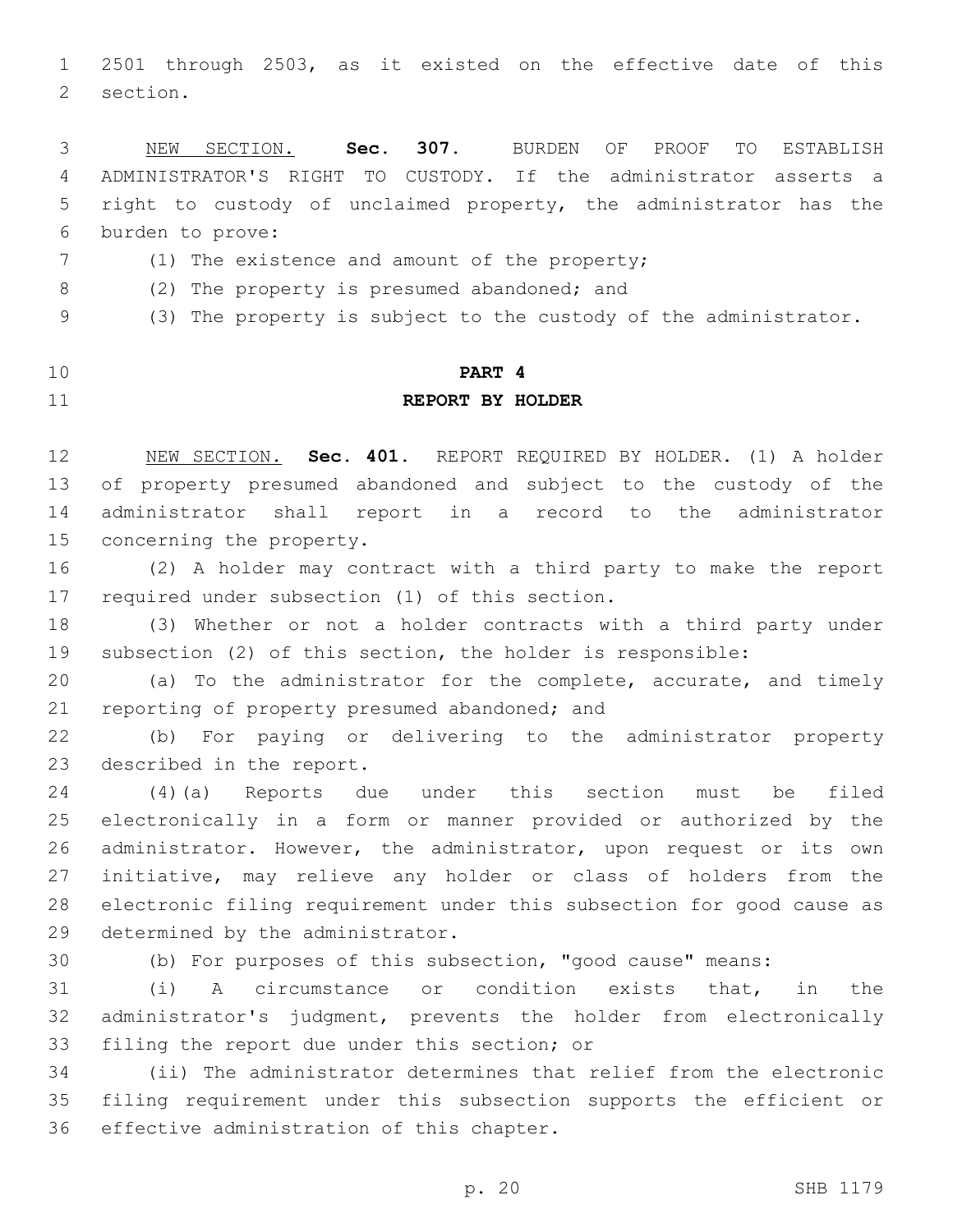2501 through 2503, as it existed on the effective date of this section.

NEW SECTION. **Sec. 307.** BURDEN OF PROOF TO ESTABLISH ADMINISTRATOR'S RIGHT TO CUSTODY. If the administrator asserts a right to custody of unclaimed property, the administrator has the burden to prove:

(1) The existence and amount of the property;

(2) The property is presumed abandoned; and

(3) The property is subject to the custody of the administrator.

## PART 4
## REPORT BY HOLDER

NEW SECTION. **Sec. 401.** REPORT REQUIRED BY HOLDER. (1) A holder of property presumed abandoned and subject to the custody of the administrator shall report in a record to the administrator concerning the property.

(2) A holder may contract with a third party to make the report required under subsection (1) of this section.

(3) Whether or not a holder contracts with a third party under subsection (2) of this section, the holder is responsible:

(a) To the administrator for the complete, accurate, and timely reporting of property presumed abandoned; and

(b) For paying or delivering to the administrator property described in the report.

(4)(a) Reports due under this section must be filed electronically in a form or manner provided or authorized by the administrator. However, the administrator, upon request or its own initiative, may relieve any holder or class of holders from the electronic filing requirement under this subsection for good cause as determined by the administrator.

(b) For purposes of this subsection, "good cause" means:

(i) A circumstance or condition exists that, in the administrator's judgment, prevents the holder from electronically filing the report due under this section; or

(ii) The administrator determines that relief from the electronic filing requirement under this subsection supports the efficient or effective administration of this chapter.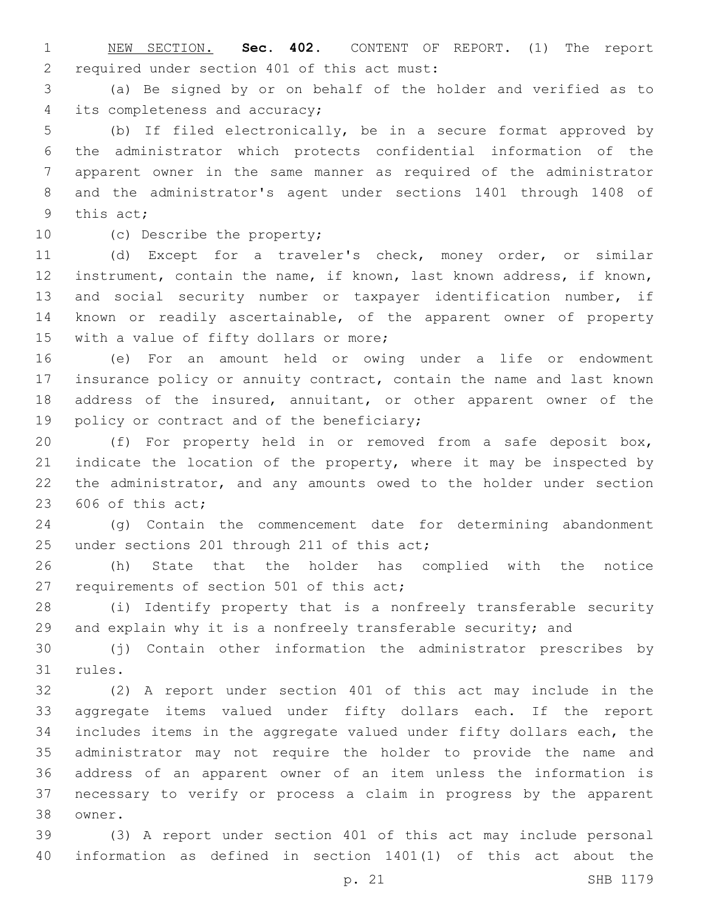NEW SECTION. **Sec. 402.** CONTENT OF REPORT. (1) The report required under section 401 of this act must:

(a) Be signed by or on behalf of the holder and verified as to its completeness and accuracy;

(b) If filed electronically, be in a secure format approved by the administrator which protects confidential information of the apparent owner in the same manner as required of the administrator and the administrator's agent under sections 1401 through 1408 of this act;

(c) Describe the property;

(d) Except for a traveler's check, money order, or similar instrument, contain the name, if known, last known address, if known, and social security number or taxpayer identification number, if known or readily ascertainable, of the apparent owner of property with a value of fifty dollars or more;

(e) For an amount held or owing under a life or endowment insurance policy or annuity contract, contain the name and last known address of the insured, annuitant, or other apparent owner of the policy or contract and of the beneficiary;

(f) For property held in or removed from a safe deposit box, indicate the location of the property, where it may be inspected by the administrator, and any amounts owed to the holder under section 606 of this act;

(g) Contain the commencement date for determining abandonment under sections 201 through 211 of this act;

(h) State that the holder has complied with the notice requirements of section 501 of this act;

(i) Identify property that is a nonfreely transferable security and explain why it is a nonfreely transferable security; and

(j) Contain other information the administrator prescribes by rules.

(2) A report under section 401 of this act may include in the aggregate items valued under fifty dollars each. If the report includes items in the aggregate valued under fifty dollars each, the administrator may not require the holder to provide the name and address of an apparent owner of an item unless the information is necessary to verify or process a claim in progress by the apparent owner.

(3) A report under section 401 of this act may include personal information as defined in section 1401(1) of this act about the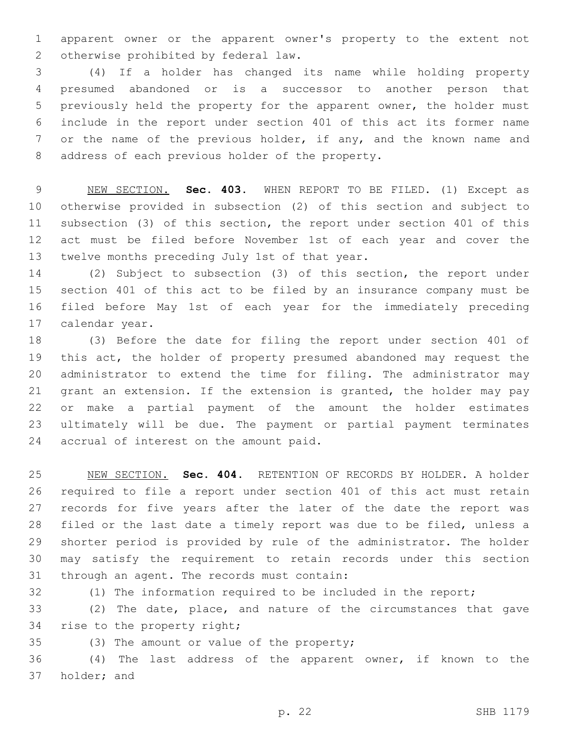apparent owner or the apparent owner's property to the extent not otherwise prohibited by federal law.

(4) If a holder has changed its name while holding property presumed abandoned or is a successor to another person that previously held the property for the apparent owner, the holder must include in the report under section 401 of this act its former name or the name of the previous holder, if any, and the known name and address of each previous holder of the property.

NEW SECTION. **Sec. 403.** WHEN REPORT TO BE FILED. (1) Except as otherwise provided in subsection (2) of this section and subject to subsection (3) of this section, the report under section 401 of this act must be filed before November 1st of each year and cover the twelve months preceding July 1st of that year.

(2) Subject to subsection (3) of this section, the report under section 401 of this act to be filed by an insurance company must be filed before May 1st of each year for the immediately preceding calendar year.

(3) Before the date for filing the report under section 401 of this act, the holder of property presumed abandoned may request the administrator to extend the time for filing. The administrator may grant an extension. If the extension is granted, the holder may pay or make a partial payment of the amount the holder estimates ultimately will be due. The payment or partial payment terminates accrual of interest on the amount paid.

NEW SECTION. **Sec. 404.** RETENTION OF RECORDS BY HOLDER. A holder required to file a report under section 401 of this act must retain records for five years after the later of the date the report was filed or the last date a timely report was due to be filed, unless a shorter period is provided by rule of the administrator. The holder may satisfy the requirement to retain records under this section through an agent. The records must contain:

(1) The information required to be included in the report;

(2) The date, place, and nature of the circumstances that gave rise to the property right;

(3) The amount or value of the property;

(4) The last address of the apparent owner, if known to the holder; and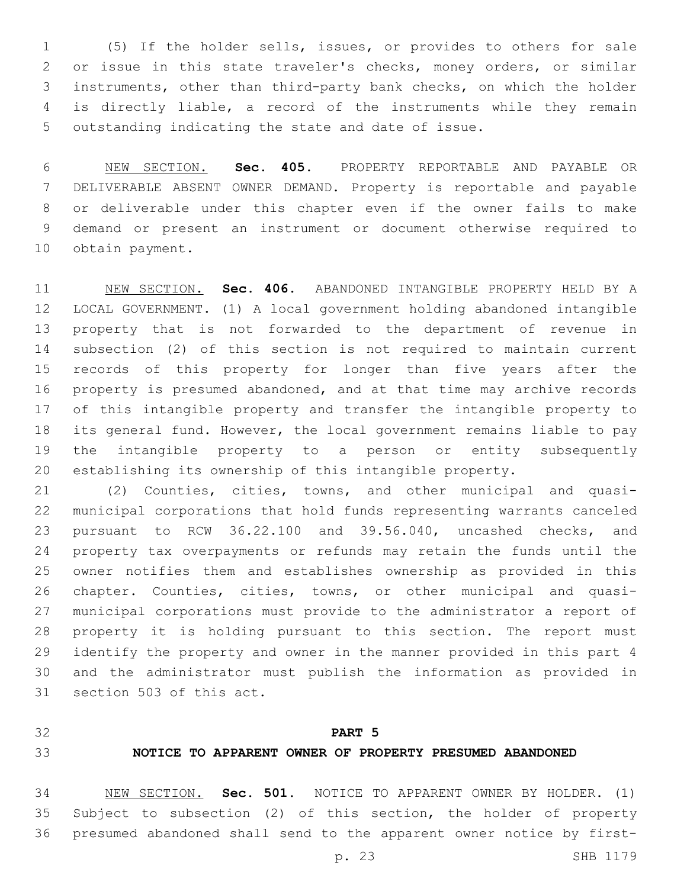(5) If the holder sells, issues, or provides to others for sale or issue in this state traveler's checks, money orders, or similar instruments, other than third-party bank checks, on which the holder is directly liable, a record of the instruments while they remain outstanding indicating the state and date of issue.

NEW SECTION. **Sec. 405.** PROPERTY REPORTABLE AND PAYABLE OR DELIVERABLE ABSENT OWNER DEMAND. Property is reportable and payable or deliverable under this chapter even if the owner fails to make demand or present an instrument or document otherwise required to obtain payment.

NEW SECTION. **Sec. 406.** ABANDONED INTANGIBLE PROPERTY HELD BY A LOCAL GOVERNMENT. (1) A local government holding abandoned intangible property that is not forwarded to the department of revenue in subsection (2) of this section is not required to maintain current records of this property for longer than five years after the property is presumed abandoned, and at that time may archive records of this intangible property and transfer the intangible property to its general fund. However, the local government remains liable to pay the intangible property to a person or entity subsequently establishing its ownership of this intangible property.

(2) Counties, cities, towns, and other municipal and quasi-municipal corporations that hold funds representing warrants canceled pursuant to RCW 36.22.100 and 39.56.040, uncashed checks, and property tax overpayments or refunds may retain the funds until the owner notifies them and establishes ownership as provided in this chapter. Counties, cities, towns, or other municipal and quasi-municipal corporations must provide to the administrator a report of property it is holding pursuant to this section. The report must identify the property and owner in the manner provided in this part 4 and the administrator must publish the information as provided in section 503 of this act.

**PART 5**

**NOTICE TO APPARENT OWNER OF PROPERTY PRESUMED ABANDONED**

NEW SECTION. **Sec. 501.** NOTICE TO APPARENT OWNER BY HOLDER. (1) Subject to subsection (2) of this section, the holder of property presumed abandoned shall send to the apparent owner notice by first-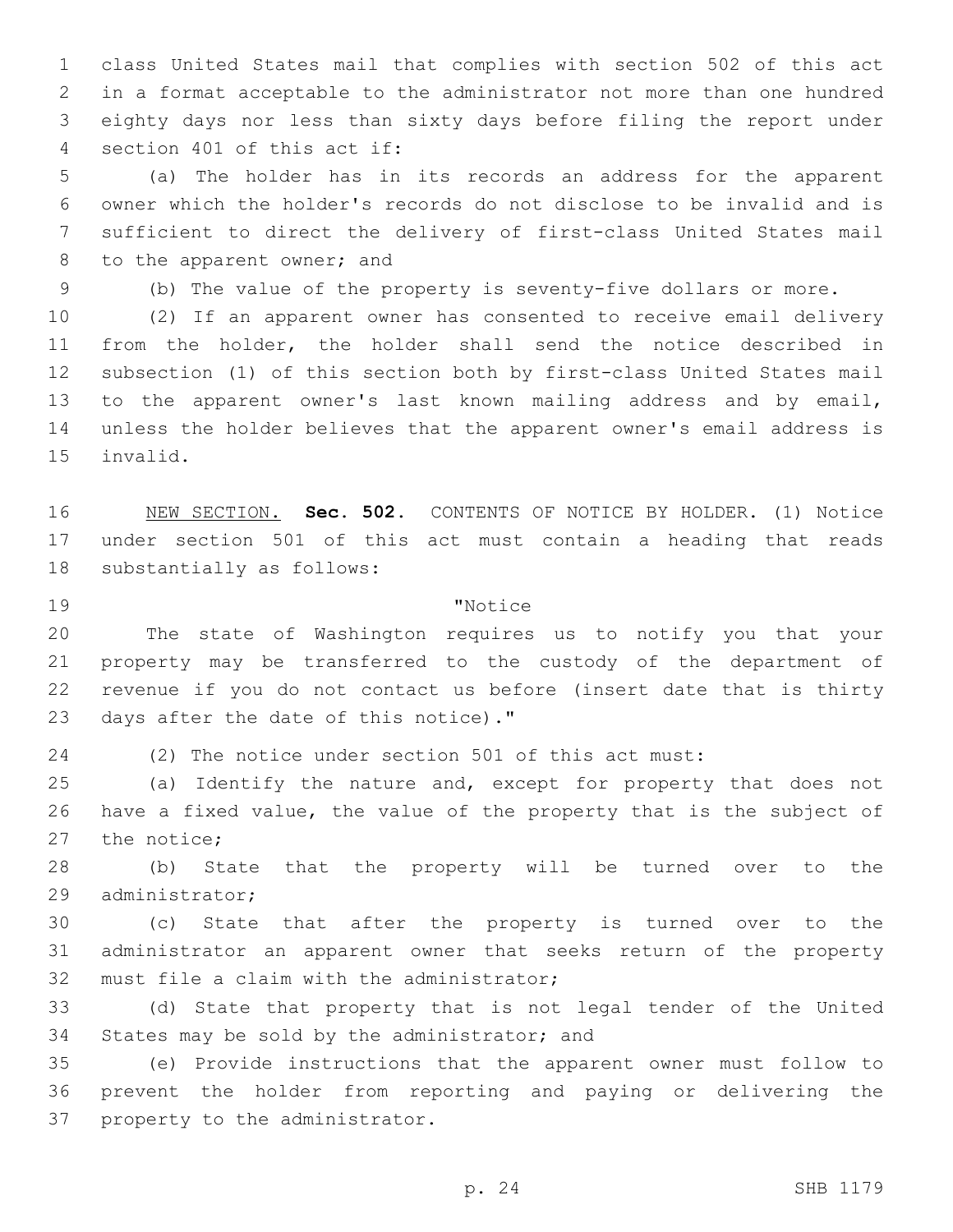class United States mail that complies with section 502 of this act in a format acceptable to the administrator not more than one hundred eighty days nor less than sixty days before filing the report under section 401 of this act if:

(a) The holder has in its records an address for the apparent owner which the holder's records do not disclose to be invalid and is sufficient to direct the delivery of first-class United States mail to the apparent owner; and

(b) The value of the property is seventy-five dollars or more.

(2) If an apparent owner has consented to receive email delivery from the holder, the holder shall send the notice described in subsection (1) of this section both by first-class United States mail to the apparent owner's last known mailing address and by email, unless the holder believes that the apparent owner's email address is invalid.

NEW SECTION. **Sec. 502.** CONTENTS OF NOTICE BY HOLDER. (1) Notice under section 501 of this act must contain a heading that reads substantially as follows:

"Notice

The state of Washington requires us to notify you that your property may be transferred to the custody of the department of revenue if you do not contact us before (insert date that is thirty days after the date of this notice)."

(2) The notice under section 501 of this act must:

(a) Identify the nature and, except for property that does not have a fixed value, the value of the property that is the subject of the notice;

(b) State that the property will be turned over to the administrator;

(c) State that after the property is turned over to the administrator an apparent owner that seeks return of the property must file a claim with the administrator;

(d) State that property that is not legal tender of the United States may be sold by the administrator; and

(e) Provide instructions that the apparent owner must follow to prevent the holder from reporting and paying or delivering the property to the administrator.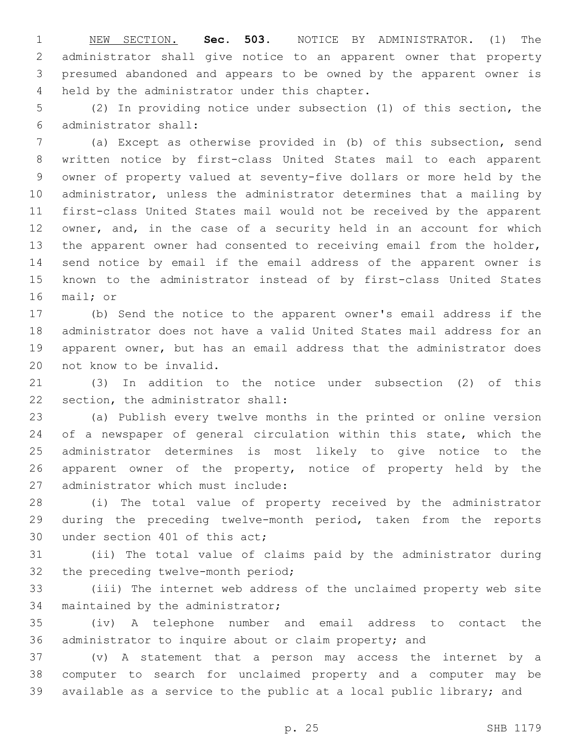NEW SECTION. **Sec. 503.** NOTICE BY ADMINISTRATOR. (1) The administrator shall give notice to an apparent owner that property presumed abandoned and appears to be owned by the apparent owner is held by the administrator under this chapter.

(2) In providing notice under subsection (1) of this section, the administrator shall:

(a) Except as otherwise provided in (b) of this subsection, send written notice by first-class United States mail to each apparent owner of property valued at seventy-five dollars or more held by the administrator, unless the administrator determines that a mailing by first-class United States mail would not be received by the apparent owner, and, in the case of a security held in an account for which the apparent owner had consented to receiving email from the holder, send notice by email if the email address of the apparent owner is known to the administrator instead of by first-class United States mail; or

(b) Send the notice to the apparent owner's email address if the administrator does not have a valid United States mail address for an apparent owner, but has an email address that the administrator does not know to be invalid.

(3) In addition to the notice under subsection (2) of this section, the administrator shall:

(a) Publish every twelve months in the printed or online version of a newspaper of general circulation within this state, which the administrator determines is most likely to give notice to the apparent owner of the property, notice of property held by the administrator which must include:

(i) The total value of property received by the administrator during the preceding twelve-month period, taken from the reports under section 401 of this act;

(ii) The total value of claims paid by the administrator during the preceding twelve-month period;

(iii) The internet web address of the unclaimed property web site maintained by the administrator;

(iv) A telephone number and email address to contact the administrator to inquire about or claim property; and

(v) A statement that a person may access the internet by a computer to search for unclaimed property and a computer may be available as a service to the public at a local public library; and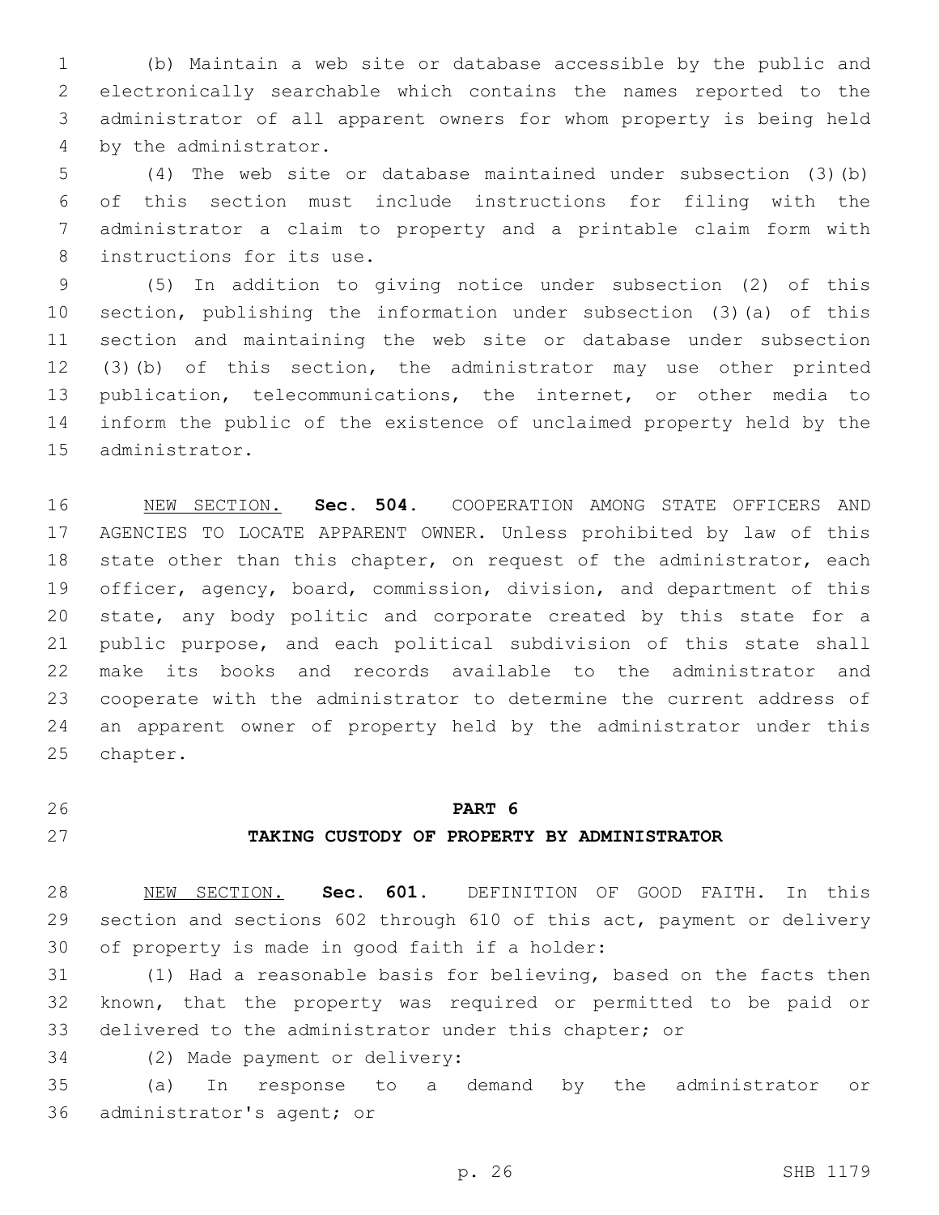(b) Maintain a web site or database accessible by the public and electronically searchable which contains the names reported to the administrator of all apparent owners for whom property is being held by the administrator.

(4) The web site or database maintained under subsection (3)(b) of this section must include instructions for filing with the administrator a claim to property and a printable claim form with instructions for its use.

(5) In addition to giving notice under subsection (2) of this section, publishing the information under subsection (3)(a) of this section and maintaining the web site or database under subsection (3)(b) of this section, the administrator may use other printed publication, telecommunications, the internet, or other media to inform the public of the existence of unclaimed property held by the administrator.

NEW SECTION. **Sec. 504.** COOPERATION AMONG STATE OFFICERS AND AGENCIES TO LOCATE APPARENT OWNER. Unless prohibited by law of this state other than this chapter, on request of the administrator, each officer, agency, board, commission, division, and department of this state, any body politic and corporate created by this state for a public purpose, and each political subdivision of this state shall make its books and records available to the administrator and cooperate with the administrator to determine the current address of an apparent owner of property held by the administrator under this chapter.

## PART 6
## TAKING CUSTODY OF PROPERTY BY ADMINISTRATOR

NEW SECTION. **Sec. 601.** DEFINITION OF GOOD FAITH. In this section and sections 602 through 610 of this act, payment or delivery of property is made in good faith if a holder:

(1) Had a reasonable basis for believing, based on the facts then known, that the property was required or permitted to be paid or delivered to the administrator under this chapter; or

(2) Made payment or delivery:

(a) In response to a demand by the administrator or administrator's agent; or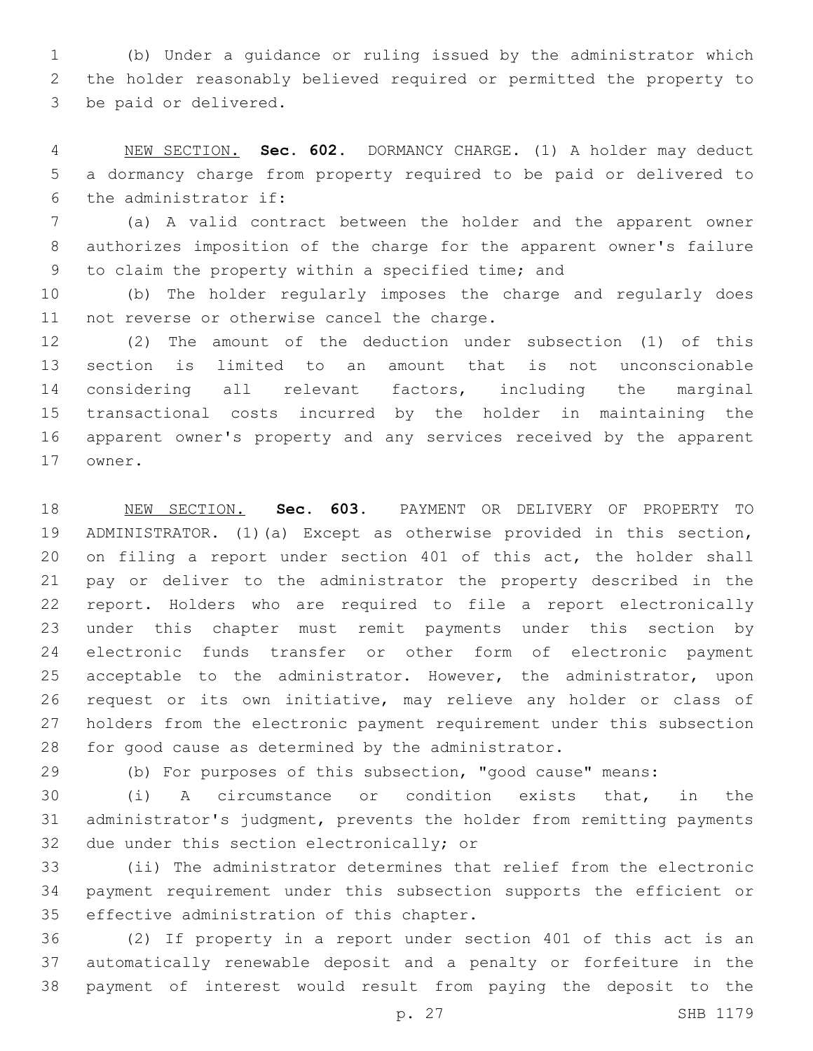(b) Under a guidance or ruling issued by the administrator which the holder reasonably believed required or permitted the property to be paid or delivered.

NEW SECTION. **Sec. 602.** DORMANCY CHARGE. (1) A holder may deduct a dormancy charge from property required to be paid or delivered to the administrator if:

(a) A valid contract between the holder and the apparent owner authorizes imposition of the charge for the apparent owner's failure to claim the property within a specified time; and

(b) The holder regularly imposes the charge and regularly does not reverse or otherwise cancel the charge.

(2) The amount of the deduction under subsection (1) of this section is limited to an amount that is not unconscionable considering all relevant factors, including the marginal transactional costs incurred by the holder in maintaining the apparent owner's property and any services received by the apparent owner.

NEW SECTION. **Sec. 603.** PAYMENT OR DELIVERY OF PROPERTY TO ADMINISTRATOR. (1)(a) Except as otherwise provided in this section, on filing a report under section 401 of this act, the holder shall pay or deliver to the administrator the property described in the report. Holders who are required to file a report electronically under this chapter must remit payments under this section by electronic funds transfer or other form of electronic payment acceptable to the administrator. However, the administrator, upon request or its own initiative, may relieve any holder or class of holders from the electronic payment requirement under this subsection for good cause as determined by the administrator.

(b) For purposes of this subsection, "good cause" means:

(i) A circumstance or condition exists that, in the administrator's judgment, prevents the holder from remitting payments due under this section electronically; or

(ii) The administrator determines that relief from the electronic payment requirement under this subsection supports the efficient or effective administration of this chapter.

(2) If property in a report under section 401 of this act is an automatically renewable deposit and a penalty or forfeiture in the payment of interest would result from paying the deposit to the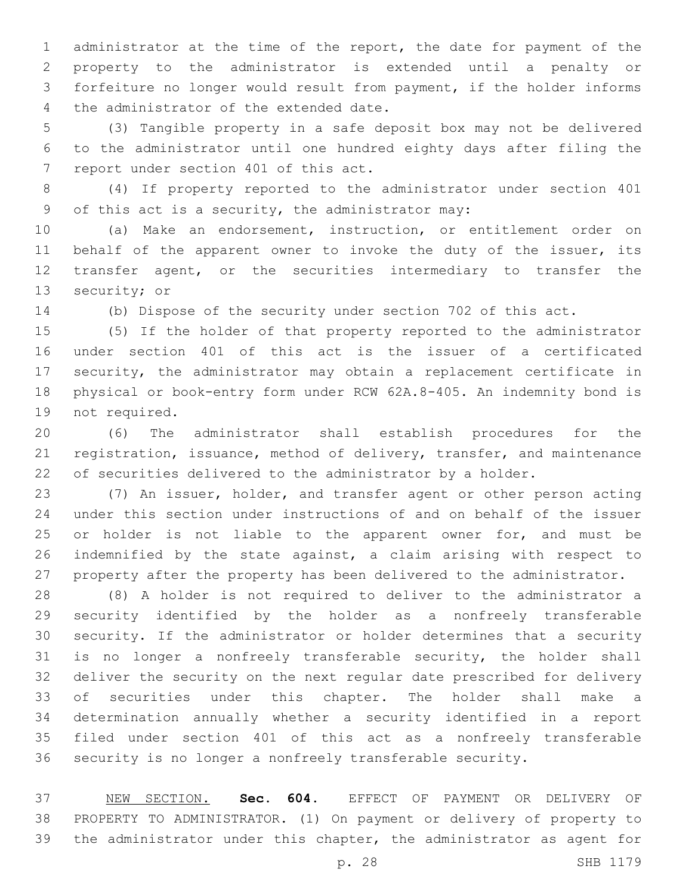administrator at the time of the report, the date for payment of the property to the administrator is extended until a penalty or forfeiture no longer would result from payment, if the holder informs the administrator of the extended date.

(3) Tangible property in a safe deposit box may not be delivered to the administrator until one hundred eighty days after filing the report under section 401 of this act.

(4) If property reported to the administrator under section 401 of this act is a security, the administrator may:

(a) Make an endorsement, instruction, or entitlement order on behalf of the apparent owner to invoke the duty of the issuer, its transfer agent, or the securities intermediary to transfer the security; or

(b) Dispose of the security under section 702 of this act.

(5) If the holder of that property reported to the administrator under section 401 of this act is the issuer of a certificated security, the administrator may obtain a replacement certificate in physical or book-entry form under RCW 62A.8-405. An indemnity bond is not required.

(6) The administrator shall establish procedures for the registration, issuance, method of delivery, transfer, and maintenance of securities delivered to the administrator by a holder.

(7) An issuer, holder, and transfer agent or other person acting under this section under instructions of and on behalf of the issuer or holder is not liable to the apparent owner for, and must be indemnified by the state against, a claim arising with respect to property after the property has been delivered to the administrator.

(8) A holder is not required to deliver to the administrator a security identified by the holder as a nonfreely transferable security. If the administrator or holder determines that a security is no longer a nonfreely transferable security, the holder shall deliver the security on the next regular date prescribed for delivery of securities under this chapter. The holder shall make a determination annually whether a security identified in a report filed under section 401 of this act as a nonfreely transferable security is no longer a nonfreely transferable security.

NEW SECTION. **Sec. 604.** EFFECT OF PAYMENT OR DELIVERY OF PROPERTY TO ADMINISTRATOR. (1) On payment or delivery of property to the administrator under this chapter, the administrator as agent for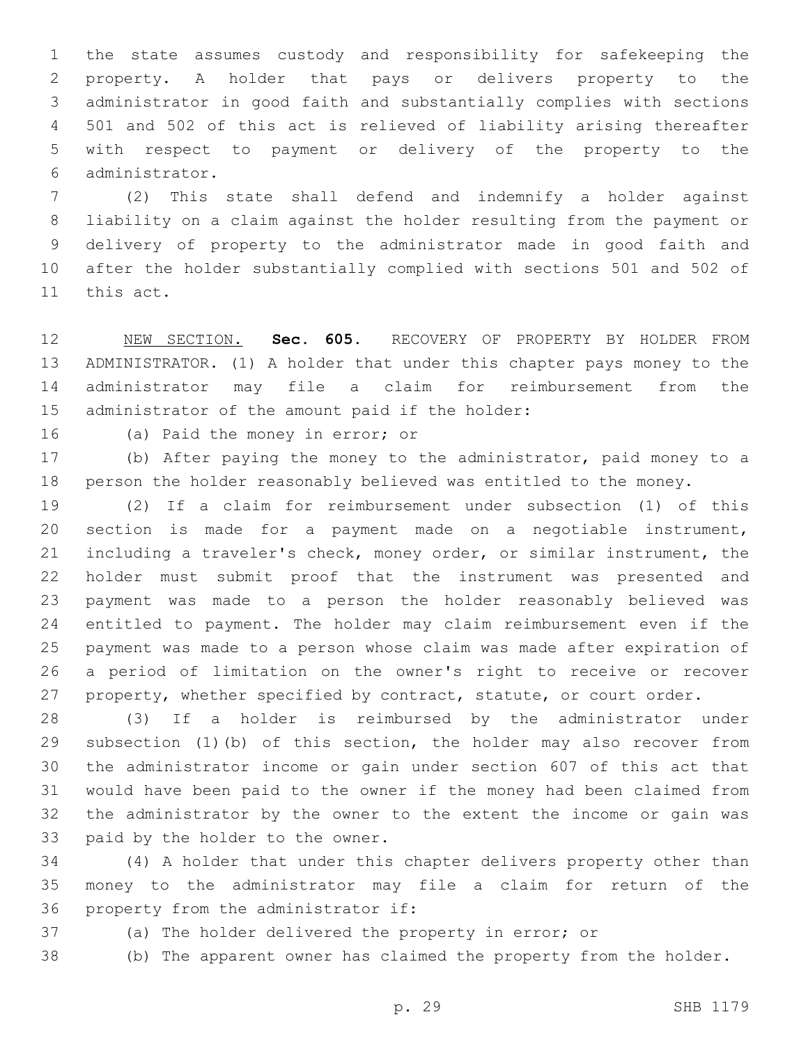the state assumes custody and responsibility for safekeeping the property. A holder that pays or delivers property to the administrator in good faith and substantially complies with sections 501 and 502 of this act is relieved of liability arising thereafter with respect to payment or delivery of the property to the administrator.

(2) This state shall defend and indemnify a holder against liability on a claim against the holder resulting from the payment or delivery of property to the administrator made in good faith and after the holder substantially complied with sections 501 and 502 of this act.

NEW SECTION. **Sec. 605.** RECOVERY OF PROPERTY BY HOLDER FROM ADMINISTRATOR. (1) A holder that under this chapter pays money to the administrator may file a claim for reimbursement from the administrator of the amount paid if the holder:

(a) Paid the money in error; or

(b) After paying the money to the administrator, paid money to a person the holder reasonably believed was entitled to the money.

(2) If a claim for reimbursement under subsection (1) of this section is made for a payment made on a negotiable instrument, including a traveler's check, money order, or similar instrument, the holder must submit proof that the instrument was presented and payment was made to a person the holder reasonably believed was entitled to payment. The holder may claim reimbursement even if the payment was made to a person whose claim was made after expiration of a period of limitation on the owner's right to receive or recover property, whether specified by contract, statute, or court order.

(3) If a holder is reimbursed by the administrator under subsection (1)(b) of this section, the holder may also recover from the administrator income or gain under section 607 of this act that would have been paid to the owner if the money had been claimed from the administrator by the owner to the extent the income or gain was paid by the holder to the owner.

(4) A holder that under this chapter delivers property other than money to the administrator may file a claim for return of the property from the administrator if:

(a) The holder delivered the property in error; or

(b) The apparent owner has claimed the property from the holder.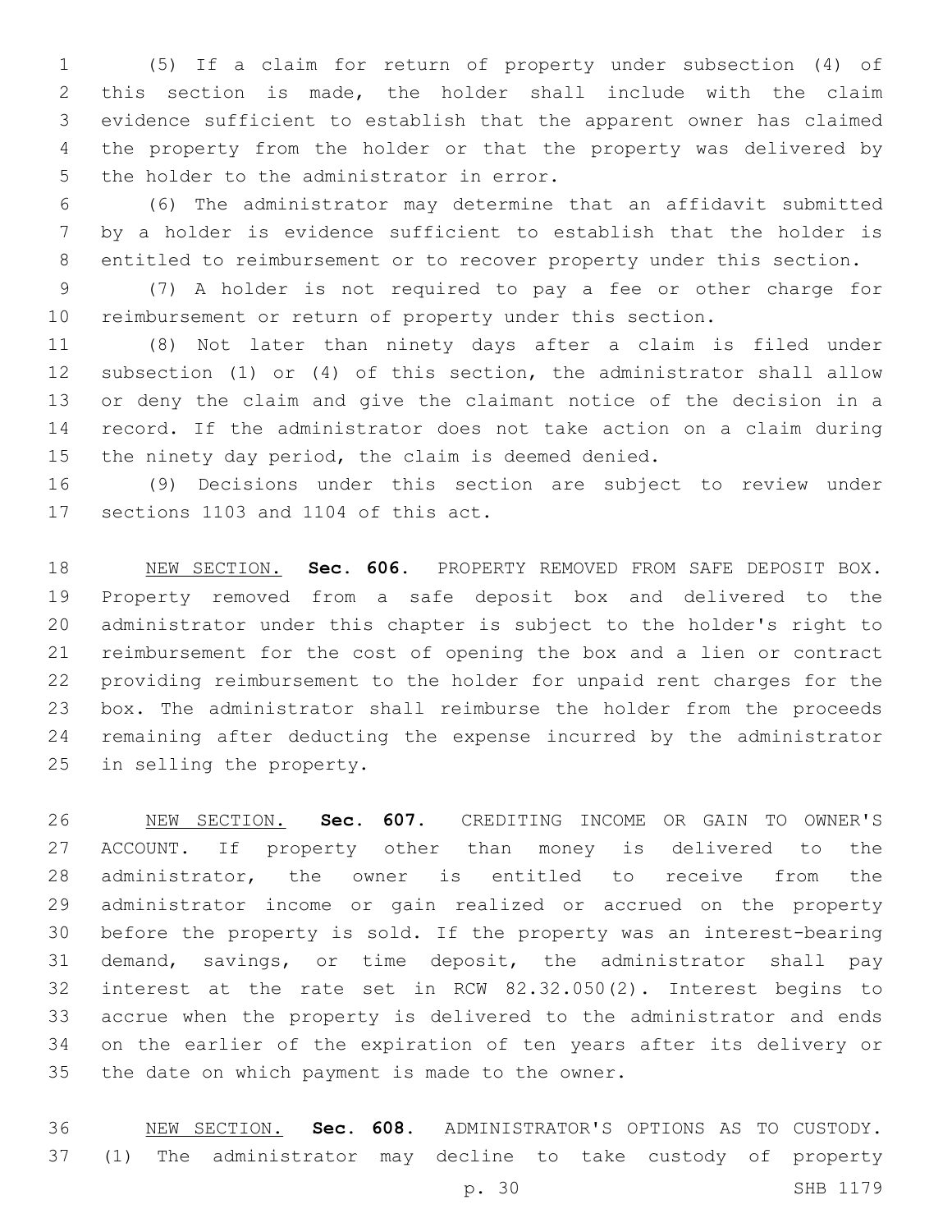(5) If a claim for return of property under subsection (4) of this section is made, the holder shall include with the claim evidence sufficient to establish that the apparent owner has claimed the property from the holder or that the property was delivered by the holder to the administrator in error.

(6) The administrator may determine that an affidavit submitted by a holder is evidence sufficient to establish that the holder is entitled to reimbursement or to recover property under this section.

(7) A holder is not required to pay a fee or other charge for reimbursement or return of property under this section.

(8) Not later than ninety days after a claim is filed under subsection (1) or (4) of this section, the administrator shall allow or deny the claim and give the claimant notice of the decision in a record. If the administrator does not take action on a claim during the ninety day period, the claim is deemed denied.

(9) Decisions under this section are subject to review under sections 1103 and 1104 of this act.

NEW SECTION. **Sec. 606.** PROPERTY REMOVED FROM SAFE DEPOSIT BOX. Property removed from a safe deposit box and delivered to the administrator under this chapter is subject to the holder's right to reimbursement for the cost of opening the box and a lien or contract providing reimbursement to the holder for unpaid rent charges for the box. The administrator shall reimburse the holder from the proceeds remaining after deducting the expense incurred by the administrator in selling the property.

NEW SECTION. **Sec. 607.** CREDITING INCOME OR GAIN TO OWNER'S ACCOUNT. If property other than money is delivered to the administrator, the owner is entitled to receive from the administrator income or gain realized or accrued on the property before the property is sold. If the property was an interest-bearing demand, savings, or time deposit, the administrator shall pay interest at the rate set in RCW 82.32.050(2). Interest begins to accrue when the property is delivered to the administrator and ends on the earlier of the expiration of ten years after its delivery or the date on which payment is made to the owner.

NEW SECTION. **Sec. 608.** ADMINISTRATOR'S OPTIONS AS TO CUSTODY. (1) The administrator may decline to take custody of property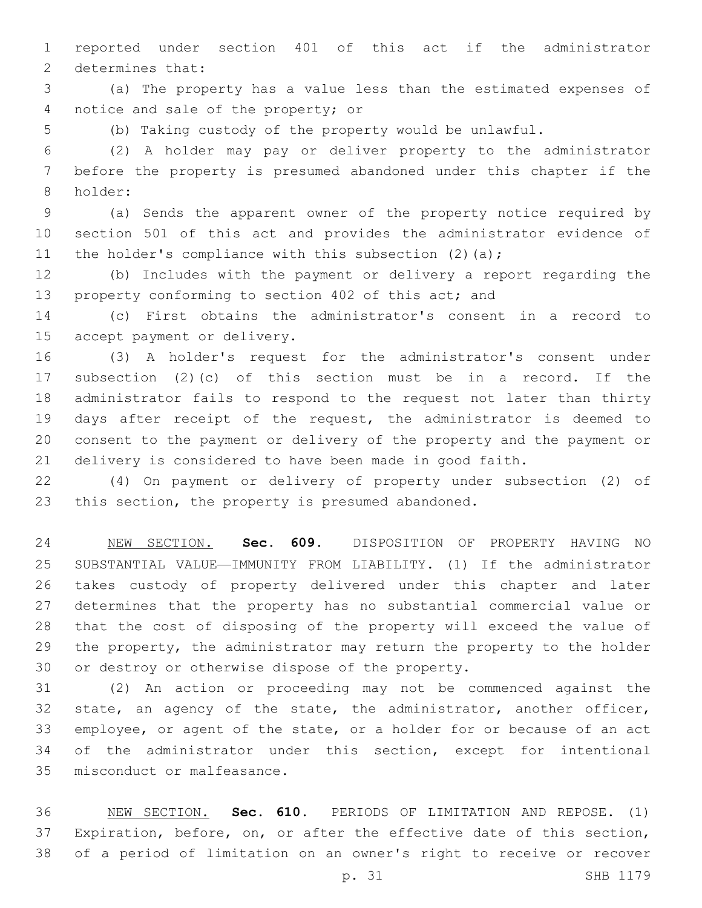reported under section 401 of this act if the administrator determines that:

(a) The property has a value less than the estimated expenses of notice and sale of the property; or

(b) Taking custody of the property would be unlawful.

(2) A holder may pay or deliver property to the administrator before the property is presumed abandoned under this chapter if the holder:

(a) Sends the apparent owner of the property notice required by section 501 of this act and provides the administrator evidence of the holder's compliance with this subsection (2)(a);

(b) Includes with the payment or delivery a report regarding the property conforming to section 402 of this act; and

(c) First obtains the administrator's consent in a record to accept payment or delivery.

(3) A holder's request for the administrator's consent under subsection (2)(c) of this section must be in a record. If the administrator fails to respond to the request not later than thirty days after receipt of the request, the administrator is deemed to consent to the payment or delivery of the property and the payment or delivery is considered to have been made in good faith.

(4) On payment or delivery of property under subsection (2) of this section, the property is presumed abandoned.

NEW SECTION. **Sec. 609.** DISPOSITION OF PROPERTY HAVING NO SUBSTANTIAL VALUE—IMMUNITY FROM LIABILITY. (1) If the administrator takes custody of property delivered under this chapter and later determines that the property has no substantial commercial value or that the cost of disposing of the property will exceed the value of the property, the administrator may return the property to the holder or destroy or otherwise dispose of the property.

(2) An action or proceeding may not be commenced against the state, an agency of the state, the administrator, another officer, employee, or agent of the state, or a holder for or because of an act of the administrator under this section, except for intentional misconduct or malfeasance.

NEW SECTION. **Sec. 610.** PERIODS OF LIMITATION AND REPOSE. (1) Expiration, before, on, or after the effective date of this section, of a period of limitation on an owner's right to receive or recover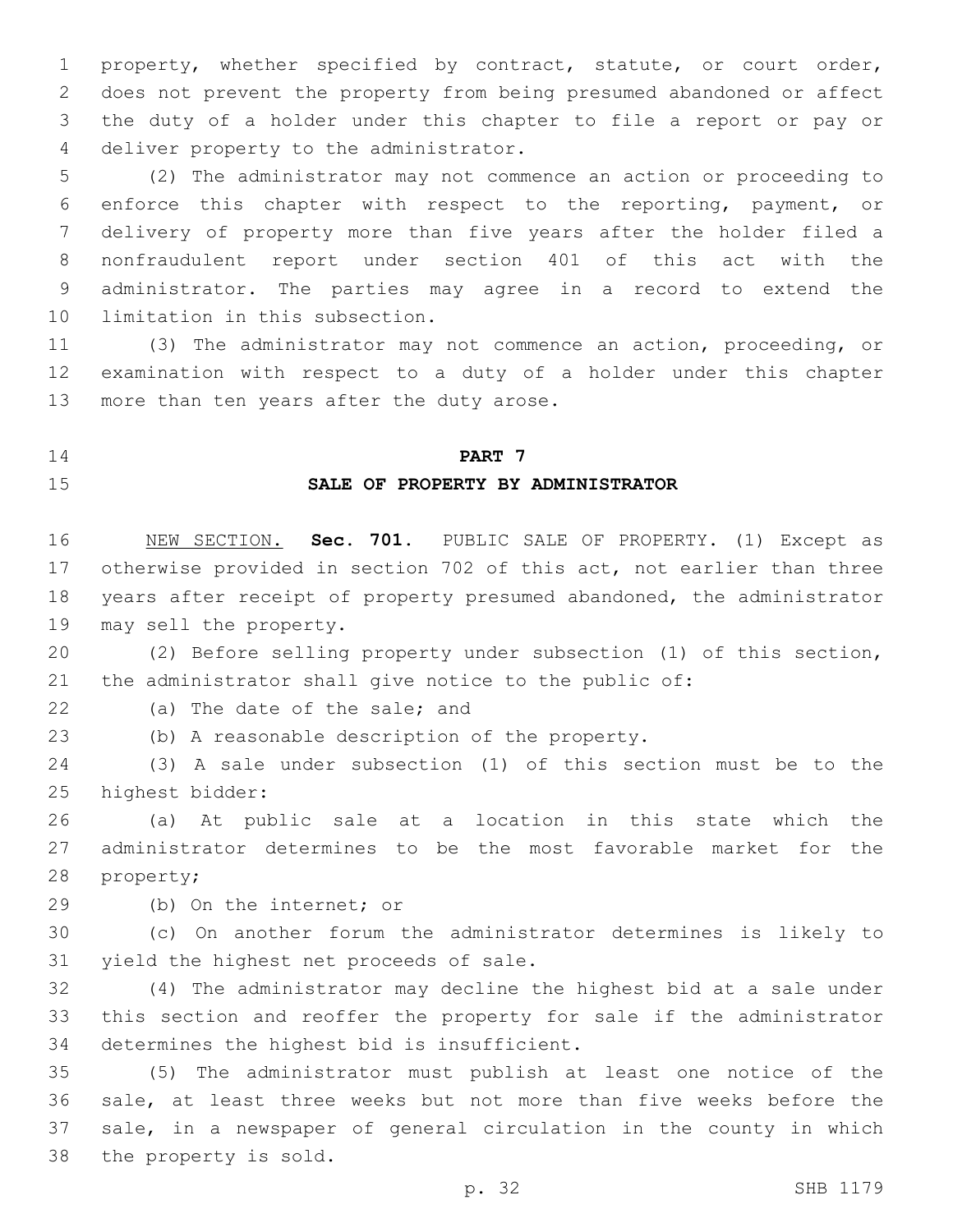property, whether specified by contract, statute, or court order, does not prevent the property from being presumed abandoned or affect the duty of a holder under this chapter to file a report or pay or deliver property to the administrator.

(2) The administrator may not commence an action or proceeding to enforce this chapter with respect to the reporting, payment, or delivery of property more than five years after the holder filed a nonfraudulent report under section 401 of this act with the administrator. The parties may agree in a record to extend the limitation in this subsection.

(3) The administrator may not commence an action, proceeding, or examination with respect to a duty of a holder under this chapter more than ten years after the duty arose.

## PART 7
## SALE OF PROPERTY BY ADMINISTRATOR

NEW SECTION. **Sec. 701.** PUBLIC SALE OF PROPERTY. (1) Except as otherwise provided in section 702 of this act, not earlier than three years after receipt of property presumed abandoned, the administrator may sell the property.

(2) Before selling property under subsection (1) of this section, the administrator shall give notice to the public of:

(a) The date of the sale; and

(b) A reasonable description of the property.

(3) A sale under subsection (1) of this section must be to the highest bidder:

(a) At public sale at a location in this state which the administrator determines to be the most favorable market for the property;

(b) On the internet; or

(c) On another forum the administrator determines is likely to yield the highest net proceeds of sale.

(4) The administrator may decline the highest bid at a sale under this section and reoffer the property for sale if the administrator determines the highest bid is insufficient.

(5) The administrator must publish at least one notice of the sale, at least three weeks but not more than five weeks before the sale, in a newspaper of general circulation in the county in which the property is sold.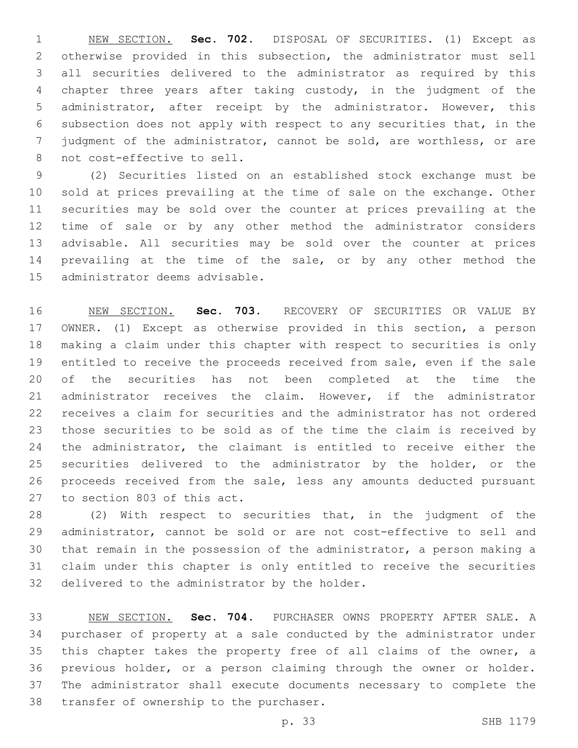NEW SECTION. **Sec. 702.** DISPOSAL OF SECURITIES. (1) Except as otherwise provided in this subsection, the administrator must sell all securities delivered to the administrator as required by this chapter three years after taking custody, in the judgment of the administrator, after receipt by the administrator. However, this subsection does not apply with respect to any securities that, in the judgment of the administrator, cannot be sold, are worthless, or are not cost-effective to sell.

(2) Securities listed on an established stock exchange must be sold at prices prevailing at the time of sale on the exchange. Other securities may be sold over the counter at prices prevailing at the time of sale or by any other method the administrator considers advisable. All securities may be sold over the counter at prices prevailing at the time of the sale, or by any other method the administrator deems advisable.

NEW SECTION. **Sec. 703.** RECOVERY OF SECURITIES OR VALUE BY OWNER. (1) Except as otherwise provided in this section, a person making a claim under this chapter with respect to securities is only entitled to receive the proceeds received from sale, even if the sale of the securities has not been completed at the time the administrator receives the claim. However, if the administrator receives a claim for securities and the administrator has not ordered those securities to be sold as of the time the claim is received by the administrator, the claimant is entitled to receive either the securities delivered to the administrator by the holder, or the proceeds received from the sale, less any amounts deducted pursuant to section 803 of this act.

(2) With respect to securities that, in the judgment of the administrator, cannot be sold or are not cost-effective to sell and that remain in the possession of the administrator, a person making a claim under this chapter is only entitled to receive the securities delivered to the administrator by the holder.

NEW SECTION. **Sec. 704.** PURCHASER OWNS PROPERTY AFTER SALE. A purchaser of property at a sale conducted by the administrator under this chapter takes the property free of all claims of the owner, a previous holder, or a person claiming through the owner or holder. The administrator shall execute documents necessary to complete the transfer of ownership to the purchaser.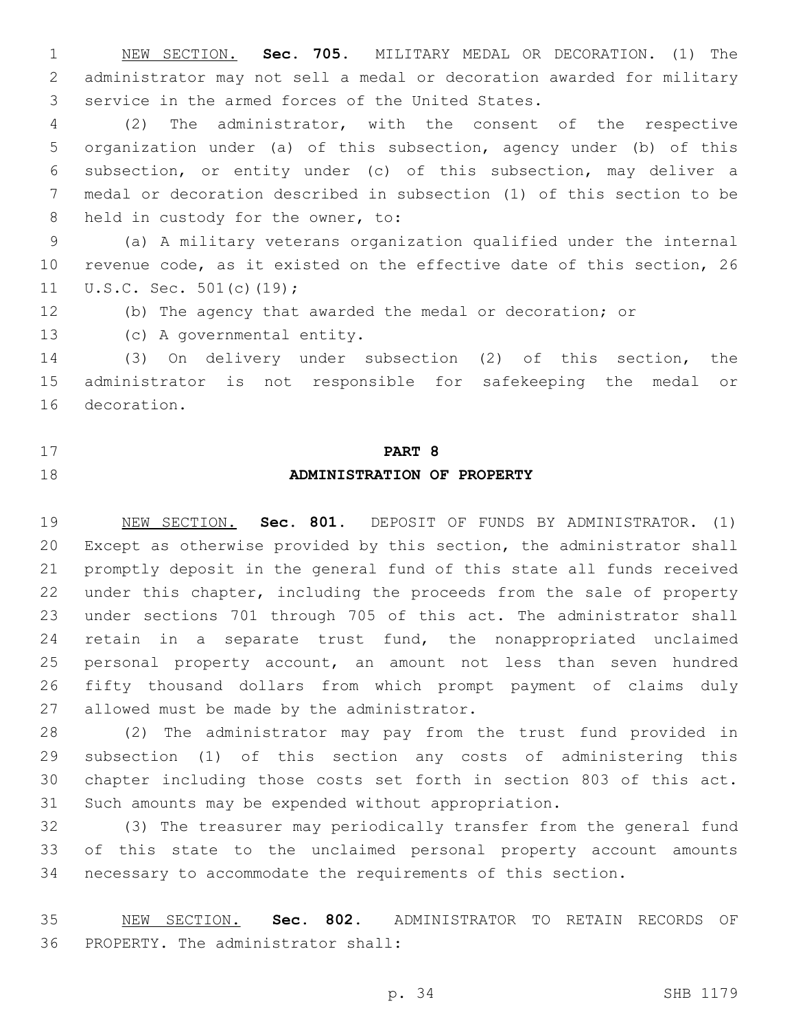NEW SECTION. **Sec. 705.** MILITARY MEDAL OR DECORATION. (1) The administrator may not sell a medal or decoration awarded for military service in the armed forces of the United States.

(2) The administrator, with the consent of the respective organization under (a) of this subsection, agency under (b) of this subsection, or entity under (c) of this subsection, may deliver a medal or decoration described in subsection (1) of this section to be held in custody for the owner, to:

(a) A military veterans organization qualified under the internal revenue code, as it existed on the effective date of this section, 26 U.S.C. Sec. 501(c)(19);

(b) The agency that awarded the medal or decoration; or

(c) A governmental entity.

(3) On delivery under subsection (2) of this section, the administrator is not responsible for safekeeping the medal or decoration.

## PART 8
## ADMINISTRATION OF PROPERTY

NEW SECTION. **Sec. 801.** DEPOSIT OF FUNDS BY ADMINISTRATOR. (1) Except as otherwise provided by this section, the administrator shall promptly deposit in the general fund of this state all funds received under this chapter, including the proceeds from the sale of property under sections 701 through 705 of this act. The administrator shall retain in a separate trust fund, the nonappropriated unclaimed personal property account, an amount not less than seven hundred fifty thousand dollars from which prompt payment of claims duly allowed must be made by the administrator.

(2) The administrator may pay from the trust fund provided in subsection (1) of this section any costs of administering this chapter including those costs set forth in section 803 of this act. Such amounts may be expended without appropriation.

(3) The treasurer may periodically transfer from the general fund of this state to the unclaimed personal property account amounts necessary to accommodate the requirements of this section.

NEW SECTION. **Sec. 802.** ADMINISTRATOR TO RETAIN RECORDS OF PROPERTY. The administrator shall: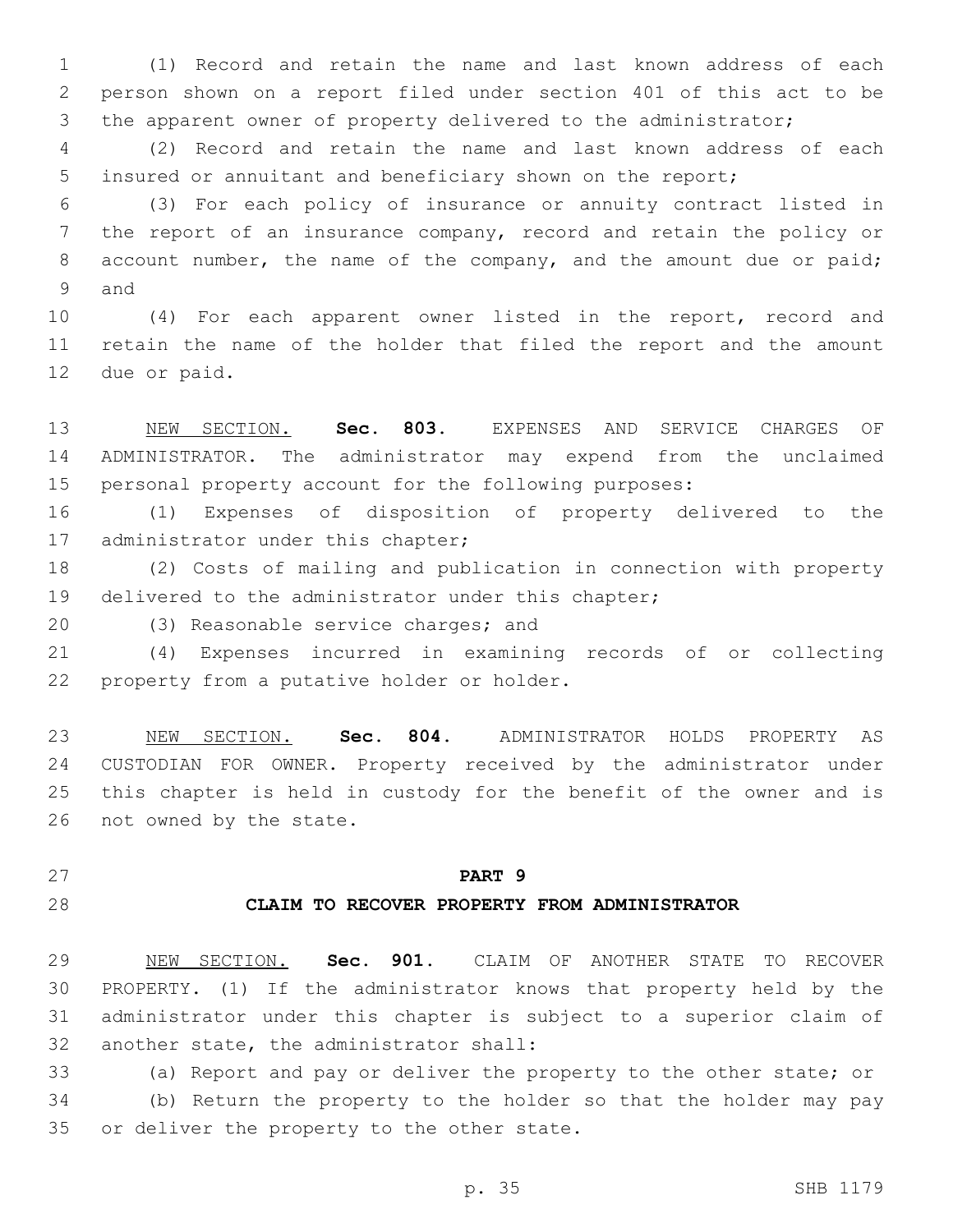(1) Record and retain the name and last known address of each person shown on a report filed under section 401 of this act to be the apparent owner of property delivered to the administrator;

(2) Record and retain the name and last known address of each insured or annuitant and beneficiary shown on the report;

(3) For each policy of insurance or annuity contract listed in the report of an insurance company, record and retain the policy or account number, the name of the company, and the amount due or paid; and

(4) For each apparent owner listed in the report, record and retain the name of the holder that filed the report and the amount due or paid.

NEW SECTION. **Sec. 803.** EXPENSES AND SERVICE CHARGES OF ADMINISTRATOR. The administrator may expend from the unclaimed personal property account for the following purposes:

(1) Expenses of disposition of property delivered to the administrator under this chapter;

(2) Costs of mailing and publication in connection with property delivered to the administrator under this chapter;

(3) Reasonable service charges; and

(4) Expenses incurred in examining records of or collecting property from a putative holder or holder.

NEW SECTION. **Sec. 804.** ADMINISTRATOR HOLDS PROPERTY AS CUSTODIAN FOR OWNER. Property received by the administrator under this chapter is held in custody for the benefit of the owner and is not owned by the state.

## PART 9

## CLAIM TO RECOVER PROPERTY FROM ADMINISTRATOR

NEW SECTION. **Sec. 901.** CLAIM OF ANOTHER STATE TO RECOVER PROPERTY. (1) If the administrator knows that property held by the administrator under this chapter is subject to a superior claim of another state, the administrator shall:

(a) Report and pay or deliver the property to the other state; or

(b) Return the property to the holder so that the holder may pay or deliver the property to the other state.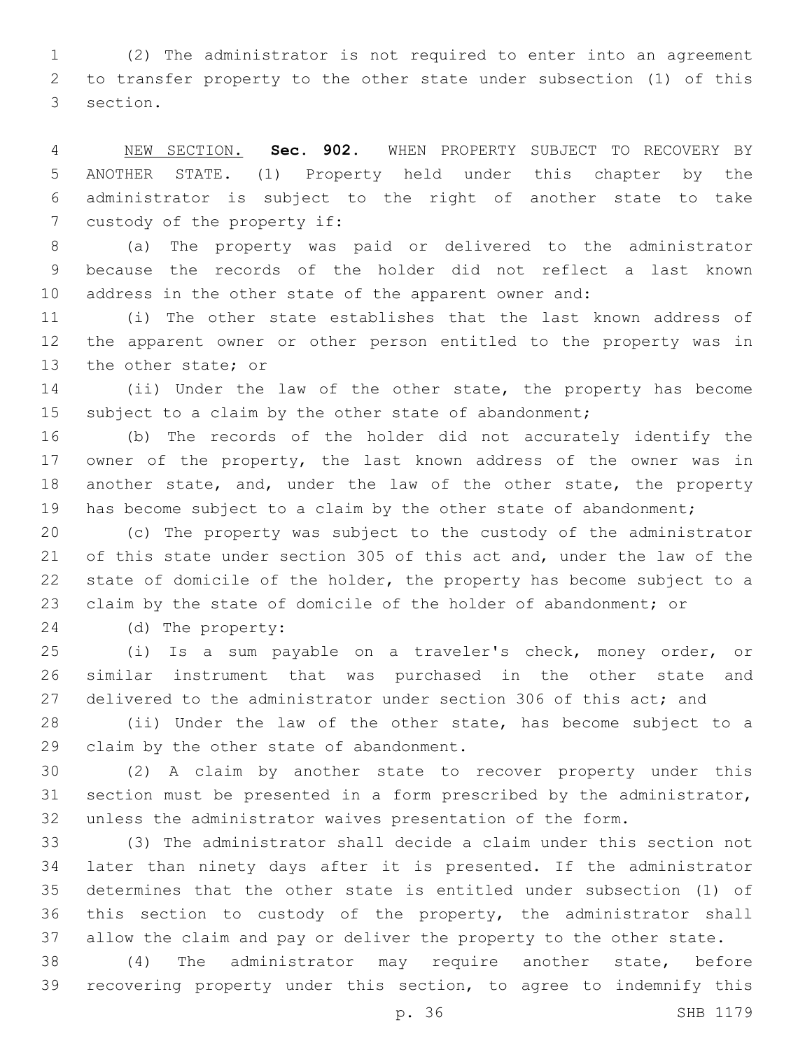(2) The administrator is not required to enter into an agreement to transfer property to the other state under subsection (1) of this section.

NEW SECTION. **Sec. 902.** WHEN PROPERTY SUBJECT TO RECOVERY BY ANOTHER STATE. (1) Property held under this chapter by the administrator is subject to the right of another state to take custody of the property if:

(a) The property was paid or delivered to the administrator because the records of the holder did not reflect a last known address in the other state of the apparent owner and:

(i) The other state establishes that the last known address of the apparent owner or other person entitled to the property was in the other state; or

(ii) Under the law of the other state, the property has become subject to a claim by the other state of abandonment;

(b) The records of the holder did not accurately identify the owner of the property, the last known address of the owner was in another state, and, under the law of the other state, the property has become subject to a claim by the other state of abandonment;

(c) The property was subject to the custody of the administrator of this state under section 305 of this act and, under the law of the state of domicile of the holder, the property has become subject to a claim by the state of domicile of the holder of abandonment; or

(d) The property:

(i) Is a sum payable on a traveler's check, money order, or similar instrument that was purchased in the other state and delivered to the administrator under section 306 of this act; and

(ii) Under the law of the other state, has become subject to a claim by the other state of abandonment.

(2) A claim by another state to recover property under this section must be presented in a form prescribed by the administrator, unless the administrator waives presentation of the form.

(3) The administrator shall decide a claim under this section not later than ninety days after it is presented. If the administrator determines that the other state is entitled under subsection (1) of this section to custody of the property, the administrator shall allow the claim and pay or deliver the property to the other state.

(4) The administrator may require another state, before recovering property under this section, to agree to indemnify this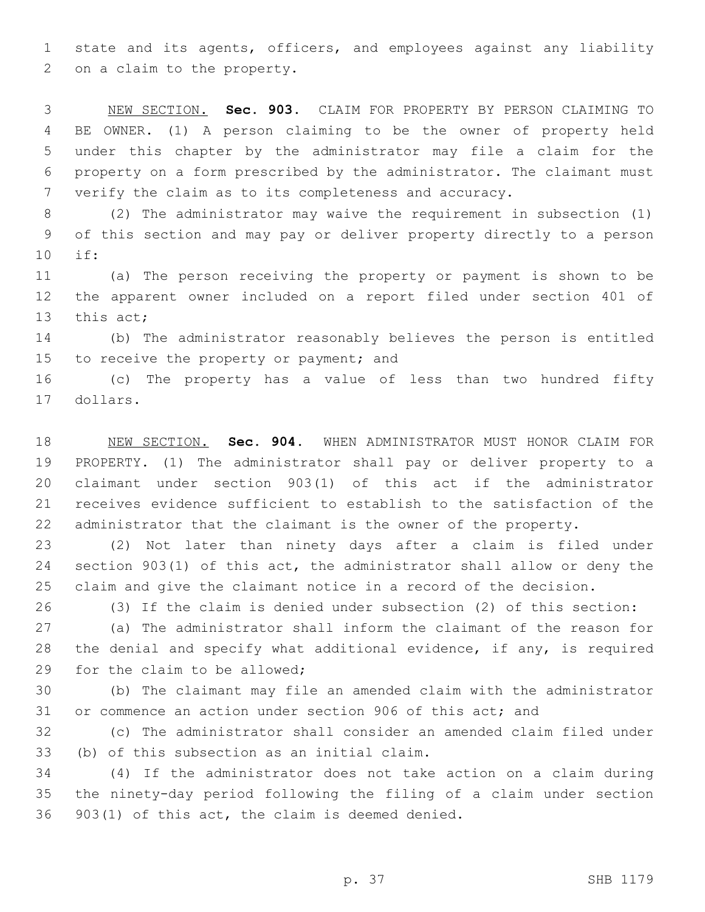state and its agents, officers, and employees against any liability on a claim to the property.

NEW SECTION. **Sec. 903.** CLAIM FOR PROPERTY BY PERSON CLAIMING TO BE OWNER. (1) A person claiming to be the owner of property held under this chapter by the administrator may file a claim for the property on a form prescribed by the administrator. The claimant must verify the claim as to its completeness and accuracy.

(2) The administrator may waive the requirement in subsection (1) of this section and may pay or deliver property directly to a person if:

(a) The person receiving the property or payment is shown to be the apparent owner included on a report filed under section 401 of this act;

(b) The administrator reasonably believes the person is entitled to receive the property or payment; and

(c) The property has a value of less than two hundred fifty dollars.

NEW SECTION. **Sec. 904.** WHEN ADMINISTRATOR MUST HONOR CLAIM FOR PROPERTY. (1) The administrator shall pay or deliver property to a claimant under section 903(1) of this act if the administrator receives evidence sufficient to establish to the satisfaction of the administrator that the claimant is the owner of the property.

(2) Not later than ninety days after a claim is filed under section 903(1) of this act, the administrator shall allow or deny the claim and give the claimant notice in a record of the decision.

(3) If the claim is denied under subsection (2) of this section:

(a) The administrator shall inform the claimant of the reason for the denial and specify what additional evidence, if any, is required for the claim to be allowed;

(b) The claimant may file an amended claim with the administrator or commence an action under section 906 of this act; and

(c) The administrator shall consider an amended claim filed under (b) of this subsection as an initial claim.

(4) If the administrator does not take action on a claim during the ninety-day period following the filing of a claim under section 903(1) of this act, the claim is deemed denied.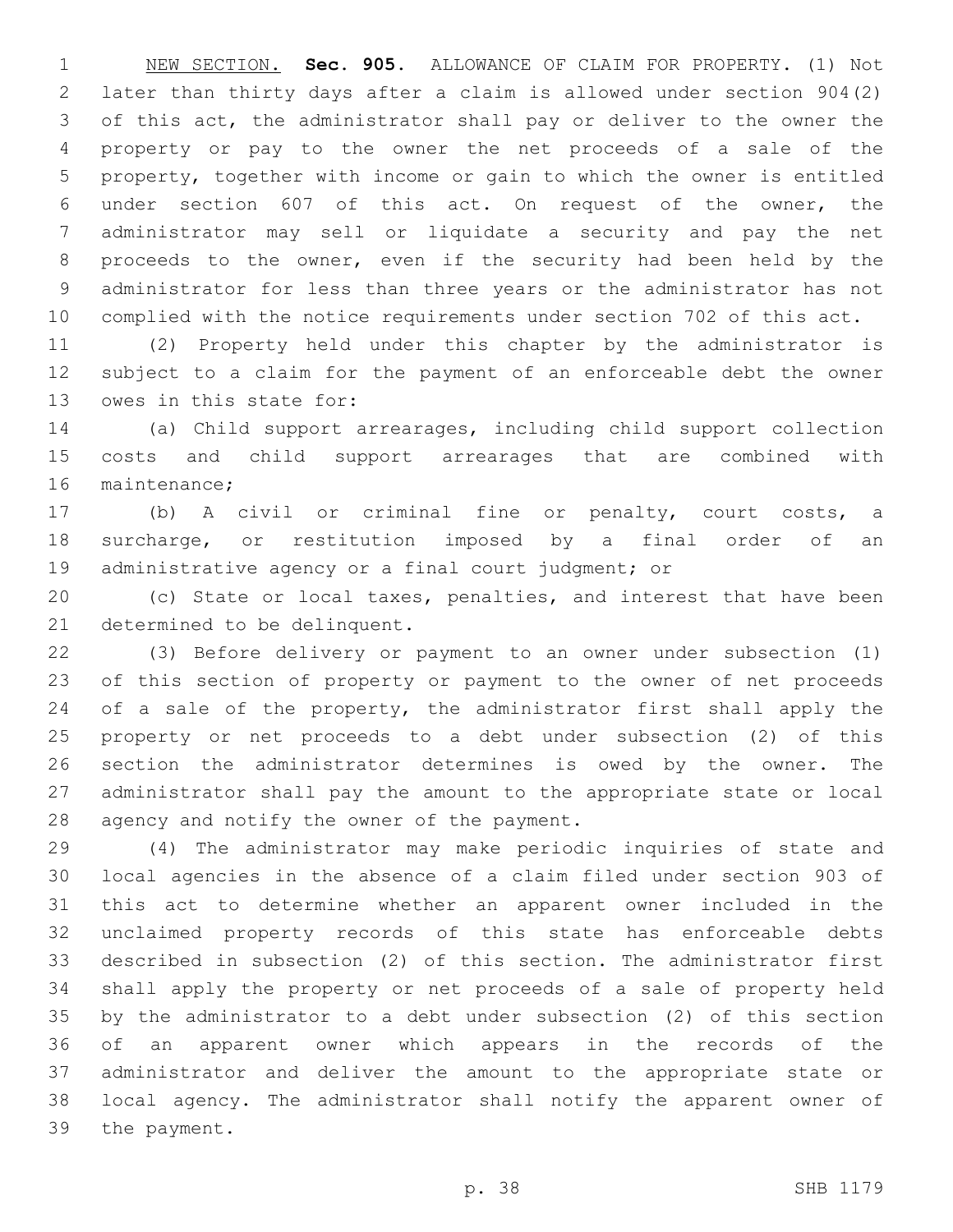NEW SECTION. **Sec. 905.** ALLOWANCE OF CLAIM FOR PROPERTY. (1) Not later than thirty days after a claim is allowed under section 904(2) of this act, the administrator shall pay or deliver to the owner the property or pay to the owner the net proceeds of a sale of the property, together with income or gain to which the owner is entitled under section 607 of this act. On request of the owner, the administrator may sell or liquidate a security and pay the net proceeds to the owner, even if the security had been held by the administrator for less than three years or the administrator has not complied with the notice requirements under section 702 of this act.

(2) Property held under this chapter by the administrator is subject to a claim for the payment of an enforceable debt the owner owes in this state for:

(a) Child support arrearages, including child support collection costs and child support arrearages that are combined with maintenance;

(b) A civil or criminal fine or penalty, court costs, a surcharge, or restitution imposed by a final order of an administrative agency or a final court judgment; or

(c) State or local taxes, penalties, and interest that have been determined to be delinquent.

(3) Before delivery or payment to an owner under subsection (1) of this section of property or payment to the owner of net proceeds of a sale of the property, the administrator first shall apply the property or net proceeds to a debt under subsection (2) of this section the administrator determines is owed by the owner. The administrator shall pay the amount to the appropriate state or local agency and notify the owner of the payment.

(4) The administrator may make periodic inquiries of state and local agencies in the absence of a claim filed under section 903 of this act to determine whether an apparent owner included in the unclaimed property records of this state has enforceable debts described in subsection (2) of this section. The administrator first shall apply the property or net proceeds of a sale of property held by the administrator to a debt under subsection (2) of this section of an apparent owner which appears in the records of the administrator and deliver the amount to the appropriate state or local agency. The administrator shall notify the apparent owner of the payment.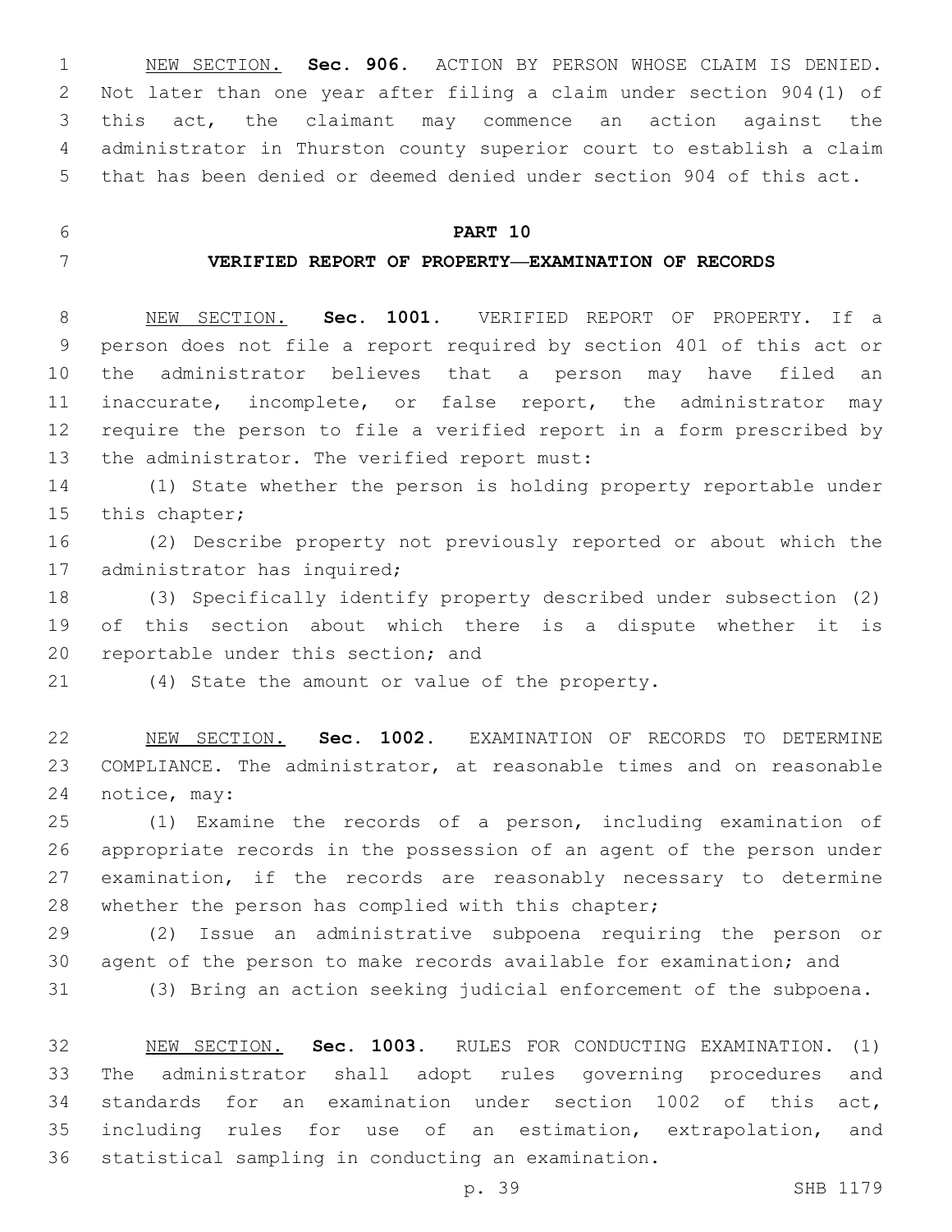NEW SECTION. **Sec. 906.** ACTION BY PERSON WHOSE CLAIM IS DENIED. Not later than one year after filing a claim under section 904(1) of this act, the claimant may commence an action against the administrator in Thurston county superior court to establish a claim that has been denied or deemed denied under section 904 of this act.

## PART 10

## VERIFIED REPORT OF PROPERTY—EXAMINATION OF RECORDS

NEW SECTION. **Sec. 1001.** VERIFIED REPORT OF PROPERTY. If a person does not file a report required by section 401 of this act or the administrator believes that a person may have filed an inaccurate, incomplete, or false report, the administrator may require the person to file a verified report in a form prescribed by the administrator. The verified report must:

(1) State whether the person is holding property reportable under this chapter;

(2) Describe property not previously reported or about which the administrator has inquired;

(3) Specifically identify property described under subsection (2) of this section about which there is a dispute whether it is reportable under this section; and

(4) State the amount or value of the property.

NEW SECTION. **Sec. 1002.** EXAMINATION OF RECORDS TO DETERMINE COMPLIANCE. The administrator, at reasonable times and on reasonable notice, may:

(1) Examine the records of a person, including examination of appropriate records in the possession of an agent of the person under examination, if the records are reasonably necessary to determine whether the person has complied with this chapter;

(2) Issue an administrative subpoena requiring the person or agent of the person to make records available for examination; and

(3) Bring an action seeking judicial enforcement of the subpoena.

NEW SECTION. **Sec. 1003.** RULES FOR CONDUCTING EXAMINATION. (1) The administrator shall adopt rules governing procedures and standards for an examination under section 1002 of this act, including rules for use of an estimation, extrapolation, and statistical sampling in conducting an examination.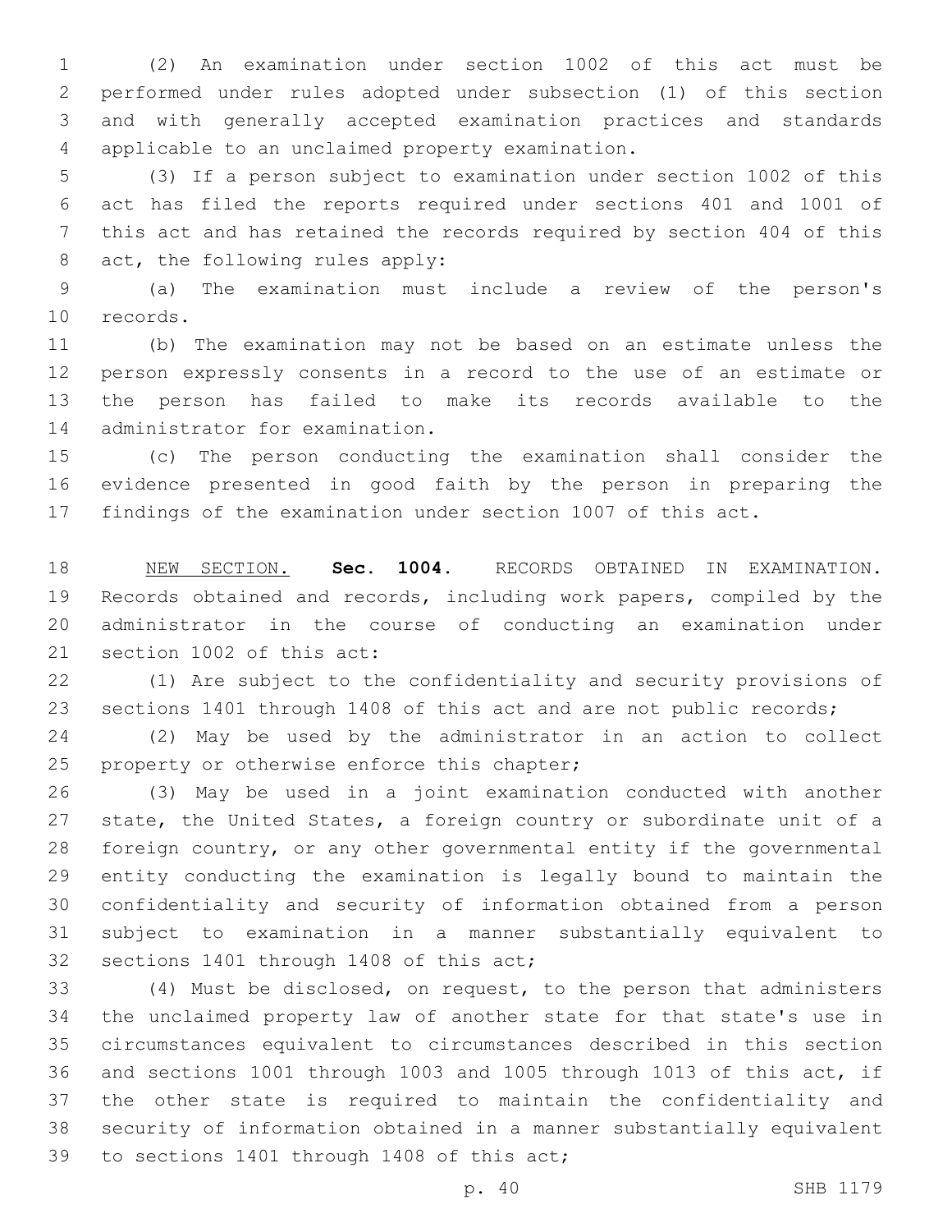(2) An examination under section 1002 of this act must be performed under rules adopted under subsection (1) of this section and with generally accepted examination practices and standards applicable to an unclaimed property examination.

(3) If a person subject to examination under section 1002 of this act has filed the reports required under sections 401 and 1001 of this act and has retained the records required by section 404 of this act, the following rules apply:

(a) The examination must include a review of the person's records.

(b) The examination may not be based on an estimate unless the person expressly consents in a record to the use of an estimate or the person has failed to make its records available to the administrator for examination.

(c) The person conducting the examination shall consider the evidence presented in good faith by the person in preparing the findings of the examination under section 1007 of this act.

NEW SECTION. **Sec. 1004.** RECORDS OBTAINED IN EXAMINATION. Records obtained and records, including work papers, compiled by the administrator in the course of conducting an examination under section 1002 of this act:

(1) Are subject to the confidentiality and security provisions of sections 1401 through 1408 of this act and are not public records;

(2) May be used by the administrator in an action to collect property or otherwise enforce this chapter;

(3) May be used in a joint examination conducted with another state, the United States, a foreign country or subordinate unit of a foreign country, or any other governmental entity if the governmental entity conducting the examination is legally bound to maintain the confidentiality and security of information obtained from a person subject to examination in a manner substantially equivalent to sections 1401 through 1408 of this act;

(4) Must be disclosed, on request, to the person that administers the unclaimed property law of another state for that state's use in circumstances equivalent to circumstances described in this section and sections 1001 through 1003 and 1005 through 1013 of this act, if the other state is required to maintain the confidentiality and security of information obtained in a manner substantially equivalent to sections 1401 through 1408 of this act;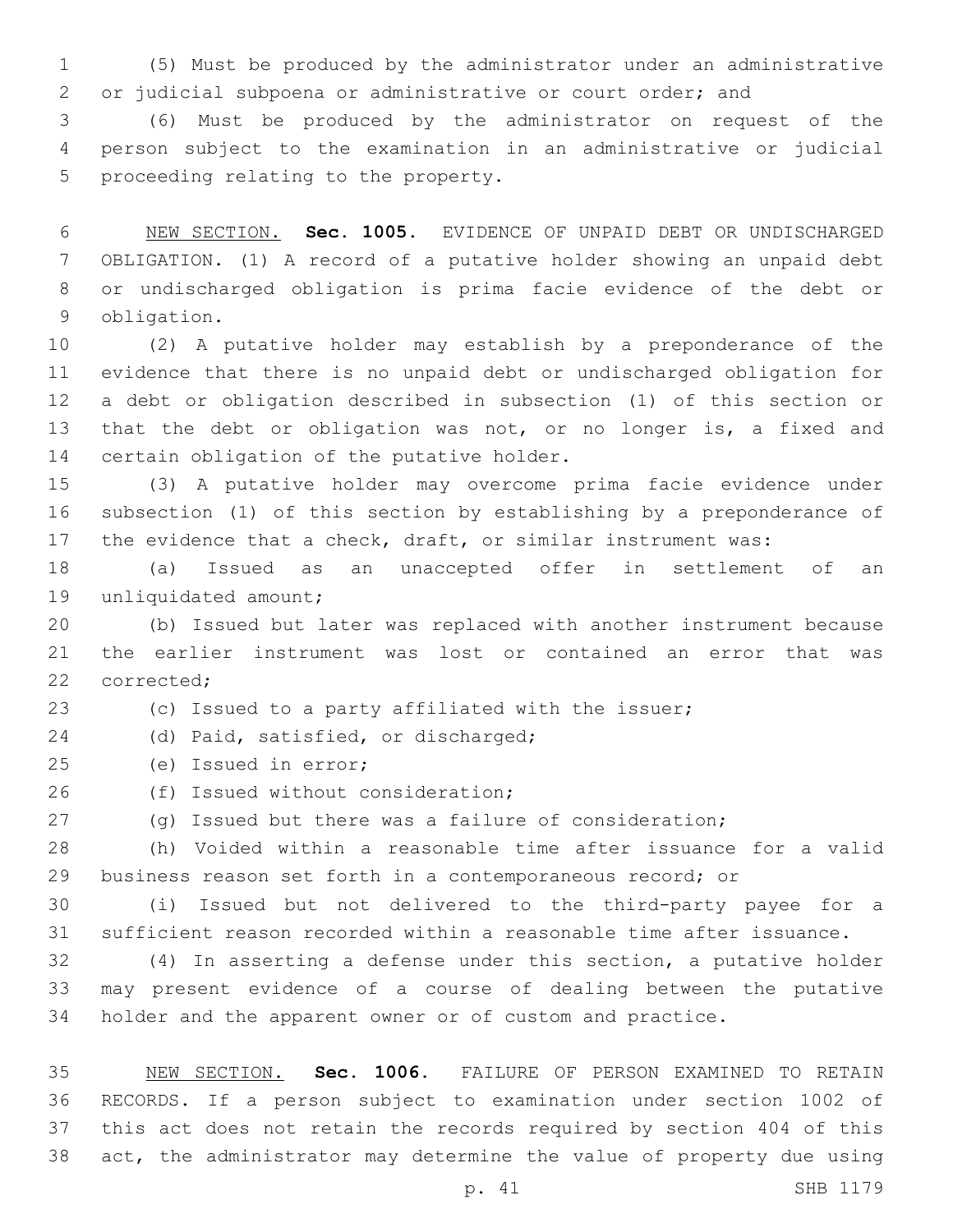(5) Must be produced by the administrator under an administrative or judicial subpoena or administrative or court order; and

(6) Must be produced by the administrator on request of the person subject to the examination in an administrative or judicial proceeding relating to the property.

NEW SECTION. **Sec. 1005.** EVIDENCE OF UNPAID DEBT OR UNDISCHARGED OBLIGATION. (1) A record of a putative holder showing an unpaid debt or undischarged obligation is prima facie evidence of the debt or obligation.

(2) A putative holder may establish by a preponderance of the evidence that there is no unpaid debt or undischarged obligation for a debt or obligation described in subsection (1) of this section or that the debt or obligation was not, or no longer is, a fixed and certain obligation of the putative holder.

(3) A putative holder may overcome prima facie evidence under subsection (1) of this section by establishing by a preponderance of the evidence that a check, draft, or similar instrument was:

(a) Issued as an unaccepted offer in settlement of an unliquidated amount;

(b) Issued but later was replaced with another instrument because the earlier instrument was lost or contained an error that was corrected;

(c) Issued to a party affiliated with the issuer;

(d) Paid, satisfied, or discharged;

(e) Issued in error;

(f) Issued without consideration;

(g) Issued but there was a failure of consideration;

(h) Voided within a reasonable time after issuance for a valid business reason set forth in a contemporaneous record; or

(i) Issued but not delivered to the third-party payee for a sufficient reason recorded within a reasonable time after issuance.

(4) In asserting a defense under this section, a putative holder may present evidence of a course of dealing between the putative holder and the apparent owner or of custom and practice.

NEW SECTION. **Sec. 1006.** FAILURE OF PERSON EXAMINED TO RETAIN RECORDS. If a person subject to examination under section 1002 of this act does not retain the records required by section 404 of this act, the administrator may determine the value of property due using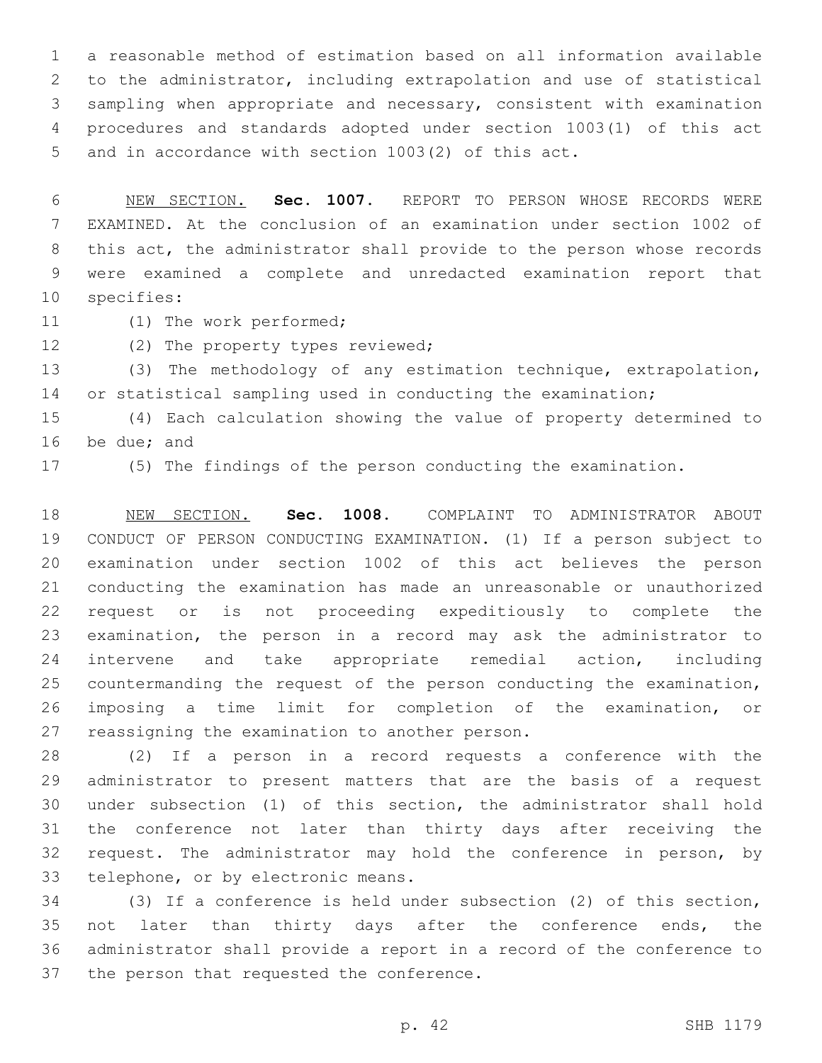a reasonable method of estimation based on all information available to the administrator, including extrapolation and use of statistical sampling when appropriate and necessary, consistent with examination procedures and standards adopted under section 1003(1) of this act and in accordance with section 1003(2) of this act.

NEW SECTION. **Sec. 1007.** REPORT TO PERSON WHOSE RECORDS WERE EXAMINED. At the conclusion of an examination under section 1002 of this act, the administrator shall provide to the person whose records were examined a complete and unredacted examination report that specifies:

(1) The work performed;

(2) The property types reviewed;

(3) The methodology of any estimation technique, extrapolation, or statistical sampling used in conducting the examination;

(4) Each calculation showing the value of property determined to be due; and

(5) The findings of the person conducting the examination.

NEW SECTION. **Sec. 1008.** COMPLAINT TO ADMINISTRATOR ABOUT CONDUCT OF PERSON CONDUCTING EXAMINATION. (1) If a person subject to examination under section 1002 of this act believes the person conducting the examination has made an unreasonable or unauthorized request or is not proceeding expeditiously to complete the examination, the person in a record may ask the administrator to intervene and take appropriate remedial action, including countermanding the request of the person conducting the examination, imposing a time limit for completion of the examination, or reassigning the examination to another person.

(2) If a person in a record requests a conference with the administrator to present matters that are the basis of a request under subsection (1) of this section, the administrator shall hold the conference not later than thirty days after receiving the request. The administrator may hold the conference in person, by telephone, or by electronic means.

(3) If a conference is held under subsection (2) of this section, not later than thirty days after the conference ends, the administrator shall provide a report in a record of the conference to the person that requested the conference.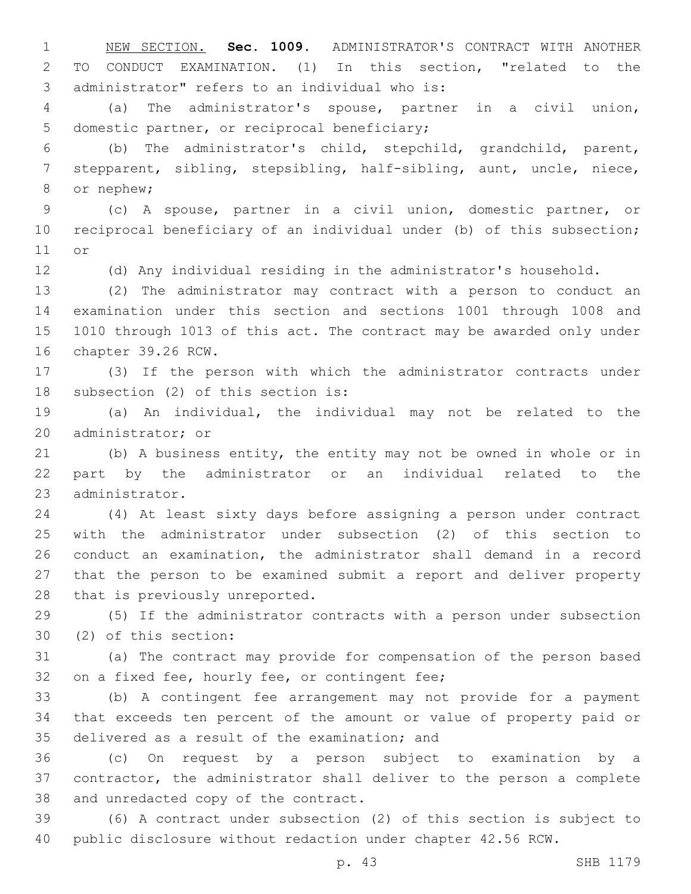NEW SECTION. **Sec. 1009.** ADMINISTRATOR'S CONTRACT WITH ANOTHER TO CONDUCT EXAMINATION. (1) In this section, "related to the administrator" refers to an individual who is:

(a) The administrator's spouse, partner in a civil union, domestic partner, or reciprocal beneficiary;

(b) The administrator's child, stepchild, grandchild, parent, stepparent, sibling, stepsibling, half-sibling, aunt, uncle, niece, or nephew;

(c) A spouse, partner in a civil union, domestic partner, or reciprocal beneficiary of an individual under (b) of this subsection; or

(d) Any individual residing in the administrator's household.

(2) The administrator may contract with a person to conduct an examination under this section and sections 1001 through 1008 and 1010 through 1013 of this act. The contract may be awarded only under chapter 39.26 RCW.

(3) If the person with which the administrator contracts under subsection (2) of this section is:

(a) An individual, the individual may not be related to the administrator; or

(b) A business entity, the entity may not be owned in whole or in part by the administrator or an individual related to the administrator.

(4) At least sixty days before assigning a person under contract with the administrator under subsection (2) of this section to conduct an examination, the administrator shall demand in a record that the person to be examined submit a report and deliver property that is previously unreported.

(5) If the administrator contracts with a person under subsection (2) of this section:

(a) The contract may provide for compensation of the person based on a fixed fee, hourly fee, or contingent fee;

(b) A contingent fee arrangement may not provide for a payment that exceeds ten percent of the amount or value of property paid or delivered as a result of the examination; and

(c) On request by a person subject to examination by a contractor, the administrator shall deliver to the person a complete and unredacted copy of the contract.

(6) A contract under subsection (2) of this section is subject to public disclosure without redaction under chapter 42.56 RCW.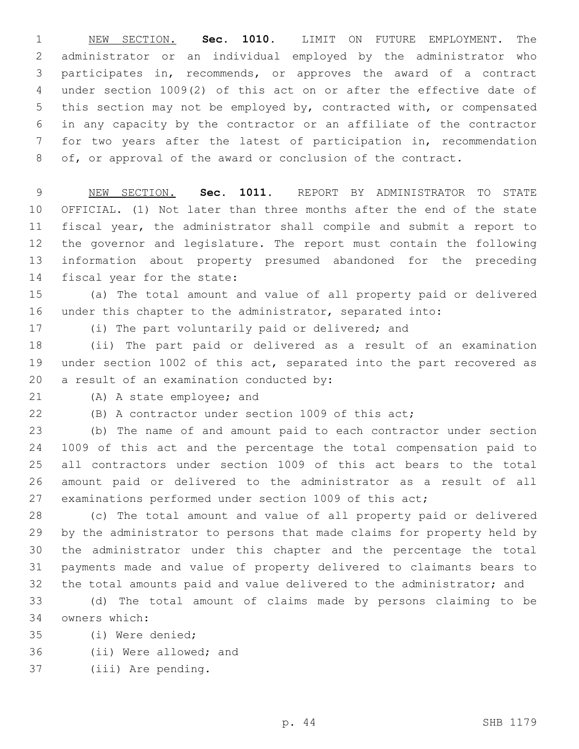NEW SECTION. **Sec. 1010.** LIMIT ON FUTURE EMPLOYMENT. The administrator or an individual employed by the administrator who participates in, recommends, or approves the award of a contract under section 1009(2) of this act on or after the effective date of this section may not be employed by, contracted with, or compensated in any capacity by the contractor or an affiliate of the contractor for two years after the latest of participation in, recommendation of, or approval of the award or conclusion of the contract.

NEW SECTION. **Sec. 1011.** REPORT BY ADMINISTRATOR TO STATE OFFICIAL. (1) Not later than three months after the end of the state fiscal year, the administrator shall compile and submit a report to the governor and legislature. The report must contain the following information about property presumed abandoned for the preceding fiscal year for the state:

(a) The total amount and value of all property paid or delivered under this chapter to the administrator, separated into:

(i) The part voluntarily paid or delivered; and

(ii) The part paid or delivered as a result of an examination under section 1002 of this act, separated into the part recovered as a result of an examination conducted by:

(A) A state employee; and

(B) A contractor under section 1009 of this act;

(b) The name of and amount paid to each contractor under section 1009 of this act and the percentage the total compensation paid to all contractors under section 1009 of this act bears to the total amount paid or delivered to the administrator as a result of all examinations performed under section 1009 of this act;

(c) The total amount and value of all property paid or delivered by the administrator to persons that made claims for property held by the administrator under this chapter and the percentage the total payments made and value of property delivered to claimants bears to the total amounts paid and value delivered to the administrator; and

(d) The total amount of claims made by persons claiming to be owners which:

(i) Were denied;

(ii) Were allowed; and

(iii) Are pending.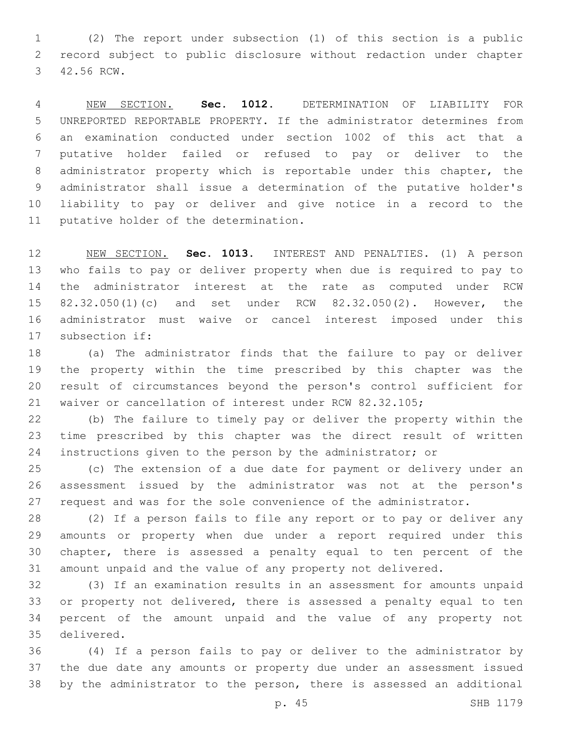(2) The report under subsection (1) of this section is a public record subject to public disclosure without redaction under chapter 42.56 RCW.

NEW SECTION. **Sec. 1012.** DETERMINATION OF LIABILITY FOR UNREPORTED REPORTABLE PROPERTY. If the administrator determines from an examination conducted under section 1002 of this act that a putative holder failed or refused to pay or deliver to the administrator property which is reportable under this chapter, the administrator shall issue a determination of the putative holder's liability to pay or deliver and give notice in a record to the putative holder of the determination.

NEW SECTION. **Sec. 1013.** INTEREST AND PENALTIES. (1) A person who fails to pay or deliver property when due is required to pay to the administrator interest at the rate as computed under RCW 82.32.050(1)(c) and set under RCW 82.32.050(2). However, the administrator must waive or cancel interest imposed under this subsection if:

(a) The administrator finds that the failure to pay or deliver the property within the time prescribed by this chapter was the result of circumstances beyond the person's control sufficient for waiver or cancellation of interest under RCW 82.32.105;

(b) The failure to timely pay or deliver the property within the time prescribed by this chapter was the direct result of written instructions given to the person by the administrator; or

(c) The extension of a due date for payment or delivery under an assessment issued by the administrator was not at the person's request and was for the sole convenience of the administrator.

(2) If a person fails to file any report or to pay or deliver any amounts or property when due under a report required under this chapter, there is assessed a penalty equal to ten percent of the amount unpaid and the value of any property not delivered.

(3) If an examination results in an assessment for amounts unpaid or property not delivered, there is assessed a penalty equal to ten percent of the amount unpaid and the value of any property not delivered.

(4) If a person fails to pay or deliver to the administrator by the due date any amounts or property due under an assessment issued by the administrator to the person, there is assessed an additional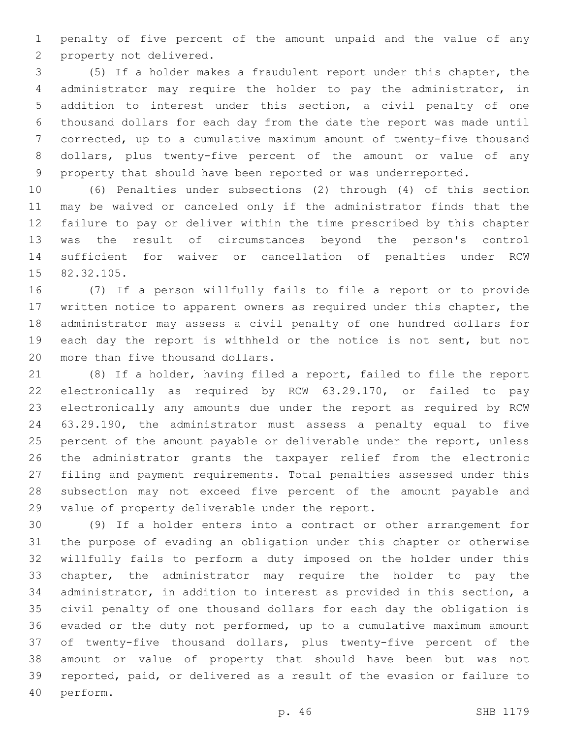penalty of five percent of the amount unpaid and the value of any property not delivered.

(5) If a holder makes a fraudulent report under this chapter, the administrator may require the holder to pay the administrator, in addition to interest under this section, a civil penalty of one thousand dollars for each day from the date the report was made until corrected, up to a cumulative maximum amount of twenty-five thousand dollars, plus twenty-five percent of the amount or value of any property that should have been reported or was underreported.

(6) Penalties under subsections (2) through (4) of this section may be waived or canceled only if the administrator finds that the failure to pay or deliver within the time prescribed by this chapter was the result of circumstances beyond the person's control sufficient for waiver or cancellation of penalties under RCW 82.32.105.

(7) If a person willfully fails to file a report or to provide written notice to apparent owners as required under this chapter, the administrator may assess a civil penalty of one hundred dollars for each day the report is withheld or the notice is not sent, but not more than five thousand dollars.

(8) If a holder, having filed a report, failed to file the report electronically as required by RCW 63.29.170, or failed to pay electronically any amounts due under the report as required by RCW 63.29.190, the administrator must assess a penalty equal to five percent of the amount payable or deliverable under the report, unless the administrator grants the taxpayer relief from the electronic filing and payment requirements. Total penalties assessed under this subsection may not exceed five percent of the amount payable and value of property deliverable under the report.

(9) If a holder enters into a contract or other arrangement for the purpose of evading an obligation under this chapter or otherwise willfully fails to perform a duty imposed on the holder under this chapter, the administrator may require the holder to pay the administrator, in addition to interest as provided in this section, a civil penalty of one thousand dollars for each day the obligation is evaded or the duty not performed, up to a cumulative maximum amount of twenty-five thousand dollars, plus twenty-five percent of the amount or value of property that should have been but was not reported, paid, or delivered as a result of the evasion or failure to perform.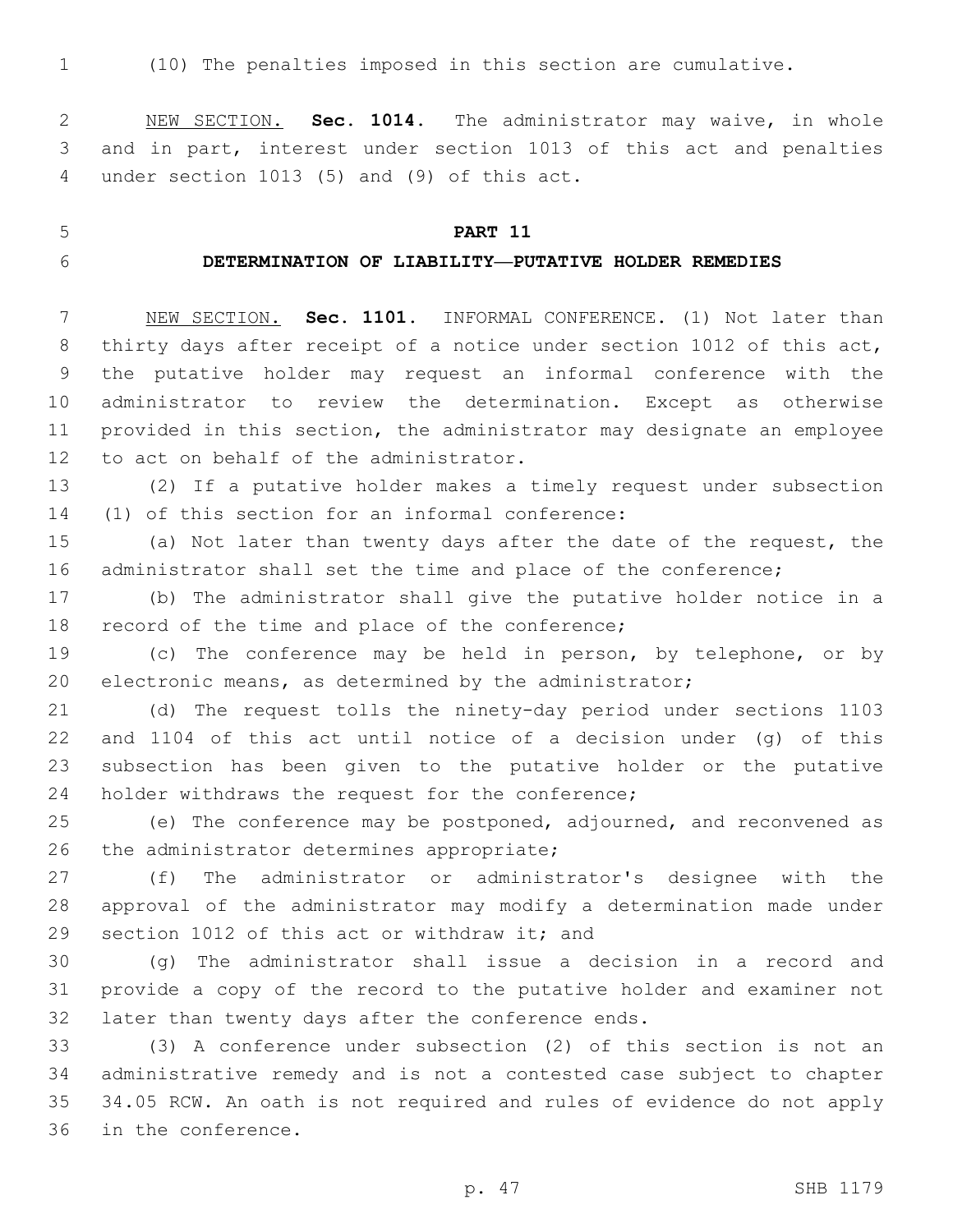(10) The penalties imposed in this section are cumulative.

NEW SECTION. **Sec. 1014.** The administrator may waive, in whole and in part, interest under section 1013 of this act and penalties under section 1013 (5) and (9) of this act.

## PART 11

## DETERMINATION OF LIABILITY—PUTATIVE HOLDER REMEDIES

NEW SECTION. **Sec. 1101.** INFORMAL CONFERENCE. (1) Not later than thirty days after receipt of a notice under section 1012 of this act, the putative holder may request an informal conference with the administrator to review the determination. Except as otherwise provided in this section, the administrator may designate an employee to act on behalf of the administrator.

(2) If a putative holder makes a timely request under subsection (1) of this section for an informal conference:

(a) Not later than twenty days after the date of the request, the administrator shall set the time and place of the conference;

(b) The administrator shall give the putative holder notice in a record of the time and place of the conference;

(c) The conference may be held in person, by telephone, or by electronic means, as determined by the administrator;

(d) The request tolls the ninety-day period under sections 1103 and 1104 of this act until notice of a decision under (g) of this subsection has been given to the putative holder or the putative holder withdraws the request for the conference;

(e) The conference may be postponed, adjourned, and reconvened as the administrator determines appropriate;

(f) The administrator or administrator's designee with the approval of the administrator may modify a determination made under section 1012 of this act or withdraw it; and

(g) The administrator shall issue a decision in a record and provide a copy of the record to the putative holder and examiner not later than twenty days after the conference ends.

(3) A conference under subsection (2) of this section is not an administrative remedy and is not a contested case subject to chapter 34.05 RCW. An oath is not required and rules of evidence do not apply in the conference.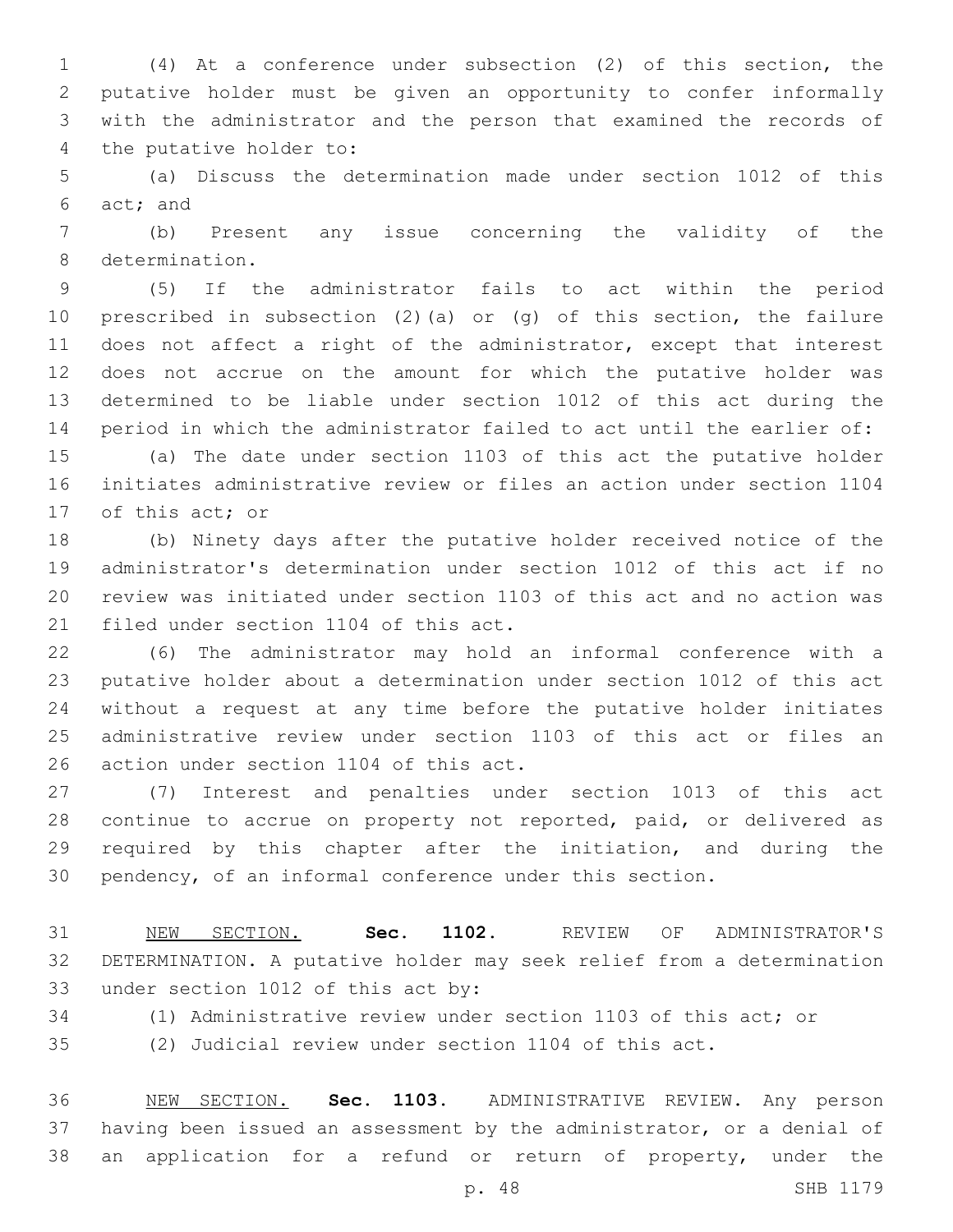(4) At a conference under subsection (2) of this section, the putative holder must be given an opportunity to confer informally with the administrator and the person that examined the records of the putative holder to:

(a) Discuss the determination made under section 1012 of this act; and

(b) Present any issue concerning the validity of the determination.

(5) If the administrator fails to act within the period prescribed in subsection (2)(a) or (g) of this section, the failure does not affect a right of the administrator, except that interest does not accrue on the amount for which the putative holder was determined to be liable under section 1012 of this act during the period in which the administrator failed to act until the earlier of:

(a) The date under section 1103 of this act the putative holder initiates administrative review or files an action under section 1104 of this act; or

(b) Ninety days after the putative holder received notice of the administrator's determination under section 1012 of this act if no review was initiated under section 1103 of this act and no action was filed under section 1104 of this act.

(6) The administrator may hold an informal conference with a putative holder about a determination under section 1012 of this act without a request at any time before the putative holder initiates administrative review under section 1103 of this act or files an action under section 1104 of this act.

(7) Interest and penalties under section 1013 of this act continue to accrue on property not reported, paid, or delivered as required by this chapter after the initiation, and during the pendency, of an informal conference under this section.

NEW SECTION. **Sec. 1102.** REVIEW OF ADMINISTRATOR'S DETERMINATION. A putative holder may seek relief from a determination under section 1012 of this act by:

(1) Administrative review under section 1103 of this act; or

(2) Judicial review under section 1104 of this act.

NEW SECTION. **Sec. 1103.** ADMINISTRATIVE REVIEW. Any person having been issued an assessment by the administrator, or a denial of an application for a refund or return of property, under the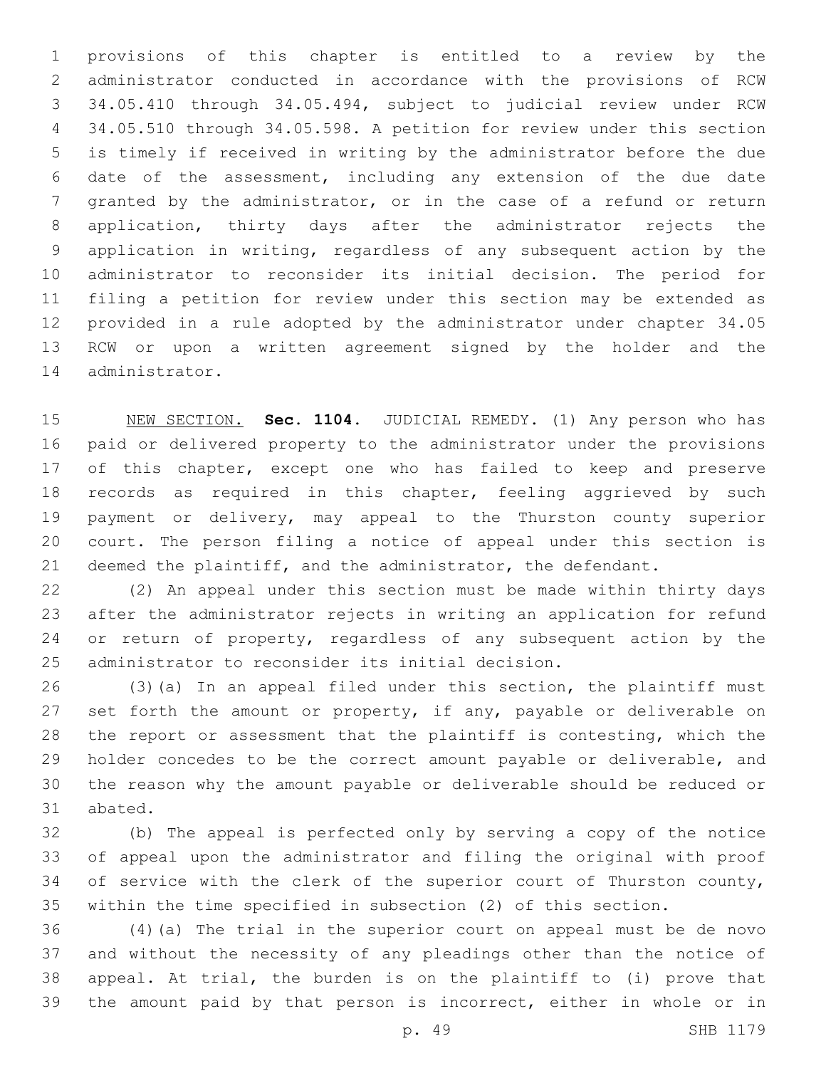provisions of this chapter is entitled to a review by the administrator conducted in accordance with the provisions of RCW 34.05.410 through 34.05.494, subject to judicial review under RCW 34.05.510 through 34.05.598. A petition for review under this section is timely if received in writing by the administrator before the due date of the assessment, including any extension of the due date granted by the administrator, or in the case of a refund or return application, thirty days after the administrator rejects the application in writing, regardless of any subsequent action by the administrator to reconsider its initial decision. The period for filing a petition for review under this section may be extended as provided in a rule adopted by the administrator under chapter 34.05 RCW or upon a written agreement signed by the holder and the administrator.

NEW SECTION. **Sec. 1104.** JUDICIAL REMEDY. (1) Any person who has paid or delivered property to the administrator under the provisions of this chapter, except one who has failed to keep and preserve records as required in this chapter, feeling aggrieved by such payment or delivery, may appeal to the Thurston county superior court. The person filing a notice of appeal under this section is deemed the plaintiff, and the administrator, the defendant.

(2) An appeal under this section must be made within thirty days after the administrator rejects in writing an application for refund or return of property, regardless of any subsequent action by the administrator to reconsider its initial decision.

(3)(a) In an appeal filed under this section, the plaintiff must set forth the amount or property, if any, payable or deliverable on the report or assessment that the plaintiff is contesting, which the holder concedes to be the correct amount payable or deliverable, and the reason why the amount payable or deliverable should be reduced or abated.

(b) The appeal is perfected only by serving a copy of the notice of appeal upon the administrator and filing the original with proof of service with the clerk of the superior court of Thurston county, within the time specified in subsection (2) of this section.

(4)(a) The trial in the superior court on appeal must be de novo and without the necessity of any pleadings other than the notice of appeal. At trial, the burden is on the plaintiff to (i) prove that the amount paid by that person is incorrect, either in whole or in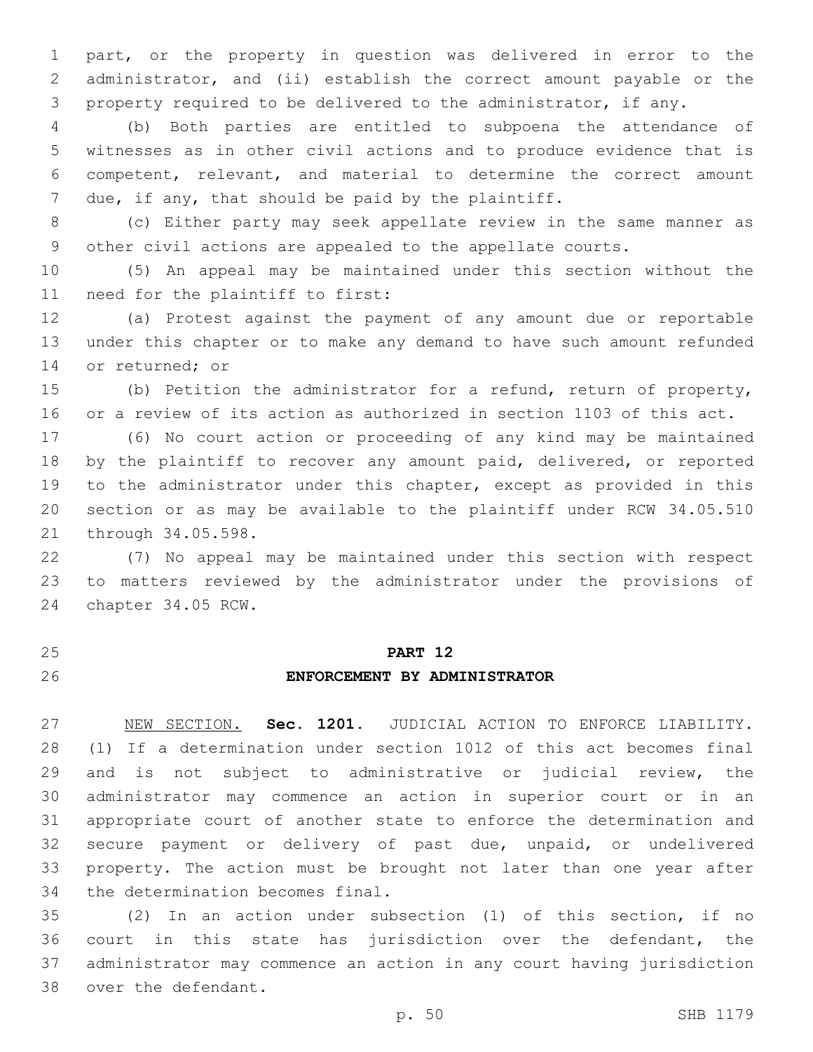part, or the property in question was delivered in error to the administrator, and (ii) establish the correct amount payable or the property required to be delivered to the administrator, if any.

(b) Both parties are entitled to subpoena the attendance of witnesses as in other civil actions and to produce evidence that is competent, relevant, and material to determine the correct amount due, if any, that should be paid by the plaintiff.

(c) Either party may seek appellate review in the same manner as other civil actions are appealed to the appellate courts.

(5) An appeal may be maintained under this section without the need for the plaintiff to first:

(a) Protest against the payment of any amount due or reportable under this chapter or to make any demand to have such amount refunded or returned; or

(b) Petition the administrator for a refund, return of property, or a review of its action as authorized in section 1103 of this act.

(6) No court action or proceeding of any kind may be maintained by the plaintiff to recover any amount paid, delivered, or reported to the administrator under this chapter, except as provided in this section or as may be available to the plaintiff under RCW 34.05.510 through 34.05.598.

(7) No appeal may be maintained under this section with respect to matters reviewed by the administrator under the provisions of chapter 34.05 RCW.

## PART 12
## ENFORCEMENT BY ADMINISTRATOR

NEW SECTION. **Sec. 1201.** JUDICIAL ACTION TO ENFORCE LIABILITY. (1) If a determination under section 1012 of this act becomes final and is not subject to administrative or judicial review, the administrator may commence an action in superior court or in an appropriate court of another state to enforce the determination and secure payment or delivery of past due, unpaid, or undelivered property. The action must be brought not later than one year after the determination becomes final.

(2) In an action under subsection (1) of this section, if no court in this state has jurisdiction over the defendant, the administrator may commence an action in any court having jurisdiction over the defendant.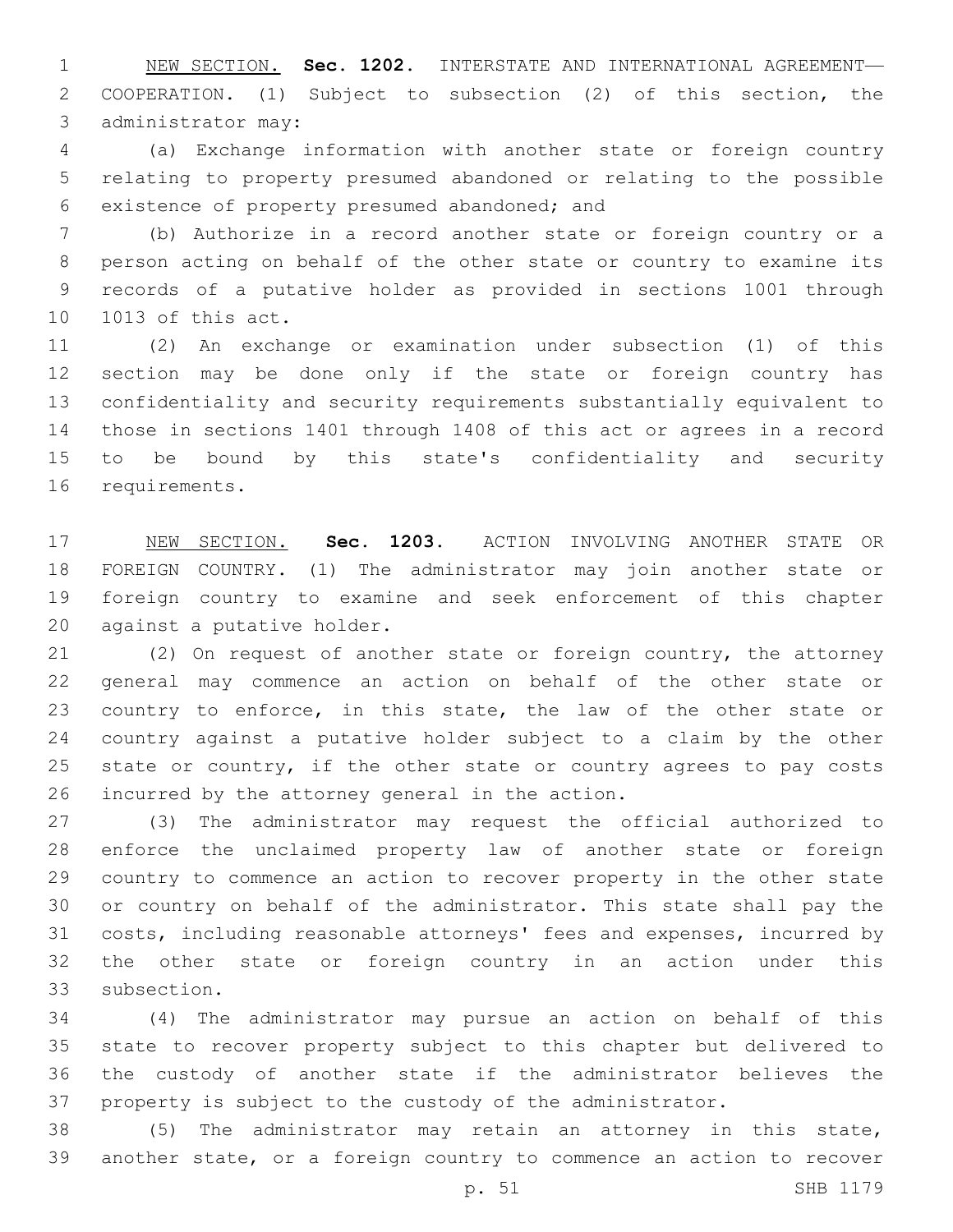NEW SECTION. **Sec. 1202.** INTERSTATE AND INTERNATIONAL AGREEMENT—COOPERATION. (1) Subject to subsection (2) of this section, the administrator may:

(a) Exchange information with another state or foreign country relating to property presumed abandoned or relating to the possible existence of property presumed abandoned; and

(b) Authorize in a record another state or foreign country or a person acting on behalf of the other state or country to examine its records of a putative holder as provided in sections 1001 through 1013 of this act.

(2) An exchange or examination under subsection (1) of this section may be done only if the state or foreign country has confidentiality and security requirements substantially equivalent to those in sections 1401 through 1408 of this act or agrees in a record to be bound by this state's confidentiality and security requirements.

NEW SECTION. **Sec. 1203.** ACTION INVOLVING ANOTHER STATE OR FOREIGN COUNTRY. (1) The administrator may join another state or foreign country to examine and seek enforcement of this chapter against a putative holder.

(2) On request of another state or foreign country, the attorney general may commence an action on behalf of the other state or country to enforce, in this state, the law of the other state or country against a putative holder subject to a claim by the other state or country, if the other state or country agrees to pay costs incurred by the attorney general in the action.

(3) The administrator may request the official authorized to enforce the unclaimed property law of another state or foreign country to commence an action to recover property in the other state or country on behalf of the administrator. This state shall pay the costs, including reasonable attorneys' fees and expenses, incurred by the other state or foreign country in an action under this subsection.

(4) The administrator may pursue an action on behalf of this state to recover property subject to this chapter but delivered to the custody of another state if the administrator believes the property is subject to the custody of the administrator.

(5) The administrator may retain an attorney in this state, another state, or a foreign country to commence an action to recover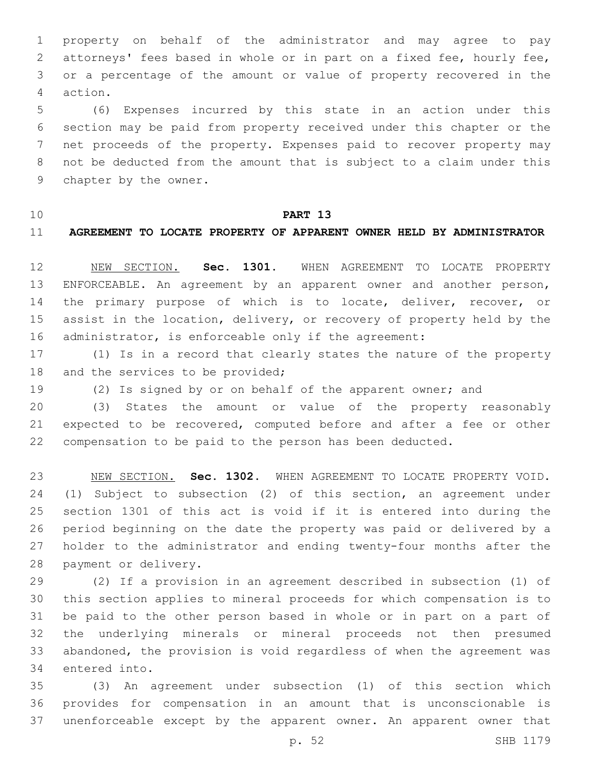property on behalf of the administrator and may agree to pay attorneys' fees based in whole or in part on a fixed fee, hourly fee, or a percentage of the amount or value of property recovered in the action.

(6) Expenses incurred by this state in an action under this section may be paid from property received under this chapter or the net proceeds of the property. Expenses paid to recover property may not be deducted from the amount that is subject to a claim under this chapter by the owner.

## PART 13

## AGREEMENT TO LOCATE PROPERTY OF APPARENT OWNER HELD BY ADMINISTRATOR

NEW SECTION. **Sec. 1301.** WHEN AGREEMENT TO LOCATE PROPERTY ENFORCEABLE. An agreement by an apparent owner and another person, the primary purpose of which is to locate, deliver, recover, or assist in the location, delivery, or recovery of property held by the administrator, is enforceable only if the agreement:

(1) Is in a record that clearly states the nature of the property and the services to be provided;

(2) Is signed by or on behalf of the apparent owner; and

(3) States the amount or value of the property reasonably expected to be recovered, computed before and after a fee or other compensation to be paid to the person has been deducted.

NEW SECTION. **Sec. 1302.** WHEN AGREEMENT TO LOCATE PROPERTY VOID. (1) Subject to subsection (2) of this section, an agreement under section 1301 of this act is void if it is entered into during the period beginning on the date the property was paid or delivered by a holder to the administrator and ending twenty-four months after the payment or delivery.

(2) If a provision in an agreement described in subsection (1) of this section applies to mineral proceeds for which compensation is to be paid to the other person based in whole or in part on a part of the underlying minerals or mineral proceeds not then presumed abandoned, the provision is void regardless of when the agreement was entered into.

(3) An agreement under subsection (1) of this section which provides for compensation in an amount that is unconscionable is unenforceable except by the apparent owner. An apparent owner that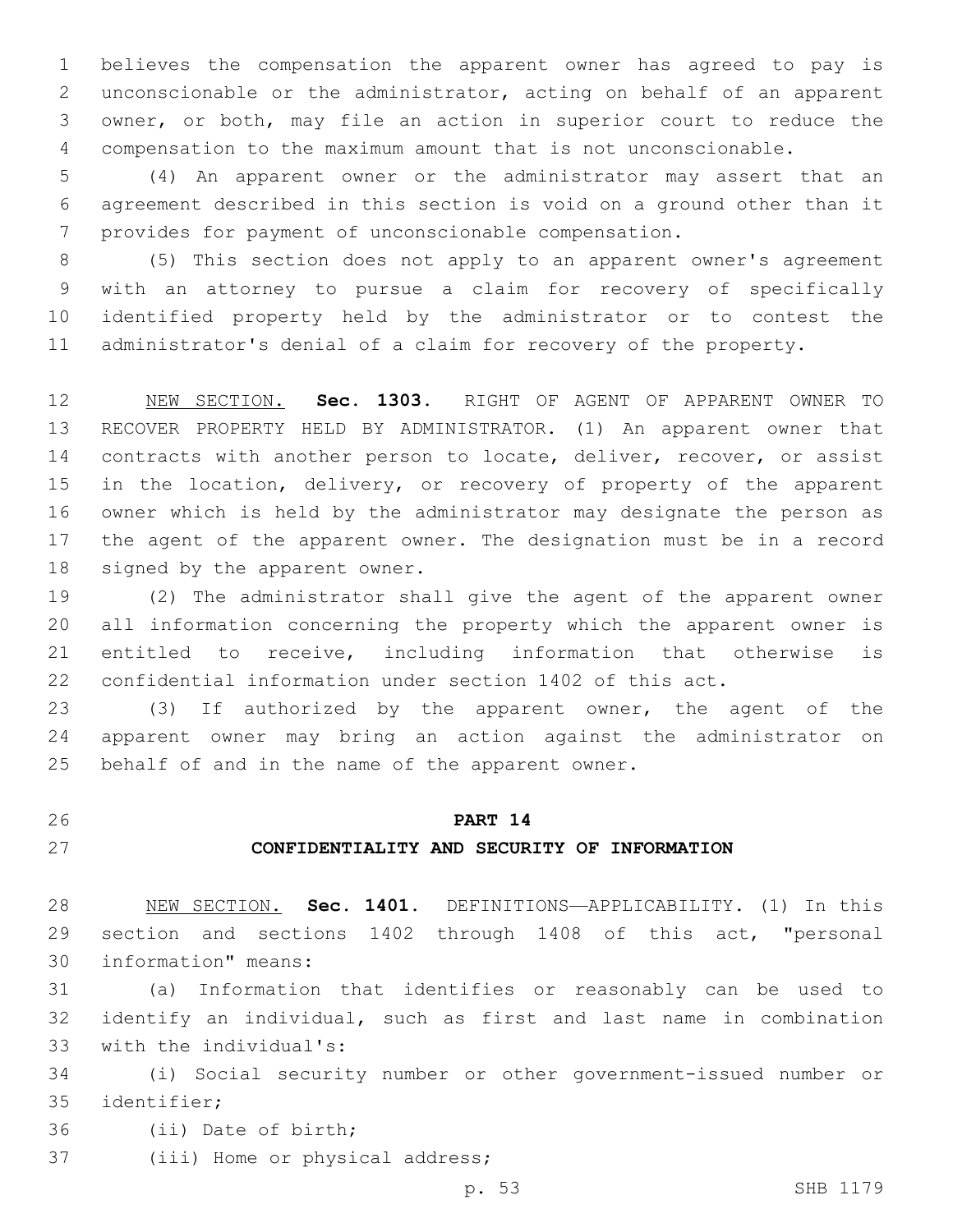believes the compensation the apparent owner has agreed to pay is unconscionable or the administrator, acting on behalf of an apparent owner, or both, may file an action in superior court to reduce the compensation to the maximum amount that is not unconscionable.

(4) An apparent owner or the administrator may assert that an agreement described in this section is void on a ground other than it provides for payment of unconscionable compensation.

(5) This section does not apply to an apparent owner's agreement with an attorney to pursue a claim for recovery of specifically identified property held by the administrator or to contest the administrator's denial of a claim for recovery of the property.

NEW SECTION. **Sec. 1303.** RIGHT OF AGENT OF APPARENT OWNER TO RECOVER PROPERTY HELD BY ADMINISTRATOR. (1) An apparent owner that contracts with another person to locate, deliver, recover, or assist in the location, delivery, or recovery of property of the apparent owner which is held by the administrator may designate the person as the agent of the apparent owner. The designation must be in a record signed by the apparent owner.

(2) The administrator shall give the agent of the apparent owner all information concerning the property which the apparent owner is entitled to receive, including information that otherwise is confidential information under section 1402 of this act.

(3) If authorized by the apparent owner, the agent of the apparent owner may bring an action against the administrator on behalf of and in the name of the apparent owner.

## PART 14

## CONFIDENTIALITY AND SECURITY OF INFORMATION

NEW SECTION. **Sec. 1401.** DEFINITIONS—APPLICABILITY. (1) In this section and sections 1402 through 1408 of this act, "personal information" means:

(a) Information that identifies or reasonably can be used to identify an individual, such as first and last name in combination with the individual's:

(i) Social security number or other government-issued number or identifier;

(ii) Date of birth;

(iii) Home or physical address;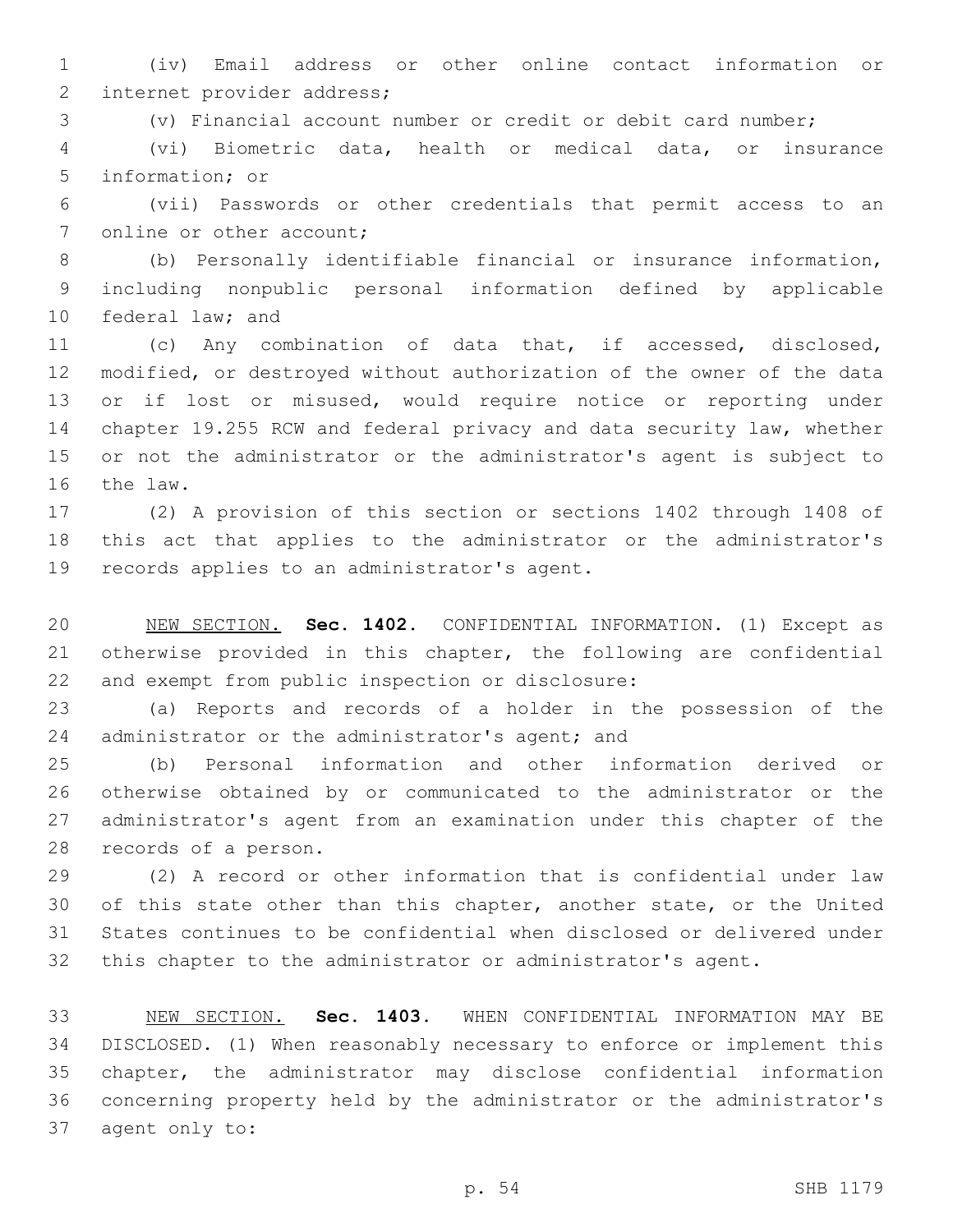(iv) Email address or other online contact information or internet provider address;

(v) Financial account number or credit or debit card number;

(vi) Biometric data, health or medical data, or insurance information; or

(vii) Passwords or other credentials that permit access to an online or other account;

(b) Personally identifiable financial or insurance information, including nonpublic personal information defined by applicable federal law; and

(c) Any combination of data that, if accessed, disclosed, modified, or destroyed without authorization of the owner of the data or if lost or misused, would require notice or reporting under chapter 19.255 RCW and federal privacy and data security law, whether or not the administrator or the administrator's agent is subject to the law.

(2) A provision of this section or sections 1402 through 1408 of this act that applies to the administrator or the administrator's records applies to an administrator's agent.

NEW SECTION. **Sec. 1402.** CONFIDENTIAL INFORMATION. (1) Except as otherwise provided in this chapter, the following are confidential and exempt from public inspection or disclosure:

(a) Reports and records of a holder in the possession of the administrator or the administrator's agent; and

(b) Personal information and other information derived or otherwise obtained by or communicated to the administrator or the administrator's agent from an examination under this chapter of the records of a person.

(2) A record or other information that is confidential under law of this state other than this chapter, another state, or the United States continues to be confidential when disclosed or delivered under this chapter to the administrator or administrator's agent.

NEW SECTION. **Sec. 1403.** WHEN CONFIDENTIAL INFORMATION MAY BE DISCLOSED. (1) When reasonably necessary to enforce or implement this chapter, the administrator may disclose confidential information concerning property held by the administrator or the administrator's agent only to: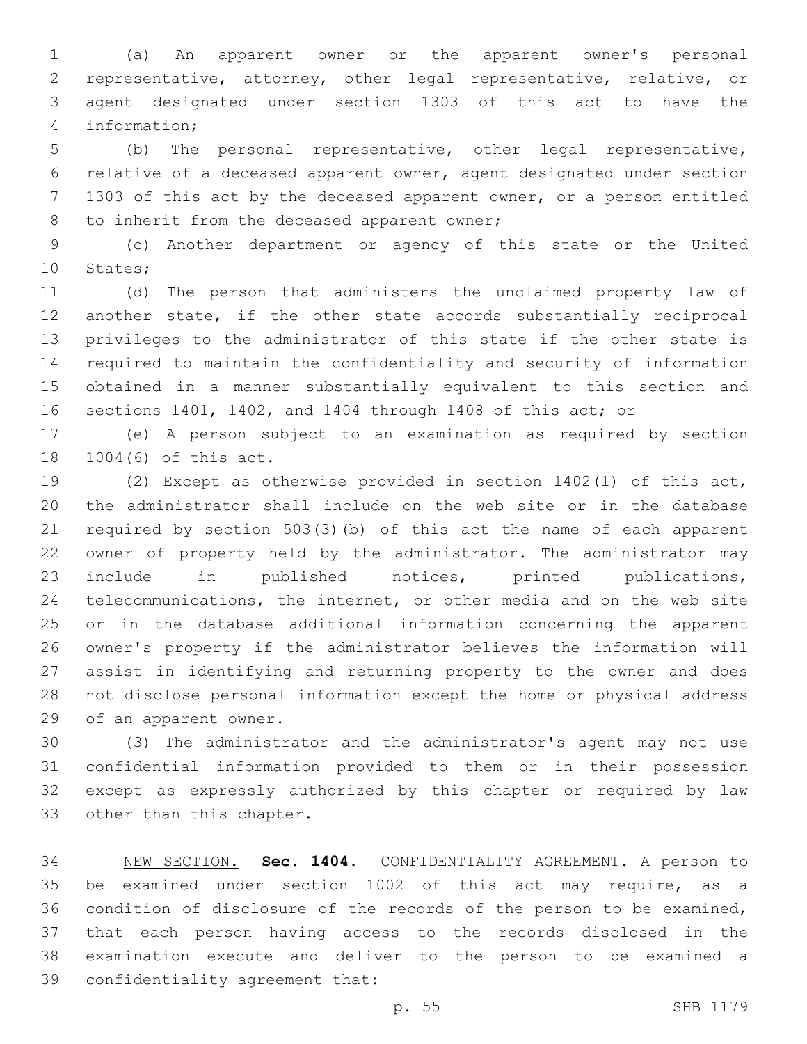(a) An apparent owner or the apparent owner's personal representative, attorney, other legal representative, relative, or agent designated under section 1303 of this act to have the information;

(b) The personal representative, other legal representative, relative of a deceased apparent owner, agent designated under section 1303 of this act by the deceased apparent owner, or a person entitled to inherit from the deceased apparent owner;

(c) Another department or agency of this state or the United States;

(d) The person that administers the unclaimed property law of another state, if the other state accords substantially reciprocal privileges to the administrator of this state if the other state is required to maintain the confidentiality and security of information obtained in a manner substantially equivalent to this section and sections 1401, 1402, and 1404 through 1408 of this act; or

(e) A person subject to an examination as required by section 1004(6) of this act.

(2) Except as otherwise provided in section 1402(1) of this act, the administrator shall include on the web site or in the database required by section 503(3)(b) of this act the name of each apparent owner of property held by the administrator. The administrator may include in published notices, printed publications, telecommunications, the internet, or other media and on the web site or in the database additional information concerning the apparent owner's property if the administrator believes the information will assist in identifying and returning property to the owner and does not disclose personal information except the home or physical address of an apparent owner.

(3) The administrator and the administrator's agent may not use confidential information provided to them or in their possession except as expressly authorized by this chapter or required by law other than this chapter.

NEW SECTION. **Sec. 1404.** CONFIDENTIALITY AGREEMENT. A person to be examined under section 1002 of this act may require, as a condition of disclosure of the records of the person to be examined, that each person having access to the records disclosed in the examination execute and deliver to the person to be examined a confidentiality agreement that: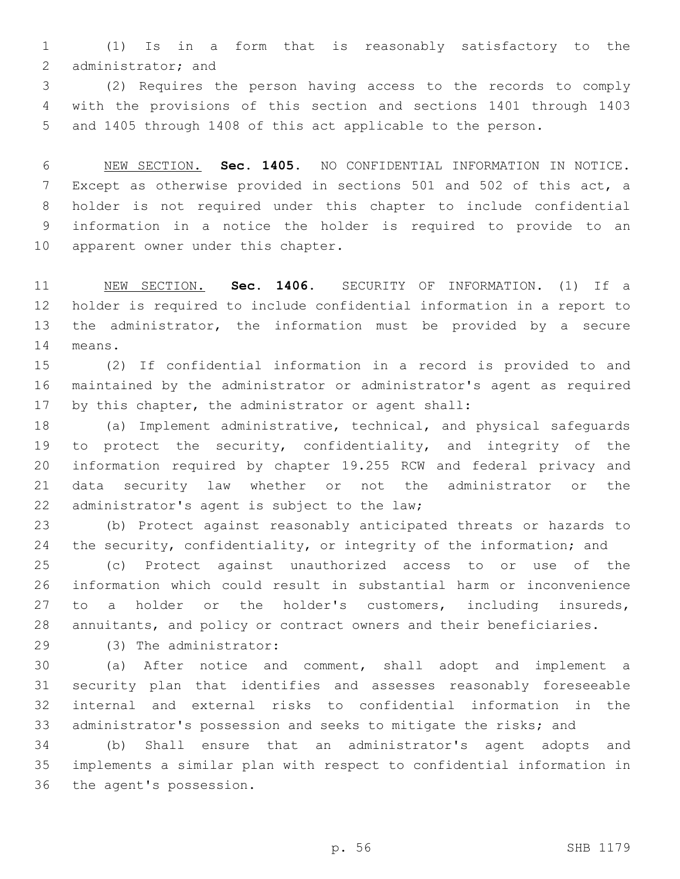(1) Is in a form that is reasonably satisfactory to the administrator; and

(2) Requires the person having access to the records to comply with the provisions of this section and sections 1401 through 1403 and 1405 through 1408 of this act applicable to the person.

NEW SECTION. **Sec. 1405.** NO CONFIDENTIAL INFORMATION IN NOTICE. Except as otherwise provided in sections 501 and 502 of this act, a holder is not required under this chapter to include confidential information in a notice the holder is required to provide to an apparent owner under this chapter.

NEW SECTION. **Sec. 1406.** SECURITY OF INFORMATION. (1) If a holder is required to include confidential information in a report to the administrator, the information must be provided by a secure means.

(2) If confidential information in a record is provided to and maintained by the administrator or administrator's agent as required by this chapter, the administrator or agent shall:

(a) Implement administrative, technical, and physical safeguards to protect the security, confidentiality, and integrity of the information required by chapter 19.255 RCW and federal privacy and data security law whether or not the administrator or the administrator's agent is subject to the law;

(b) Protect against reasonably anticipated threats or hazards to the security, confidentiality, or integrity of the information; and

(c) Protect against unauthorized access to or use of the information which could result in substantial harm or inconvenience to a holder or the holder's customers, including insureds, annuitants, and policy or contract owners and their beneficiaries.

(3) The administrator:

(a) After notice and comment, shall adopt and implement a security plan that identifies and assesses reasonably foreseeable internal and external risks to confidential information in the administrator's possession and seeks to mitigate the risks; and

(b) Shall ensure that an administrator's agent adopts and implements a similar plan with respect to confidential information in the agent's possession.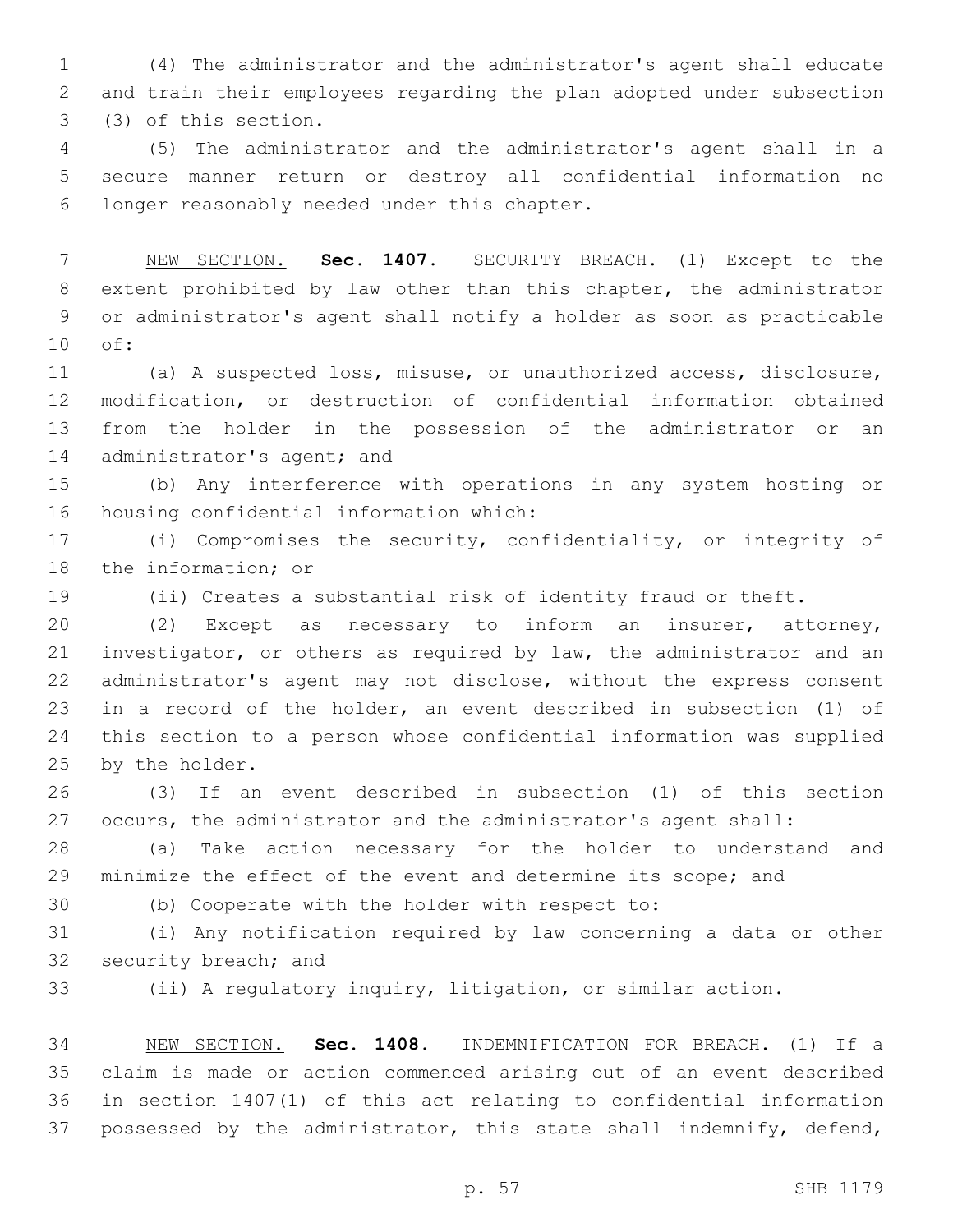(4) The administrator and the administrator's agent shall educate and train their employees regarding the plan adopted under subsection (3) of this section.

(5) The administrator and the administrator's agent shall in a secure manner return or destroy all confidential information no longer reasonably needed under this chapter.

NEW SECTION. **Sec. 1407.** SECURITY BREACH. (1) Except to the extent prohibited by law other than this chapter, the administrator or administrator's agent shall notify a holder as soon as practicable of:

(a) A suspected loss, misuse, or unauthorized access, disclosure, modification, or destruction of confidential information obtained from the holder in the possession of the administrator or an administrator's agent; and

(b) Any interference with operations in any system hosting or housing confidential information which:

(i) Compromises the security, confidentiality, or integrity of the information; or

(ii) Creates a substantial risk of identity fraud or theft.

(2) Except as necessary to inform an insurer, attorney, investigator, or others as required by law, the administrator and an administrator's agent may not disclose, without the express consent in a record of the holder, an event described in subsection (1) of this section to a person whose confidential information was supplied by the holder.

(3) If an event described in subsection (1) of this section occurs, the administrator and the administrator's agent shall:

(a) Take action necessary for the holder to understand and minimize the effect of the event and determine its scope; and

(b) Cooperate with the holder with respect to:

(i) Any notification required by law concerning a data or other security breach; and

(ii) A regulatory inquiry, litigation, or similar action.

NEW SECTION. **Sec. 1408.** INDEMNIFICATION FOR BREACH. (1) If a claim is made or action commenced arising out of an event described in section 1407(1) of this act relating to confidential information possessed by the administrator, this state shall indemnify, defend,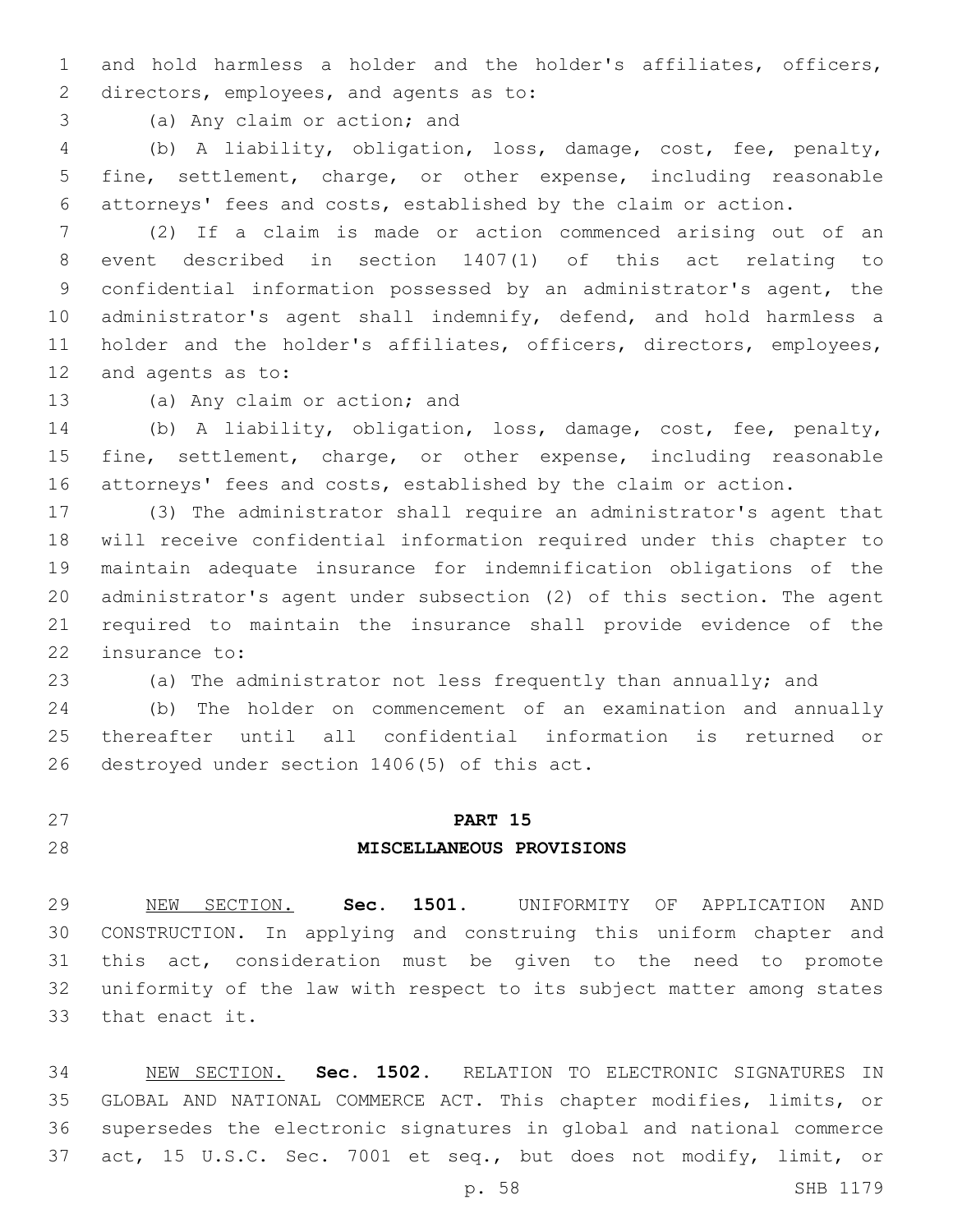and hold harmless a holder and the holder's affiliates, officers, directors, employees, and agents as to:

(a) Any claim or action; and

(b) A liability, obligation, loss, damage, cost, fee, penalty, fine, settlement, charge, or other expense, including reasonable attorneys' fees and costs, established by the claim or action.

(2) If a claim is made or action commenced arising out of an event described in section 1407(1) of this act relating to confidential information possessed by an administrator's agent, the administrator's agent shall indemnify, defend, and hold harmless a holder and the holder's affiliates, officers, directors, employees, and agents as to:

(a) Any claim or action; and

(b) A liability, obligation, loss, damage, cost, fee, penalty, fine, settlement, charge, or other expense, including reasonable attorneys' fees and costs, established by the claim or action.

(3) The administrator shall require an administrator's agent that will receive confidential information required under this chapter to maintain adequate insurance for indemnification obligations of the administrator's agent under subsection (2) of this section. The agent required to maintain the insurance shall provide evidence of the insurance to:

(a) The administrator not less frequently than annually; and

(b) The holder on commencement of an examination and annually thereafter until all confidential information is returned or destroyed under section 1406(5) of this act.

## PART 15
## MISCELLANEOUS PROVISIONS

NEW SECTION. **Sec. 1501.** UNIFORMITY OF APPLICATION AND CONSTRUCTION. In applying and construing this uniform chapter and this act, consideration must be given to the need to promote uniformity of the law with respect to its subject matter among states that enact it.

NEW SECTION. **Sec. 1502.** RELATION TO ELECTRONIC SIGNATURES IN GLOBAL AND NATIONAL COMMERCE ACT. This chapter modifies, limits, or supersedes the electronic signatures in global and national commerce act, 15 U.S.C. Sec. 7001 et seq., but does not modify, limit, or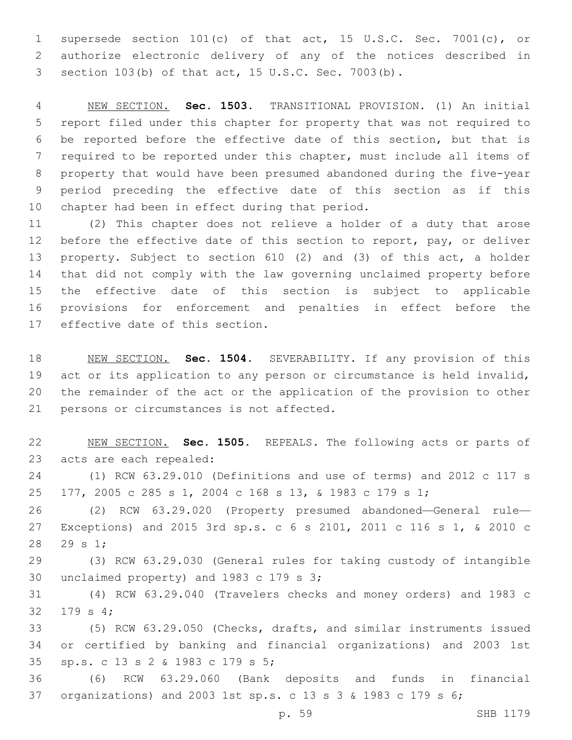supersede section 101(c) of that act, 15 U.S.C. Sec. 7001(c), or authorize electronic delivery of any of the notices described in section 103(b) of that act, 15 U.S.C. Sec. 7003(b).

NEW SECTION. **Sec. 1503.** TRANSITIONAL PROVISION. (1) An initial report filed under this chapter for property that was not required to be reported before the effective date of this section, but that is required to be reported under this chapter, must include all items of property that would have been presumed abandoned during the five-year period preceding the effective date of this section as if this chapter had been in effect during that period.

(2) This chapter does not relieve a holder of a duty that arose before the effective date of this section to report, pay, or deliver property. Subject to section 610 (2) and (3) of this act, a holder that did not comply with the law governing unclaimed property before the effective date of this section is subject to applicable provisions for enforcement and penalties in effect before the effective date of this section.

NEW SECTION. **Sec. 1504.** SEVERABILITY. If any provision of this act or its application to any person or circumstance is held invalid, the remainder of the act or the application of the provision to other persons or circumstances is not affected.

NEW SECTION. **Sec. 1505.** REPEALS. The following acts or parts of acts are each repealed:

(1) RCW 63.29.010 (Definitions and use of terms) and 2012 c 117 s 177, 2005 c 285 s 1, 2004 c 168 s 13, & 1983 c 179 s 1;

(2) RCW 63.29.020 (Property presumed abandoned—General rule—Exceptions) and 2015 3rd sp.s. c 6 s 2101, 2011 c 116 s 1, & 2010 c 29 s 1;

(3) RCW 63.29.030 (General rules for taking custody of intangible unclaimed property) and 1983 c 179 s 3;

(4) RCW 63.29.040 (Travelers checks and money orders) and 1983 c 179 s 4;

(5) RCW 63.29.050 (Checks, drafts, and similar instruments issued or certified by banking and financial organizations) and 2003 1st sp.s. c 13 s 2 & 1983 c 179 s 5;

(6) RCW 63.29.060 (Bank deposits and funds in financial organizations) and 2003 1st sp.s. c 13 s 3 & 1983 c 179 s 6;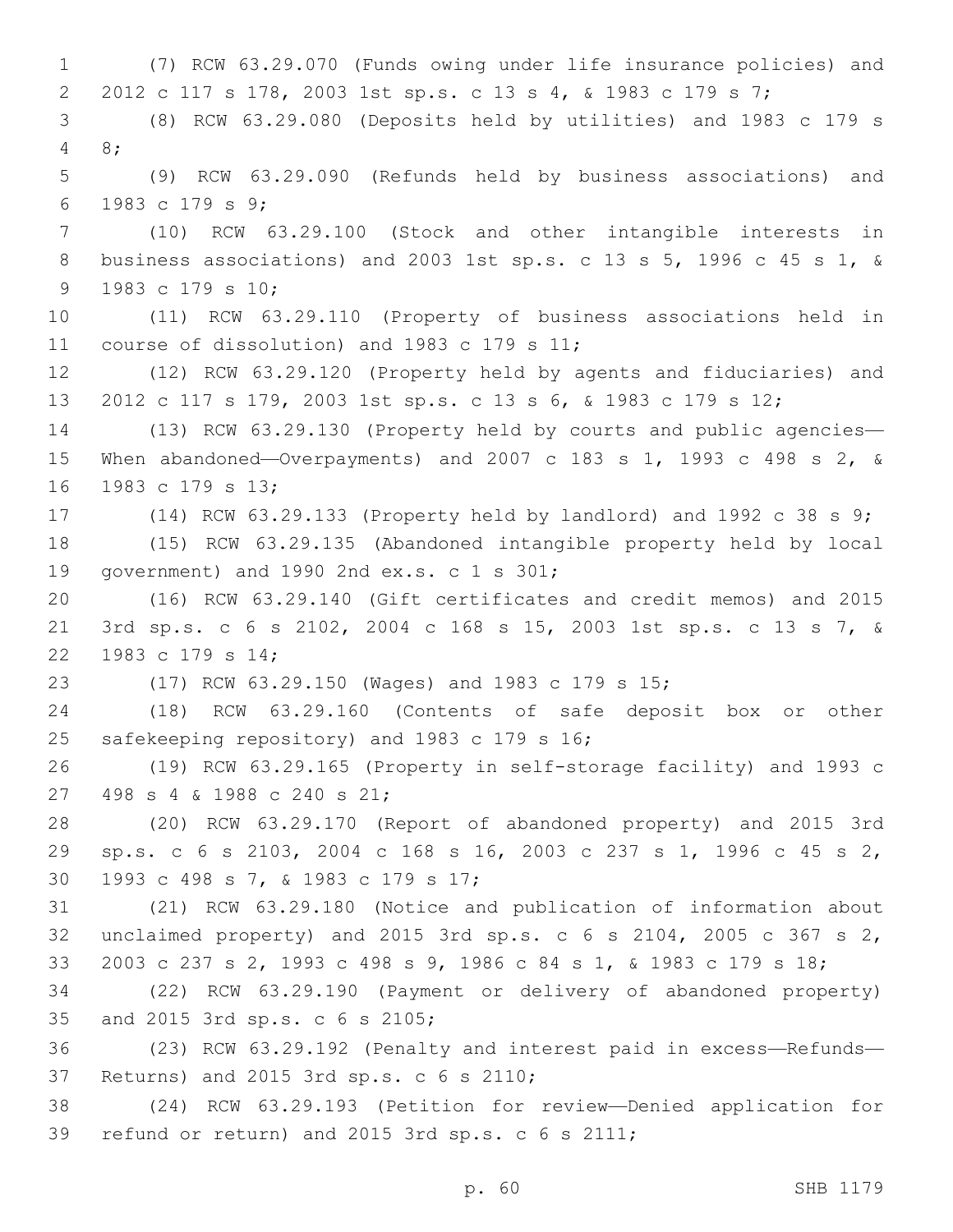(7) RCW 63.29.070 (Funds owing under life insurance policies) and 2012 c 117 s 178, 2003 1st sp.s. c 13 s 4, & 1983 c 179 s 7;

(8) RCW 63.29.080 (Deposits held by utilities) and 1983 c 179 s 8;

(9) RCW 63.29.090 (Refunds held by business associations) and 1983 c 179 s 9;

(10) RCW 63.29.100 (Stock and other intangible interests in business associations) and 2003 1st sp.s. c 13 s 5, 1996 c 45 s 1, & 1983 c 179 s 10;

(11) RCW 63.29.110 (Property of business associations held in course of dissolution) and 1983 c 179 s 11;

(12) RCW 63.29.120 (Property held by agents and fiduciaries) and 2012 c 117 s 179, 2003 1st sp.s. c 13 s 6, & 1983 c 179 s 12;

(13) RCW 63.29.130 (Property held by courts and public agencies—When abandoned—Overpayments) and 2007 c 183 s 1, 1993 c 498 s 2, & 1983 c 179 s 13;

(14) RCW 63.29.133 (Property held by landlord) and 1992 c 38 s 9;

(15) RCW 63.29.135 (Abandoned intangible property held by local government) and 1990 2nd ex.s. c 1 s 301;

(16) RCW 63.29.140 (Gift certificates and credit memos) and 2015 3rd sp.s. c 6 s 2102, 2004 c 168 s 15, 2003 1st sp.s. c 13 s 7, & 1983 c 179 s 14;

(17) RCW 63.29.150 (Wages) and 1983 c 179 s 15;

(18) RCW 63.29.160 (Contents of safe deposit box or other safekeeping repository) and 1983 c 179 s 16;

(19) RCW 63.29.165 (Property in self-storage facility) and 1993 c 498 s 4 & 1988 c 240 s 21;

(20) RCW 63.29.170 (Report of abandoned property) and 2015 3rd sp.s. c 6 s 2103, 2004 c 168 s 16, 2003 c 237 s 1, 1996 c 45 s 2, 1993 c 498 s 7, & 1983 c 179 s 17;

(21) RCW 63.29.180 (Notice and publication of information about unclaimed property) and 2015 3rd sp.s. c 6 s 2104, 2005 c 367 s 2, 2003 c 237 s 2, 1993 c 498 s 9, 1986 c 84 s 1, & 1983 c 179 s 18;

(22) RCW 63.29.190 (Payment or delivery of abandoned property) and 2015 3rd sp.s. c 6 s 2105;

(23) RCW 63.29.192 (Penalty and interest paid in excess—Refunds—Returns) and 2015 3rd sp.s. c 6 s 2110;

(24) RCW 63.29.193 (Petition for review—Denied application for refund or return) and 2015 3rd sp.s. c 6 s 2111;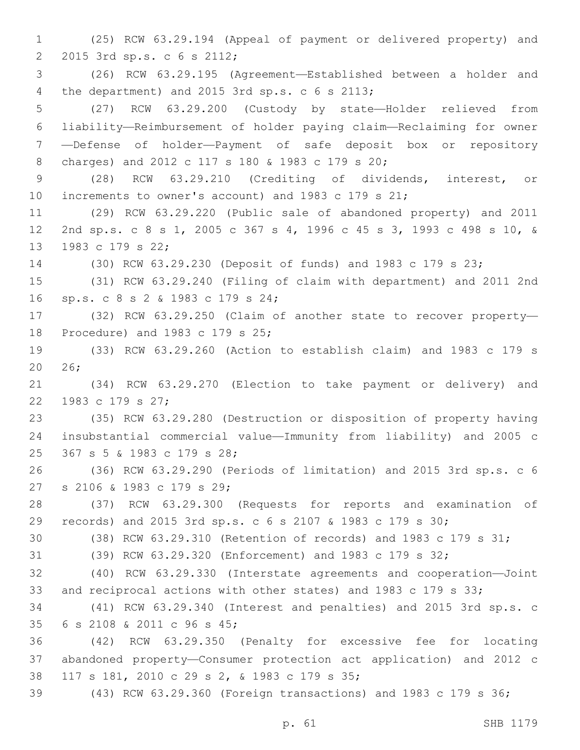(25) RCW 63.29.194 (Appeal of payment or delivered property) and 2015 3rd sp.s. c 6 s 2112;

(26) RCW 63.29.195 (Agreement—Established between a holder and the department) and 2015 3rd sp.s. c 6 s 2113;

(27) RCW 63.29.200 (Custody by state—Holder relieved from liability—Reimbursement of holder paying claim—Reclaiming for owner—Defense of holder—Payment of safe deposit box or repository charges) and 2012 c 117 s 180 & 1983 c 179 s 20;

(28) RCW 63.29.210 (Crediting of dividends, interest, or increments to owner's account) and 1983 c 179 s 21;

(29) RCW 63.29.220 (Public sale of abandoned property) and 2011 2nd sp.s. c 8 s 1, 2005 c 367 s 4, 1996 c 45 s 3, 1993 c 498 s 10, & 1983 c 179 s 22;

(30) RCW 63.29.230 (Deposit of funds) and 1983 c 179 s 23;

(31) RCW 63.29.240 (Filing of claim with department) and 2011 2nd sp.s. c 8 s 2 & 1983 c 179 s 24;

(32) RCW 63.29.250 (Claim of another state to recover property—Procedure) and 1983 c 179 s 25;

(33) RCW 63.29.260 (Action to establish claim) and 1983 c 179 s 26;

(34) RCW 63.29.270 (Election to take payment or delivery) and 1983 c 179 s 27;

(35) RCW 63.29.280 (Destruction or disposition of property having insubstantial commercial value—Immunity from liability) and 2005 c 367 s 5 & 1983 c 179 s 28;

(36) RCW 63.29.290 (Periods of limitation) and 2015 3rd sp.s. c 6 s 2106 & 1983 c 179 s 29;

(37) RCW 63.29.300 (Requests for reports and examination of records) and 2015 3rd sp.s. c 6 s 2107 & 1983 c 179 s 30;

(38) RCW 63.29.310 (Retention of records) and 1983 c 179 s 31;

(39) RCW 63.29.320 (Enforcement) and 1983 c 179 s 32;

(40) RCW 63.29.330 (Interstate agreements and cooperation—Joint and reciprocal actions with other states) and 1983 c 179 s 33;

(41) RCW 63.29.340 (Interest and penalties) and 2015 3rd sp.s. c 6 s 2108 & 2011 c 96 s 45;

(42) RCW 63.29.350 (Penalty for excessive fee for locating abandoned property—Consumer protection act application) and 2012 c 117 s 181, 2010 c 29 s 2, & 1983 c 179 s 35;

(43) RCW 63.29.360 (Foreign transactions) and 1983 c 179 s 36;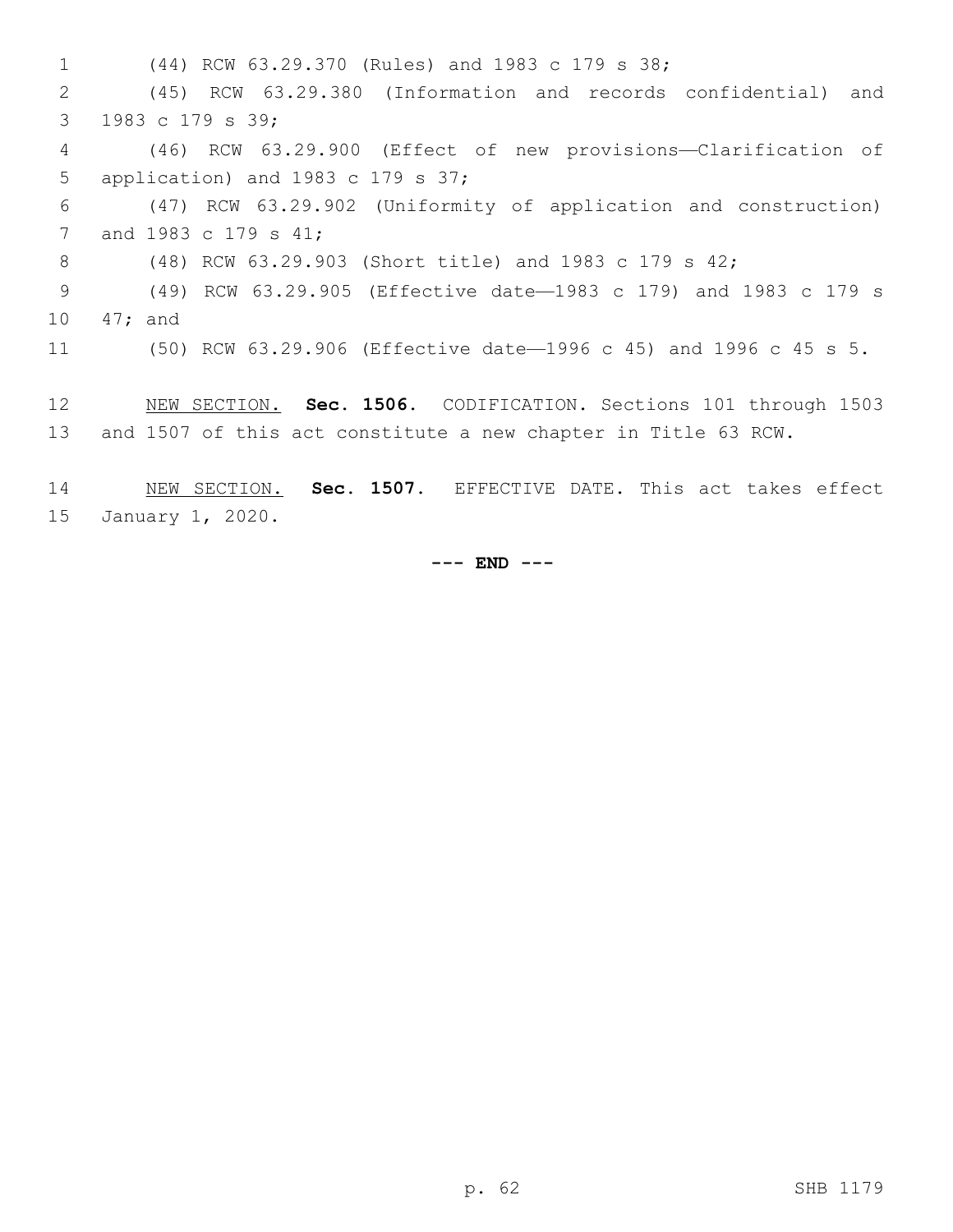(44) RCW 63.29.370 (Rules) and 1983 c 179 s 38;

(45) RCW 63.29.380 (Information and records confidential) and 1983 c 179 s 39;

(46) RCW 63.29.900 (Effect of new provisions—Clarification of application) and 1983 c 179 s 37;

(47) RCW 63.29.902 (Uniformity of application and construction) and 1983 c 179 s 41;

(48) RCW 63.29.903 (Short title) and 1983 c 179 s 42;

(49) RCW 63.29.905 (Effective date—1983 c 179) and 1983 c 179 s 47; and

(50) RCW 63.29.906 (Effective date—1996 c 45) and 1996 c 45 s 5.

NEW SECTION. **Sec. 1506.** CODIFICATION. Sections 101 through 1503 and 1507 of this act constitute a new chapter in Title 63 RCW.

NEW SECTION. **Sec. 1507.** EFFECTIVE DATE. This act takes effect January 1, 2020.

**--- END ---**